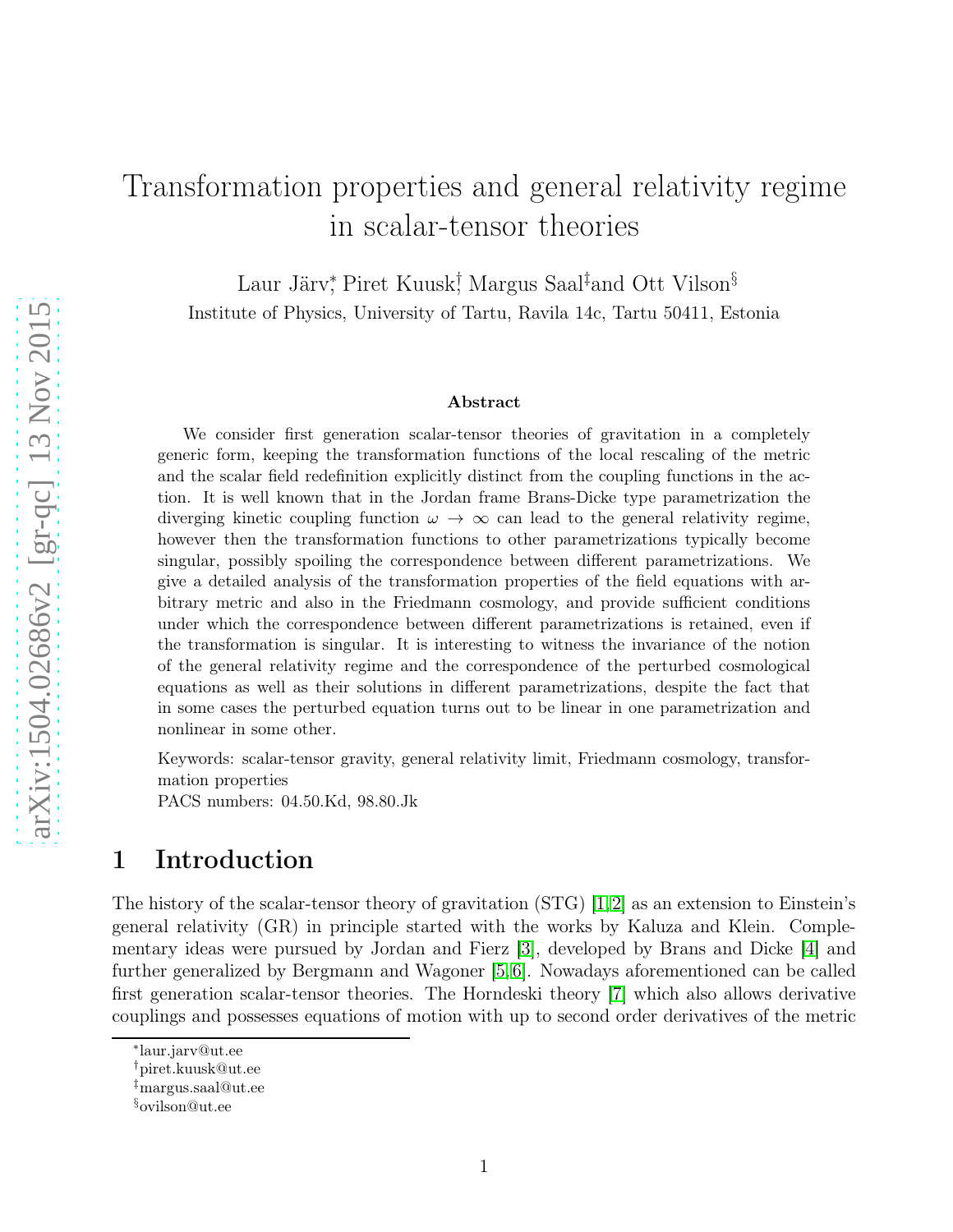# Transformation properties and general relativity regime in scalar-tensor theories

Laur Järv[*], Piret Kuusk[†], Margus Saal[‡] and Ott Vilson[§]

Institute of Physics, University of Tartu, Ravila 14c, Tartu 50411, Estonia

### Abstract

We consider first generation scalar-tensor theories of gravitation in a completely generic form, keeping the transformation functions of the local rescaling of the metric and the scalar field redefinition explicitly distinct from the coupling functions in the action. It is well known that in the Jordan frame Brans-Dicke type parametrization the diverging kinetic coupling function $\omega \to \infty$ can lead to the general relativity regime, however then the transformation functions to other parametrizations typically become singular, possibly spoiling the correspondence between different parametrizations. We give a detailed analysis of the transformation properties of the field equations with arbitrary metric and also in the Friedmann cosmology, and provide sufficient conditions under which the correspondence between different parametrizations is retained, even if the transformation is singular. It is interesting to witness the invariance of the notion of the general relativity regime and the correspondence of the perturbed cosmological equations as well as their solutions in different parametrizations, despite the fact that in some cases the perturbed equation turns out to be linear in one parametrization and nonlinear in some other.

Keywords: scalar-tensor gravity, general relativity limit, Friedmann cosmology, transformation properties

PACS numbers: 04.50.Kd, 98.80.Jk

## 1 Introduction

The history of the scalar-tensor theory of gravitation (STG) [1,2] as an extension to Einstein's general relativity (GR) in principle started with the works by Kaluza and Klein. Complementary ideas were pursued by Jordan and Fierz [3], developed by Brans and Dicke [4] and further generalized by Bergmann and Wagoner [5,6]. Nowadays aforementioned can be called first generation scalar-tensor theories. The Horndeski theory [7] which also allows derivative couplings and possesses equations of motion with up to second order derivatives of the metric

[*] laur.jarv@ut.ee

[†] piret.kuusk@ut.ee

[‡] margus.saal@ut.ee

[§] ovilson@ut.ee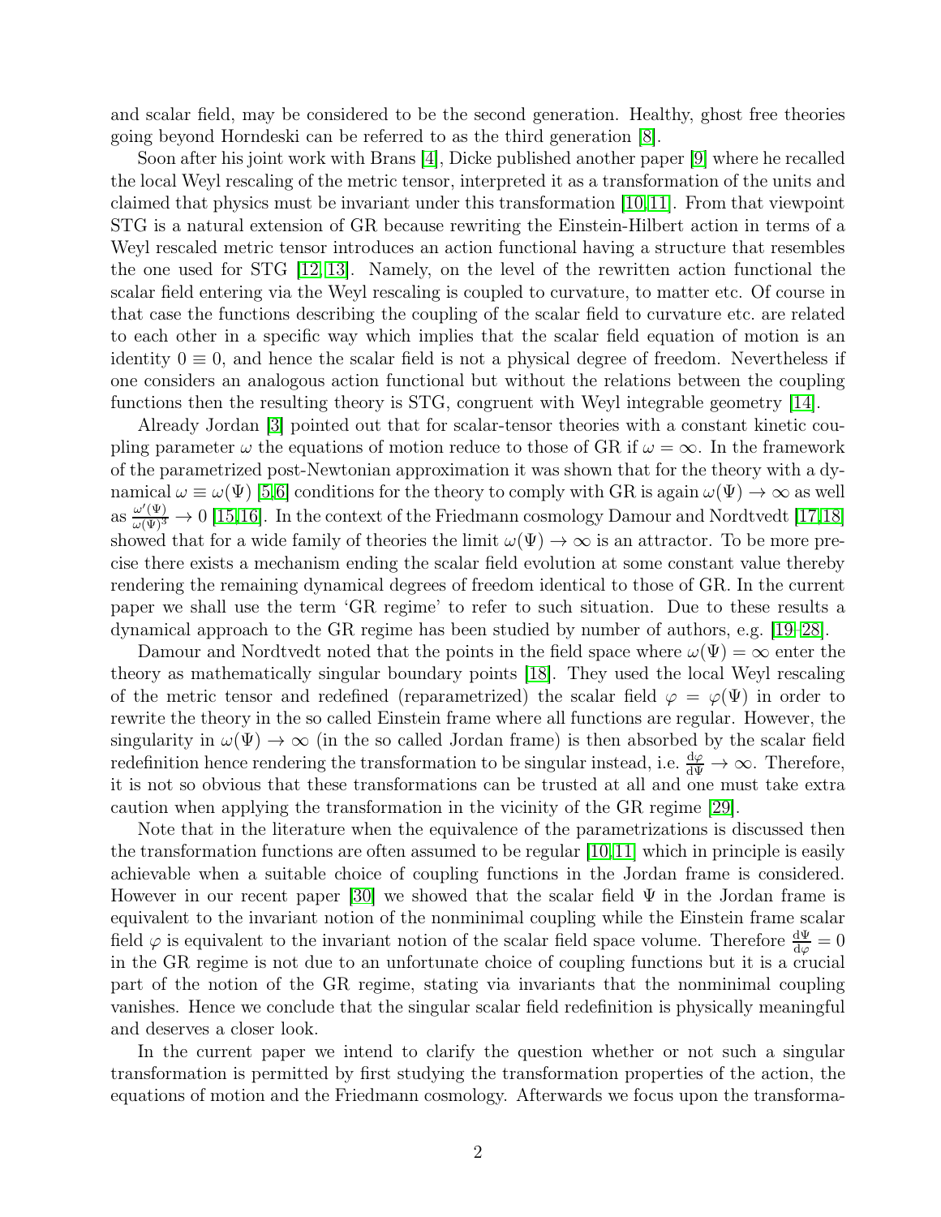and scalar field, may be considered to be the second generation. Healthy, ghost free theories going beyond Horndeski can be referred to as the third generation [8].

Soon after his joint work with Brans [4], Dicke published another paper [9] where he recalled the local Weyl rescaling of the metric tensor, interpreted it as a transformation of the units and claimed that physics must be invariant under this transformation [10,11]. From that viewpoint STG is a natural extension of GR because rewriting the Einstein-Hilbert action in terms of a Weyl rescaled metric tensor introduces an action functional having a structure that resembles the one used for STG [12,13]. Namely, on the level of the rewritten action functional the scalar field entering via the Weyl rescaling is coupled to curvature, to matter etc. Of course in that case the functions describing the coupling of the scalar field to curvature etc. are related to each other in a specific way which implies that the scalar field equation of motion is an identity $0 \equiv 0$, and hence the scalar field is not a physical degree of freedom. Nevertheless if one considers an analogous action functional but without the relations between the coupling functions then the resulting theory is STG, congruent with Weyl integrable geometry [14].

Already Jordan [3] pointed out that for scalar-tensor theories with a constant kinetic coupling parameter $\omega$ the equations of motion reduce to those of GR if $\omega = \infty$. In the framework of the parametrized post-Newtonian approximation it was shown that for the theory with a dynamical $\omega \equiv \omega(\Psi)$ [5,6] conditions for the theory to comply with GR is again $\omega(\Psi) \to \infty$ as well as $\frac{\omega'(\Psi)}{\omega(\Psi)^3} \to 0$ [15,16]. In the context of the Friedmann cosmology Damour and Nordtvedt [17,18] showed that for a wide family of theories the limit $\omega(\Psi) \to \infty$ is an attractor. To be more precise there exists a mechanism ending the scalar field evolution at some constant value thereby rendering the remaining dynamical degrees of freedom identical to those of GR. In the current paper we shall use the term 'GR regime' to refer to such situation. Due to these results a dynamical approach to the GR regime has been studied by number of authors, e.g. [19–28].

Damour and Nordtvedt noted that the points in the field space where $\omega(\Psi) = \infty$ enter the theory as mathematically singular boundary points [18]. They used the local Weyl rescaling of the metric tensor and redefined (reparametrized) the scalar field $\varphi = \varphi(\Psi)$ in order to rewrite the theory in the so called Einstein frame where all functions are regular. However, the singularity in $\omega(\Psi) \to \infty$ (in the so called Jordan frame) is then absorbed by the scalar field redefinition hence rendering the transformation to be singular instead, i.e. $\frac{\mathrm{d}\varphi}{\mathrm{d}\Psi} \to \infty$. Therefore, it is not so obvious that these transformations can be trusted at all and one must take extra caution when applying the transformation in the vicinity of the GR regime [29].

Note that in the literature when the equivalence of the parametrizations is discussed then the transformation functions are often assumed to be regular [10,11] which in principle is easily achievable when a suitable choice of coupling functions in the Jordan frame is considered. However in our recent paper [30] we showed that the scalar field $\Psi$ in the Jordan frame is equivalent to the invariant notion of the nonminimal coupling while the Einstein frame scalar field $\varphi$ is equivalent to the invariant notion of the scalar field space volume. Therefore $\frac{\mathrm{d}\Psi}{\mathrm{d}\varphi} = 0$ in the GR regime is not due to an unfortunate choice of coupling functions but it is a crucial part of the notion of the GR regime, stating via invariants that the nonminimal coupling vanishes. Hence we conclude that the singular scalar field redefinition is physically meaningful and deserves a closer look.

In the current paper we intend to clarify the question whether or not such a singular transformation is permitted by first studying the transformation properties of the action, the equations of motion and the Friedmann cosmology. Afterwards we focus upon the transforma-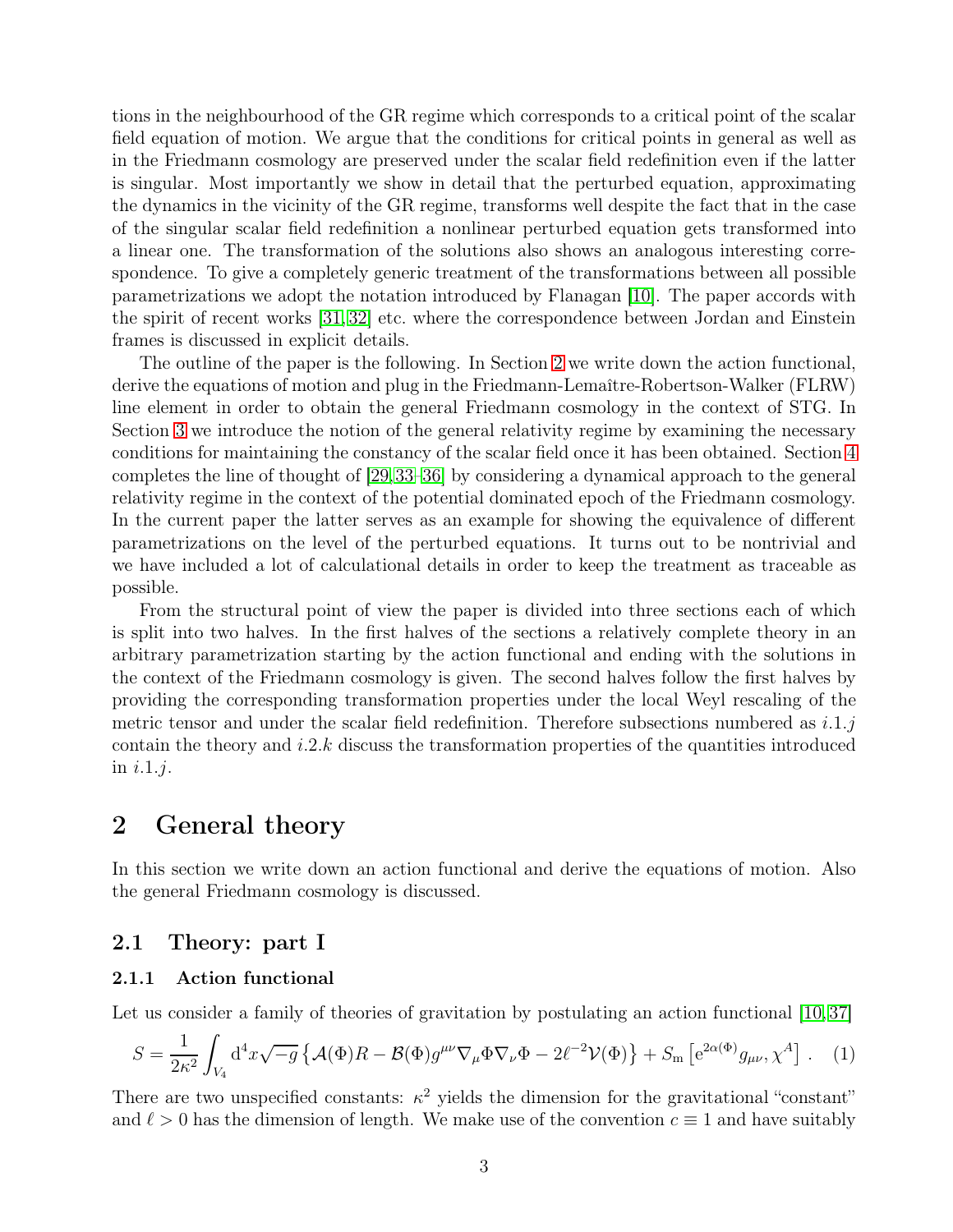tions in the neighbourhood of the GR regime which corresponds to a critical point of the scalar field equation of motion. We argue that the conditions for critical points in general as well as in the Friedmann cosmology are preserved under the scalar field redefinition even if the latter is singular. Most importantly we show in detail that the perturbed equation, approximating the dynamics in the vicinity of the GR regime, transforms well despite the fact that in the case of the singular scalar field redefinition a nonlinear perturbed equation gets transformed into a linear one. The transformation of the solutions also shows an analogous interesting correspondence. To give a completely generic treatment of the transformations between all possible parametrizations we adopt the notation introduced by Flanagan [10]. The paper accords with the spirit of recent works [31,32] etc. where the correspondence between Jordan and Einstein frames is discussed in explicit details.

The outline of the paper is the following. In Section 2 we write down the action functional, derive the equations of motion and plug in the Friedmann-Lemaître-Robertson-Walker (FLRW) line element in order to obtain the general Friedmann cosmology in the context of STG. In Section 3 we introduce the notion of the general relativity regime by examining the necessary conditions for maintaining the constancy of the scalar field once it has been obtained. Section 4 completes the line of thought of [29,33–36] by considering a dynamical approach to the general relativity regime in the context of the potential dominated epoch of the Friedmann cosmology. In the current paper the latter serves as an example for showing the equivalence of different parametrizations on the level of the perturbed equations. It turns out to be nontrivial and we have included a lot of calculational details in order to keep the treatment as traceable as possible.

From the structural point of view the paper is divided into three sections each of which is split into two halves. In the first halves of the sections a relatively complete theory in an arbitrary parametrization starting by the action functional and ending with the solutions in the context of the Friedmann cosmology is given. The second halves follow the first halves by providing the corresponding transformation properties under the local Weyl rescaling of the metric tensor and under the scalar field redefinition. Therefore subsections numbered as $i.1.j$ contain the theory and $i.2.k$ discuss the transformation properties of the quantities introduced in $i.1.j$.

# 2 General theory

In this section we write down an action functional and derive the equations of motion. Also the general Friedmann cosmology is discussed.

## 2.1 Theory: part I

### 2.1.1 Action functional

Let us consider a family of theories of gravitation by postulating an action functional [10,37]

$$S = \frac{1}{2\kappa^2}\int_{V_4} \mathrm{d}^4x\sqrt{-g}\left\{\mathcal{A}(\Phi)R - \mathcal{B}(\Phi)g^{\mu\nu}\nabla_\mu\Phi\nabla_\nu\Phi - 2\ell^{-2}\mathcal{V}(\Phi)\right\} + S_\mathrm{m}\left[\mathrm{e}^{2\alpha(\Phi)}g_{\mu\nu}, \chi^A\right]. \quad (1)$$

There are two unspecified constants: $\kappa^2$ yields the dimension for the gravitational "constant" and $\ell > 0$ has the dimension of length. We make use of the convention $c \equiv 1$ and have suitably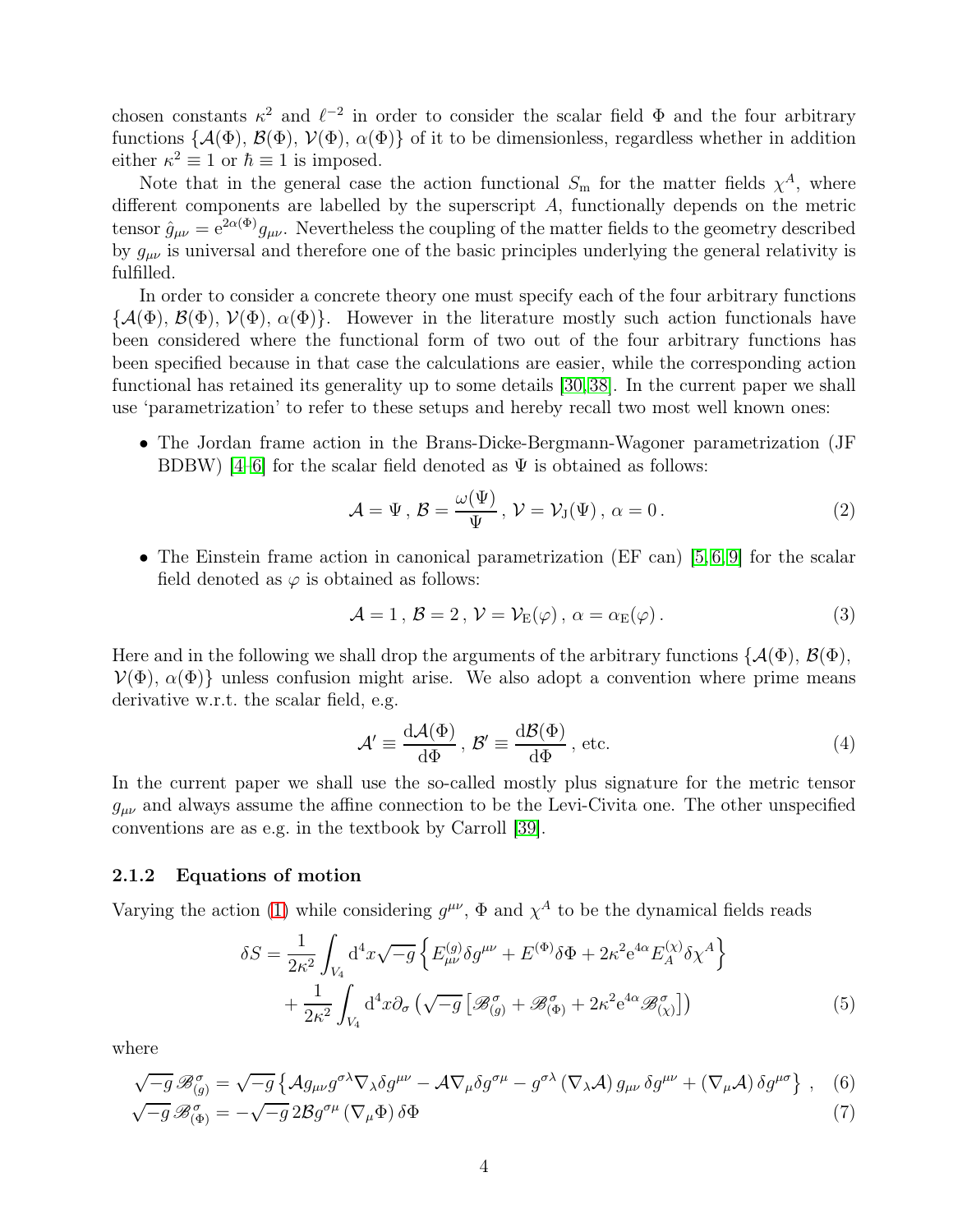chosen constants $\kappa^2$ and $\ell^{-2}$ in order to consider the scalar field $\Phi$ and the four arbitrary functions $\{\mathcal{A}(\Phi),\, \mathcal{B}(\Phi),\, \mathcal{V}(\Phi),\, \alpha(\Phi)\}$ of it to be dimensionless, regardless whether in addition either $\kappa^2 \equiv 1$ or $\hbar \equiv 1$ is imposed.

Note that in the general case the action functional $S_{\mathrm{m}}$ for the matter fields $\chi^A$, where different components are labelled by the superscript $A$, functionally depends on the metric tensor $\hat{g}_{\mu\nu} = \mathrm{e}^{2\alpha(\Phi)} g_{\mu\nu}$. Nevertheless the coupling of the matter fields to the geometry described by $g_{\mu\nu}$ is universal and therefore one of the basic principles underlying the general relativity is fulfilled.

In order to consider a concrete theory one must specify each of the four arbitrary functions $\{\mathcal{A}(\Phi),\, \mathcal{B}(\Phi),\, \mathcal{V}(\Phi),\, \alpha(\Phi)\}$. However in the literature mostly such action functionals have been considered where the functional form of two out of the four arbitrary functions has been specified because in that case the calculations are easier, while the corresponding action functional has retained its generality up to some details [30,38]. In the current paper we shall use 'parametrization' to refer to these setups and hereby recall two most well known ones:

- The Jordan frame action in the Brans-Dicke-Bergmann-Wagoner parametrization (JF BDBW) [4–6] for the scalar field denoted as $\Psi$ is obtained as follows:

$$\mathcal{A} = \Psi\,,\ \mathcal{B} = \frac{\omega(\Psi)}{\Psi}\,,\ \mathcal{V} = \mathcal{V}_{\mathrm{J}}(\Psi)\,,\ \alpha = 0\,. \tag{2}$$

- The Einstein frame action in canonical parametrization (EF can) [5,6,9] for the scalar field denoted as $\varphi$ is obtained as follows:

$$\mathcal{A} = 1\,,\ \mathcal{B} = 2\,,\ \mathcal{V} = \mathcal{V}_{\mathrm{E}}(\varphi)\,,\ \alpha = \alpha_{\mathrm{E}}(\varphi)\,. \tag{3}$$

Here and in the following we shall drop the arguments of the arbitrary functions $\{\mathcal{A}(\Phi),\, \mathcal{B}(\Phi),\, \mathcal{V}(\Phi),\, \alpha(\Phi)\}$ unless confusion might arise. We also adopt a convention where prime means derivative w.r.t. the scalar field, e.g.

$$\mathcal{A}' \equiv \frac{\mathrm{d}\mathcal{A}(\Phi)}{\mathrm{d}\Phi}\,,\ \mathcal{B}' \equiv \frac{\mathrm{d}\mathcal{B}(\Phi)}{\mathrm{d}\Phi}\,,\ \text{etc.} \tag{4}$$

In the current paper we shall use the so-called mostly plus signature for the metric tensor $g_{\mu\nu}$ and always assume the affine connection to be the Levi-Civita one. The other unspecified conventions are as e.g. in the textbook by Carroll [39].

### 2.1.2 Equations of motion

Varying the action (1) while considering $g^{\mu\nu}$, $\Phi$ and $\chi^A$ to be the dynamical fields reads

$$\begin{aligned}\delta S = &\frac{1}{2\kappa^2}\int_{V_4} \mathrm{d}^4x\sqrt{-g}\left\{E^{(g)}_{\mu\nu}\delta g^{\mu\nu} + E^{(\Phi)}\delta\Phi + 2\kappa^2\mathrm{e}^{4\alpha}E^{(\chi)}_{A}\delta\chi^A\right\}\\ &+\frac{1}{2\kappa^2}\int_{V_4}\mathrm{d}^4x\,\partial_\sigma\left(\sqrt{-g}\left[\mathscr{B}^{\sigma}_{(g)} + \mathscr{B}^{\sigma}_{(\Phi)} + 2\kappa^2\mathrm{e}^{4\alpha}\mathscr{B}^{\sigma}_{(\chi)}\right]\right)\end{aligned} \tag{5}$$

where

$$\sqrt{-g}\,\mathscr{B}^{\sigma}_{(g)} = \sqrt{-g}\left\{\mathcal{A}g_{\mu\nu}g^{\sigma\lambda}\nabla_\lambda\delta g^{\mu\nu} - \mathcal{A}\nabla_\mu\delta g^{\sigma\mu} - g^{\sigma\lambda}\left(\nabla_\lambda\mathcal{A}\right)g_{\mu\nu}\,\delta g^{\mu\nu} + \left(\nabla_\mu\mathcal{A}\right)\delta g^{\mu\sigma}\right\}\,, \tag{6}$$

$$\sqrt{-g}\,\mathscr{B}^{\sigma}_{(\Phi)} = -\sqrt{-g}\,2\mathcal{B}g^{\sigma\mu}\left(\nabla_\mu\Phi\right)\delta\Phi \tag{7}$$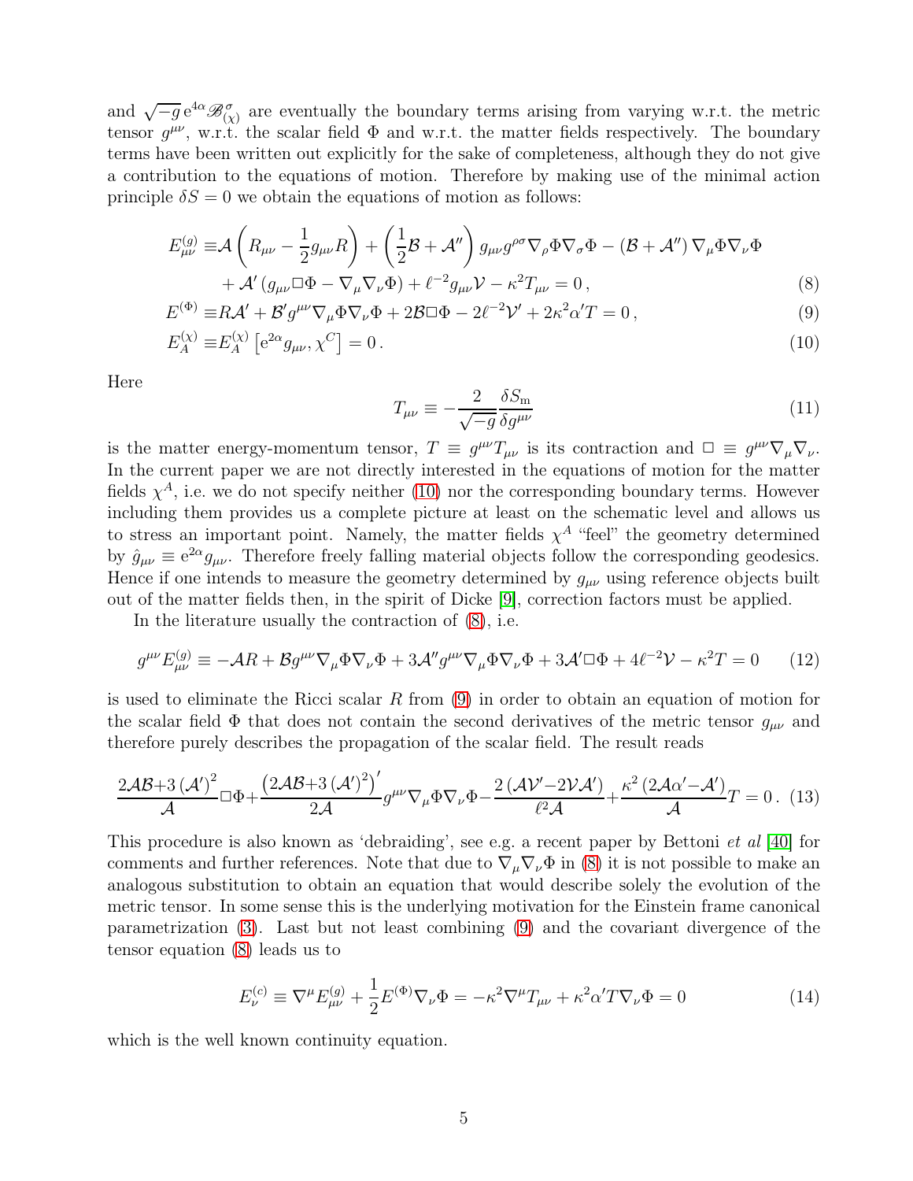and $\sqrt{-g}\,\mathrm{e}^{4\alpha}\mathscr{B}^{\sigma}_{(\chi)}$ are eventually the boundary terms arising from varying w.r.t. the metric tensor $g^{\mu\nu}$, w.r.t. the scalar field $\Phi$ and w.r.t. the matter fields respectively. The boundary terms have been written out explicitly for the sake of completeness, although they do not give a contribution to the equations of motion. Therefore by making use of the minimal action principle $\delta S = 0$ we obtain the equations of motion as follows:

$$
\begin{aligned}
E^{(g)}_{\mu\nu} \equiv & \mathcal{A}\left(R_{\mu\nu} - \frac{1}{2}g_{\mu\nu}R\right) + \left(\frac{1}{2}\mathcal{B} + \mathcal{A}''\right) g_{\mu\nu} g^{\rho\sigma}\nabla_\rho\Phi\nabla_\sigma\Phi - \left(\mathcal{B} + \mathcal{A}''\right)\nabla_\mu\Phi\nabla_\nu\Phi \\
& + \mathcal{A}'\left(g_{\mu\nu}\Box\Phi - \nabla_\mu\nabla_\nu\Phi\right) + \ell^{-2}g_{\mu\nu}\mathcal{V} - \kappa^2 T_{\mu\nu} = 0\,, \qquad (8)
\end{aligned}
$$

$$
E^{(\Phi)} \equiv R\mathcal{A}' + \mathcal{B}' g^{\mu\nu}\nabla_\mu\Phi\nabla_\nu\Phi + 2\mathcal{B}\Box\Phi - 2\ell^{-2}\mathcal{V}' + 2\kappa^2\alpha' T = 0\,, \qquad (9)
$$

$$
E^{(\chi)}_A \equiv E^{(\chi)}_A\left[\mathrm{e}^{2\alpha}g_{\mu\nu}, \chi^C\right] = 0\,. \qquad (10)
$$

Here

$$
T_{\mu\nu} \equiv -\frac{2}{\sqrt{-g}}\frac{\delta S_{\mathrm{m}}}{\delta g^{\mu\nu}} \qquad (11)
$$

is the matter energy-momentum tensor, $T \equiv g^{\mu\nu}T_{\mu\nu}$ is its contraction and $\Box \equiv g^{\mu\nu}\nabla_\mu\nabla_\nu$. In the current paper we are not directly interested in the equations of motion for the matter fields $\chi^A$, i.e. we do not specify neither (10) nor the corresponding boundary terms. However including them provides us a complete picture at least on the schematic level and allows us to stress an important point. Namely, the matter fields $\chi^A$ "feel" the geometry determined by $\hat{g}_{\mu\nu} \equiv \mathrm{e}^{2\alpha}g_{\mu\nu}$. Therefore freely falling material objects follow the corresponding geodesics. Hence if one intends to measure the geometry determined by $g_{\mu\nu}$ using reference objects built out of the matter fields then, in the spirit of Dicke [9], correction factors must be applied.

In the literature usually the contraction of (8), i.e.

$$
g^{\mu\nu}E^{(g)}_{\mu\nu} \equiv -\mathcal{A}R + \mathcal{B}g^{\mu\nu}\nabla_\mu\Phi\nabla_\nu\Phi + 3\mathcal{A}''g^{\mu\nu}\nabla_\mu\Phi\nabla_\nu\Phi + 3\mathcal{A}'\Box\Phi + 4\ell^{-2}\mathcal{V} - \kappa^2 T = 0 \qquad (12)
$$

is used to eliminate the Ricci scalar $R$ from (9) in order to obtain an equation of motion for the scalar field $\Phi$ that does not contain the second derivatives of the metric tensor $g_{\mu\nu}$ and therefore purely describes the propagation of the scalar field. The result reads

$$
\frac{2\mathcal{A}\mathcal{B}+3\left(\mathcal{A}'\right)^2}{\mathcal{A}}\Box\Phi + \frac{\left(2\mathcal{A}\mathcal{B}+3\left(\mathcal{A}'\right)^2\right)'}{2\mathcal{A}}g^{\mu\nu}\nabla_\mu\Phi\nabla_\nu\Phi - \frac{2\left(\mathcal{A}\mathcal{V}'-2\mathcal{V}\mathcal{A}'\right)}{\ell^2\mathcal{A}} + \frac{\kappa^2\left(2\mathcal{A}\alpha'-\mathcal{A}'\right)}{\mathcal{A}}T = 0\,. \qquad (13)
$$

This procedure is also known as 'debraiding', see e.g. a recent paper by Bettoni *et al* [40] for comments and further references. Note that due to $\nabla_\mu\nabla_\nu\Phi$ in (8) it is not possible to make an analogous substitution to obtain an equation that would describe solely the evolution of the metric tensor. In some sense this is the underlying motivation for the Einstein frame canonical parametrization (3). Last but not least combining (9) and the covariant divergence of the tensor equation (8) leads us to

$$
E^{(c)}_\nu \equiv \nabla^\mu E^{(g)}_{\mu\nu} + \frac{1}{2}E^{(\Phi)}\nabla_\nu\Phi = -\kappa^2\nabla^\mu T_{\mu\nu} + \kappa^2\alpha' T\nabla_\nu\Phi = 0 \qquad (14)
$$

which is the well known continuity equation.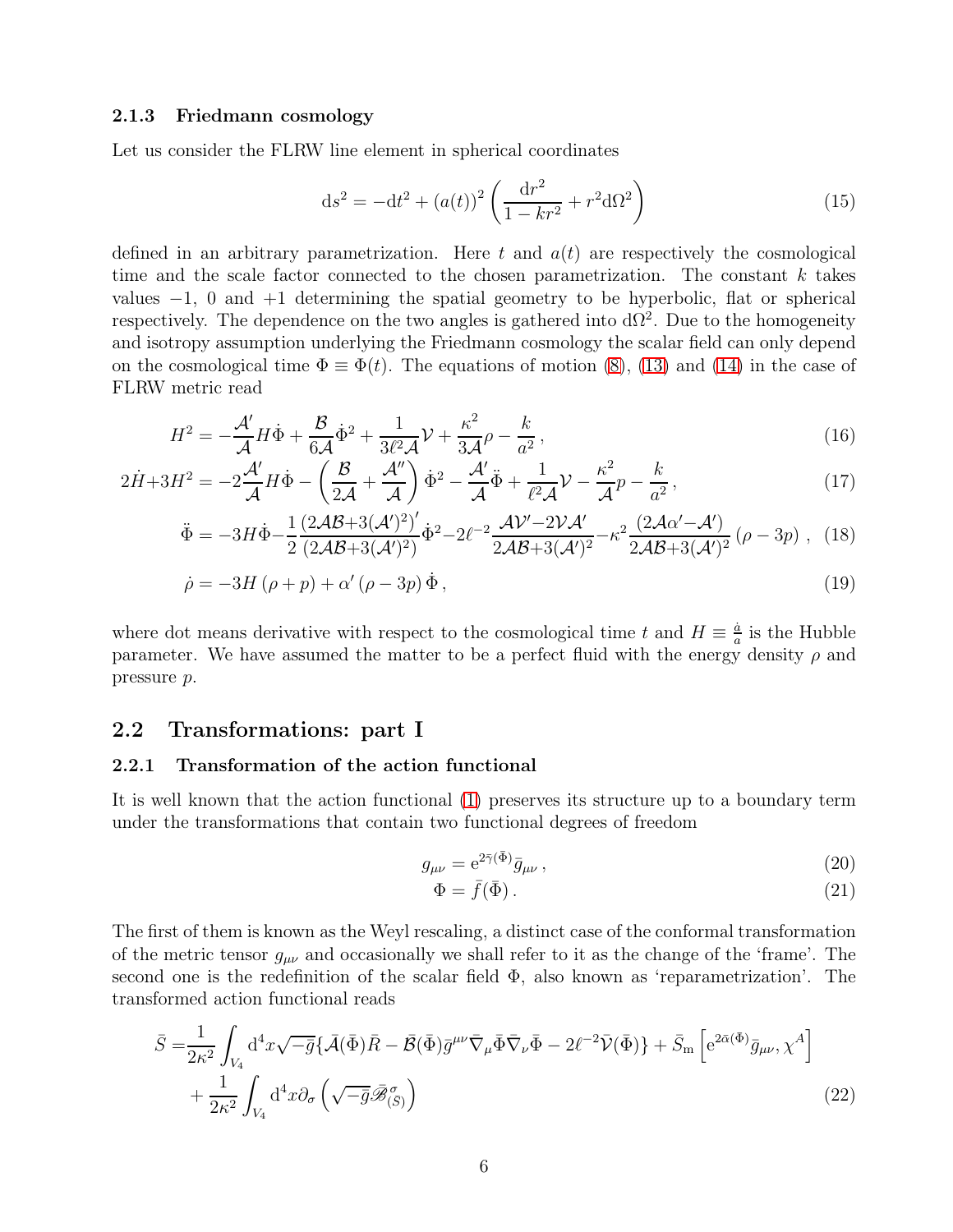### 2.1.3 Friedmann cosmology

Let us consider the FLRW line element in spherical coordinates

$$\mathrm{d}s^2 = -\mathrm{d}t^2 + (a(t))^2 \left( \frac{\mathrm{d}r^2}{1-kr^2} + r^2 \mathrm{d}\Omega^2 \right) \tag{15}$$

defined in an arbitrary parametrization. Here $t$ and $a(t)$ are respectively the cosmological time and the scale factor connected to the chosen parametrization. The constant $k$ takes values $-1$, $0$ and $+1$ determining the spatial geometry to be hyperbolic, flat or spherical respectively. The dependence on the two angles is gathered into $\mathrm{d}\Omega^2$. Due to the homogeneity and isotropy assumption underlying the Friedmann cosmology the scalar field can only depend on the cosmological time $\Phi \equiv \Phi(t)$. The equations of motion (8), (13) and (14) in the case of FLRW metric read

$$H^2 = -\frac{\mathcal{A}'}{\mathcal{A}} H \dot{\Phi} + \frac{\mathcal{B}}{6\mathcal{A}} \dot{\Phi}^2 + \frac{1}{3\ell^2 \mathcal{A}} \mathcal{V} + \frac{\kappa^2}{3\mathcal{A}} \rho - \frac{k}{a^2} \,, \tag{16}$$

$$2\dot{H} + 3H^2 = -2\frac{\mathcal{A}'}{\mathcal{A}} H \dot{\Phi} - \left( \frac{\mathcal{B}}{2\mathcal{A}} + \frac{\mathcal{A}''}{\mathcal{A}} \right) \dot{\Phi}^2 - \frac{\mathcal{A}'}{\mathcal{A}} \ddot{\Phi} + \frac{1}{\ell^2 \mathcal{A}} \mathcal{V} - \frac{\kappa^2}{\mathcal{A}} p - \frac{k}{a^2} \,, \tag{17}$$

$$\ddot{\Phi} = -3H\dot{\Phi} - \frac{1}{2} \frac{(2\mathcal{A}\mathcal{B} + 3(\mathcal{A}')^2)'}{(2\mathcal{A}\mathcal{B} + 3(\mathcal{A}')^2)} \dot{\Phi}^2 - 2\ell^{-2} \frac{\mathcal{A}\mathcal{V}' - 2\mathcal{V}\mathcal{A}'}{2\mathcal{A}\mathcal{B} + 3(\mathcal{A}')^2} - \kappa^2 \frac{(2\mathcal{A}\alpha' - \mathcal{A}')}{2\mathcal{A}\mathcal{B} + 3(\mathcal{A}')^2} (\rho - 3p) \,, \tag{18}$$

$$\dot{\rho} = -3H(\rho + p) + \alpha' (\rho - 3p) \dot{\Phi} \,, \tag{19}$$

where dot means derivative with respect to the cosmological time $t$ and $H \equiv \frac{\dot{a}}{a}$ is the Hubble parameter. We have assumed the matter to be a perfect fluid with the energy density $\rho$ and pressure $p$.

## 2.2 Transformations: part I

### 2.2.1 Transformation of the action functional

It is well known that the action functional (1) preserves its structure up to a boundary term under the transformations that contain two functional degrees of freedom

$$g_{\mu\nu} = \mathrm{e}^{2\bar{\gamma}(\bar{\Phi})} \bar{g}_{\mu\nu} \,, \tag{20}$$

$$\Phi = \bar{f}(\bar{\Phi}) \,. \tag{21}$$

The first of them is known as the Weyl rescaling, a distinct case of the conformal transformation of the metric tensor $g_{\mu\nu}$ and occasionally we shall refer to it as the change of the 'frame'. The second one is the redefinition of the scalar field $\Phi$, also known as 'reparametrization'. The transformed action functional reads

$$\begin{aligned} \bar{S} = & \frac{1}{2\kappa^2} \int_{V_4} \mathrm{d}^4 x \sqrt{-\bar{g}} \{ \bar{\mathcal{A}}(\bar{\Phi}) \bar{R} - \bar{\mathcal{B}}(\bar{\Phi}) \bar{g}^{\mu\nu} \bar{\nabla}_\mu \bar{\Phi} \bar{\nabla}_\nu \bar{\Phi} - 2\ell^{-2} \bar{\mathcal{V}}(\bar{\Phi}) \} + \bar{S}_\mathrm{m} \left[ \mathrm{e}^{2\bar{\alpha}(\bar{\Phi})} \bar{g}_{\mu\nu}, \chi^A \right] \\ & + \frac{1}{2\kappa^2} \int_{V_4} \mathrm{d}^4 x \partial_\sigma \left( \sqrt{-\bar{g}} \bar{\mathscr{B}}^\sigma_{(\bar{S})} \right) \end{aligned} \tag{22}$$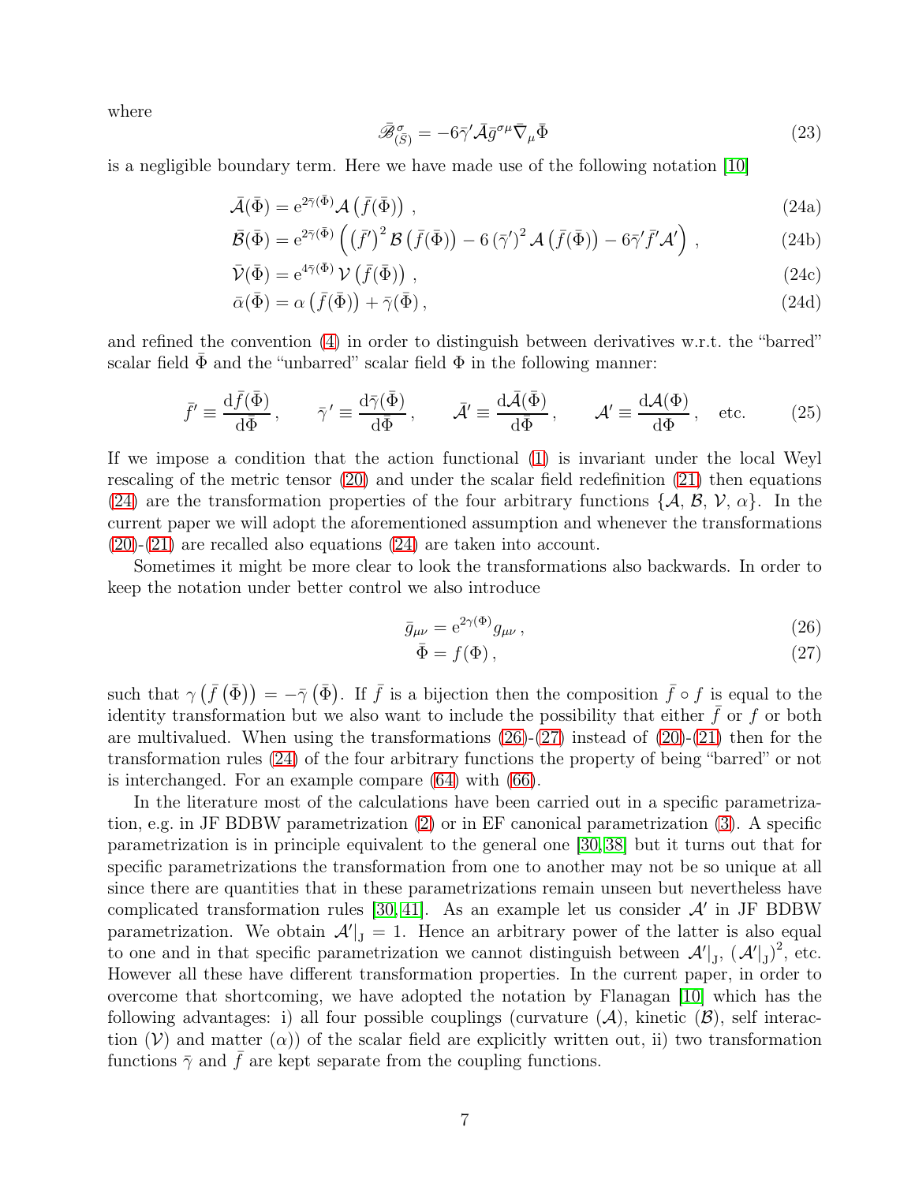where

$$\bar{\mathscr{B}}^{\sigma}_{(\bar{S})} = -6\bar{\gamma}'\bar{\mathcal{A}}\bar{g}^{\sigma\mu}\bar{\nabla}_{\mu}\bar{\Phi} \tag{23}$$

is a negligible boundary term. Here we have made use of the following notation [10]

$$\bar{\mathcal{A}}(\bar{\Phi}) = \mathrm{e}^{2\bar{\gamma}(\bar{\Phi})}\mathcal{A}\left(\bar{f}(\bar{\Phi})\right), \tag{24a}$$

$$\bar{\mathcal{B}}(\bar{\Phi}) = \mathrm{e}^{2\bar{\gamma}(\bar{\Phi})}\left(\left(\bar{f}'\right)^2\mathcal{B}\left(\bar{f}(\bar{\Phi})\right) - 6\left(\bar{\gamma}'\right)^2\mathcal{A}\left(\bar{f}(\bar{\Phi})\right) - 6\bar{\gamma}'\bar{f}'\mathcal{A}'\right), \tag{24b}$$

$$\bar{\mathcal{V}}(\bar{\Phi}) = \mathrm{e}^{4\bar{\gamma}(\bar{\Phi})}\mathcal{V}\left(\bar{f}(\bar{\Phi})\right), \tag{24c}$$

$$\bar{\alpha}(\bar{\Phi}) = \alpha\left(\bar{f}(\bar{\Phi})\right) + \bar{\gamma}(\bar{\Phi}), \tag{24d}$$

and refined the convention (4) in order to distinguish between derivatives w.r.t. the "barred" scalar field $\bar{\Phi}$ and the "unbarred" scalar field $\Phi$ in the following manner:

$$\bar{f}' \equiv \frac{\mathrm{d}\bar{f}(\bar{\Phi})}{\mathrm{d}\bar{\Phi}}, \qquad \bar{\gamma}' \equiv \frac{\mathrm{d}\bar{\gamma}(\bar{\Phi})}{\mathrm{d}\bar{\Phi}}, \qquad \bar{\mathcal{A}}' \equiv \frac{\mathrm{d}\bar{\mathcal{A}}(\bar{\Phi})}{\mathrm{d}\bar{\Phi}}, \qquad \mathcal{A}' \equiv \frac{\mathrm{d}\mathcal{A}(\Phi)}{\mathrm{d}\Phi}, \quad \text{etc.} \tag{25}$$

If we impose a condition that the action functional (1) is invariant under the local Weyl rescaling of the metric tensor (20) and under the scalar field redefinition (21) then equations (24) are the transformation properties of the four arbitrary functions $\{\mathcal{A},\, \mathcal{B},\, \mathcal{V},\, \alpha\}$. In the current paper we will adopt the aforementioned assumption and whenever the transformations (20)-(21) are recalled also equations (24) are taken into account.

Sometimes it might be more clear to look the transformations also backwards. In order to keep the notation under better control we also introduce

$$\bar{g}_{\mu\nu} = \mathrm{e}^{2\gamma(\Phi)}g_{\mu\nu}, \tag{26}$$

$$\bar{\Phi} = f(\Phi), \tag{27}$$

such that $\gamma\left(\bar{f}\left(\bar{\Phi}\right)\right) = -\bar{\gamma}\left(\bar{\Phi}\right)$. If $\bar{f}$ is a bijection then the composition $\bar{f} \circ f$ is equal to the identity transformation but we also want to include the possibility that either $\bar{f}$ or $f$ or both are multivalued. When using the transformations (26)-(27) instead of (20)-(21) then for the transformation rules (24) of the four arbitrary functions the property of being "barred" or not is interchanged. For an example compare (64) with (66).

In the literature most of the calculations have been carried out in a specific parametrization, e.g. in JF BDBW parametrization (2) or in EF canonical parametrization (3). A specific parametrization is in principle equivalent to the general one [30, 38] but it turns out that for specific parametrizations the transformation from one to another may not be so unique at all since there are quantities that in these parametrizations remain unseen but nevertheless have complicated transformation rules [30, 41]. As an example let us consider $\mathcal{A}'$ in JF BDBW parametrization. We obtain $\mathcal{A}'|_{\mathrm{J}} = 1$. Hence an arbitrary power of the latter is also equal to one and in that specific parametrization we cannot distinguish between $\mathcal{A}'|_{\mathrm{J}}$, $\left(\mathcal{A}'|_{\mathrm{J}}\right)^2$, etc. However all these have different transformation properties. In the current paper, in order to overcome that shortcoming, we have adopted the notation by Flanagan [10] which has the following advantages: i) all four possible couplings (curvature ($\mathcal{A}$), kinetic ($\mathcal{B}$), self interaction ($\mathcal{V}$) and matter ($\alpha$)) of the scalar field are explicitly written out, ii) two transformation functions $\bar{\gamma}$ and $\bar{f}$ are kept separate from the coupling functions.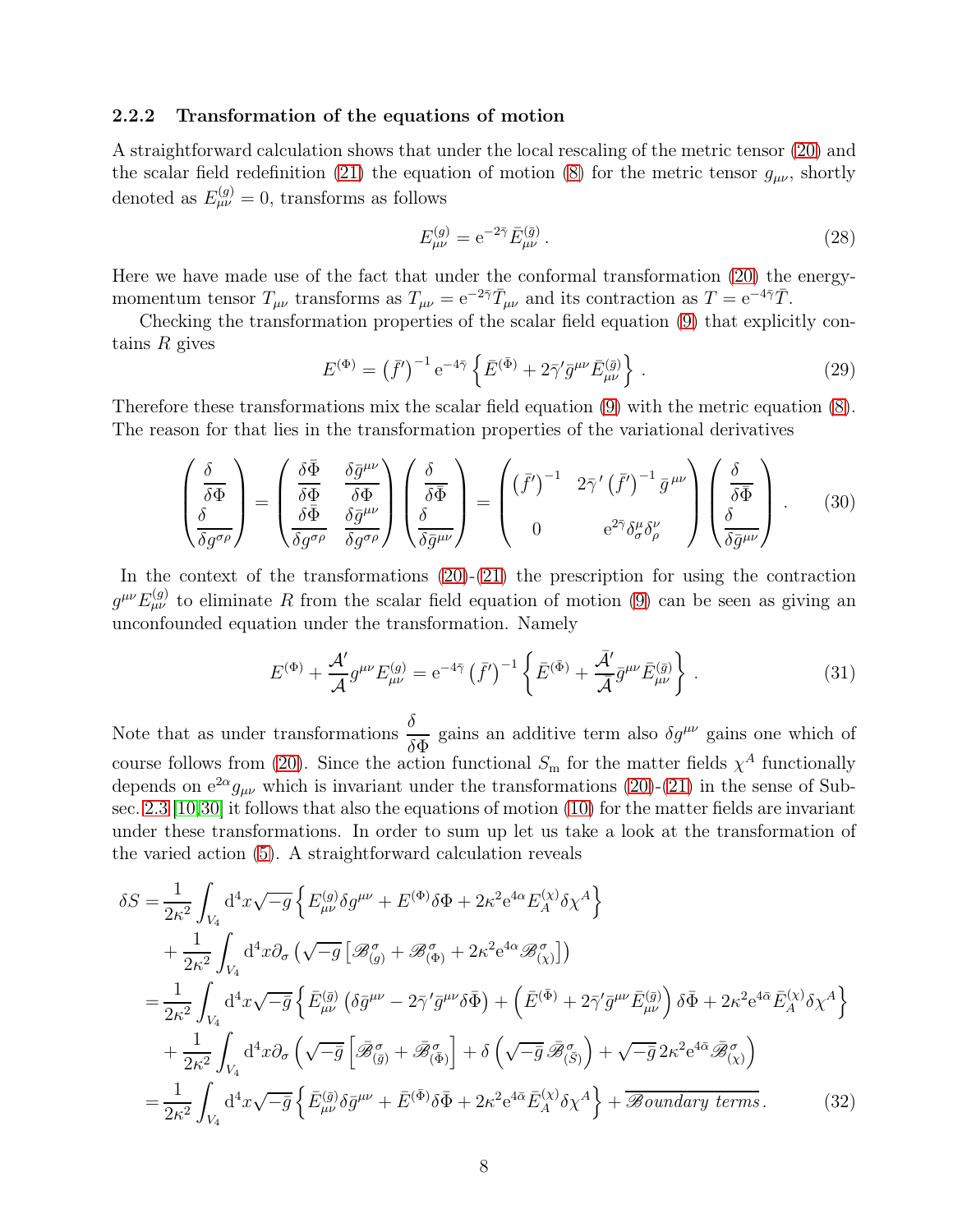### 2.2.2 Transformation of the equations of motion

A straightforward calculation shows that under the local rescaling of the metric tensor (20) and the scalar field redefinition (21) the equation of motion (8) for the metric tensor $g_{\mu\nu}$, shortly denoted as $E^{(g)}_{\mu\nu} = 0$, transforms as follows

$$E^{(g)}_{\mu\nu} = \mathrm{e}^{-2\bar{\gamma}} \bar{E}^{(\bar{g})}_{\mu\nu} \,. \tag{28}$$

Here we have made use of the fact that under the conformal transformation (20) the energy-momentum tensor $T_{\mu\nu}$ transforms as $T_{\mu\nu} = \mathrm{e}^{-2\bar{\gamma}} \bar{T}_{\mu\nu}$ and its contraction as $T = \mathrm{e}^{-4\bar{\gamma}} \bar{T}$.

Checking the transformation properties of the scalar field equation (9) that explicitly contains $R$ gives

$$E^{(\Phi)} = \left(\bar{f}'\right)^{-1} \mathrm{e}^{-4\bar{\gamma}} \left\{ \bar{E}^{(\bar{\Phi})} + 2\bar{\gamma}' \bar{g}^{\mu\nu} \bar{E}^{(\bar{g})}_{\mu\nu} \right\} \,. \tag{29}$$

Therefore these transformations mix the scalar field equation (9) with the metric equation (8). The reason for that lies in the transformation properties of the variational derivatives

$$\begin{pmatrix} \dfrac{\delta}{\delta \Phi} \\ \dfrac{\delta}{\delta g^{\sigma\rho}} \end{pmatrix} = \begin{pmatrix} \dfrac{\delta \bar{\Phi}}{\delta \Phi} & \dfrac{\delta \bar{g}^{\mu\nu}}{\delta \Phi} \\ \dfrac{\delta \bar{\Phi}}{\delta g^{\sigma\rho}} & \dfrac{\delta \bar{g}^{\mu\nu}}{\delta g^{\sigma\rho}} \end{pmatrix} \begin{pmatrix} \dfrac{\delta}{\delta \bar{\Phi}} \\ \dfrac{\delta}{\delta \bar{g}^{\mu\nu}} \end{pmatrix} = \begin{pmatrix} \left(\bar{f}'\right)^{-1} & 2\bar{\gamma}' \left(\bar{f}'\right)^{-1} \bar{g}^{\,\mu\nu} \\ 0 & \mathrm{e}^{2\bar{\gamma}} \delta^{\mu}_{\sigma} \delta^{\nu}_{\rho} \end{pmatrix} \begin{pmatrix} \dfrac{\delta}{\delta \bar{\Phi}} \\ \dfrac{\delta}{\delta \bar{g}^{\mu\nu}} \end{pmatrix} . \tag{30}$$

In the context of the transformations (20)-(21) the prescription for using the contraction $g^{\mu\nu} E^{(g)}_{\mu\nu}$ to eliminate $R$ from the scalar field equation of motion (9) can be seen as giving an unconfounded equation under the transformation. Namely

$$E^{(\Phi)} + \frac{\mathcal{A}'}{\mathcal{A}} g^{\mu\nu} E^{(g)}_{\mu\nu} = \mathrm{e}^{-4\bar{\gamma}} \left(\bar{f}'\right)^{-1} \left\{ \bar{E}^{(\bar{\Phi})} + \frac{\bar{\mathcal{A}}'}{\bar{\mathcal{A}}} \bar{g}^{\mu\nu} \bar{E}^{(\bar{g})}_{\mu\nu} \right\} \,. \tag{31}$$

Note that as under transformations $\dfrac{\delta}{\delta \Phi}$ gains an additive term also $\delta g^{\mu\nu}$ gains one which of course follows from (20). Since the action functional $S_{\mathrm{m}}$ for the matter fields $\chi^A$ functionally depends on $\mathrm{e}^{2\alpha} g_{\mu\nu}$ which is invariant under the transformations (20)-(21) in the sense of Subsec. 2.3 [10,30] it follows that also the equations of motion (10) for the matter fields are invariant under these transformations. In order to sum up let us take a look at the transformation of the varied action (5). A straightforward calculation reveals

$$\begin{aligned}
\delta S =& \frac{1}{2\kappa^2} \int_{V_4} \mathrm{d}^4 x \sqrt{-g} \left\{ E^{(g)}_{\mu\nu} \delta g^{\mu\nu} + E^{(\Phi)} \delta \Phi + 2\kappa^2 \mathrm{e}^{4\alpha} E^{(\chi)}_A \delta \chi^A \right\} \\
&+ \frac{1}{2\kappa^2} \int_{V_4} \mathrm{d}^4 x \partial_\sigma \left( \sqrt{-g} \left[ \mathscr{B}^{\sigma}_{(g)} + \mathscr{B}^{\sigma}_{(\Phi)} + 2\kappa^2 \mathrm{e}^{4\alpha} \mathscr{B}^{\sigma}_{(\chi)} \right] \right) \\
=& \frac{1}{2\kappa^2} \int_{V_4} \mathrm{d}^4 x \sqrt{-\bar{g}} \left\{ \bar{E}^{(\bar{g})}_{\mu\nu} \left( \delta \bar{g}^{\mu\nu} - 2\bar{\gamma}' \bar{g}^{\mu\nu} \delta \bar{\Phi} \right) + \left( \bar{E}^{(\bar{\Phi})} + 2\bar{\gamma}' \bar{g}^{\mu\nu} \bar{E}^{(\bar{g})}_{\mu\nu} \right) \delta \bar{\Phi} + 2\kappa^2 \mathrm{e}^{4\bar{\alpha}} \bar{E}^{(\chi)}_A \delta \chi^A \right\} \\
&+ \frac{1}{2\kappa^2} \int_{V_4} \mathrm{d}^4 x \partial_\sigma \left( \sqrt{-\bar{g}} \left[ \bar{\mathscr{B}}^{\sigma}_{(\bar{g})} + \bar{\mathscr{B}}^{\sigma}_{(\bar{\Phi})} \right] + \delta \left( \sqrt{-\bar{g}} \, \bar{\mathscr{B}}^{\sigma}_{(\bar{S})} \right) + \sqrt{-\bar{g}} \, 2\kappa^2 \mathrm{e}^{4\bar{\alpha}} \bar{\mathscr{B}}^{\sigma}_{(\chi)} \right) \\
=& \frac{1}{2\kappa^2} \int_{V_4} \mathrm{d}^4 x \sqrt{-\bar{g}} \left\{ \bar{E}^{(\bar{g})}_{\mu\nu} \delta \bar{g}^{\mu\nu} + \bar{E}^{(\bar{\Phi})} \delta \bar{\Phi} + 2\kappa^2 \mathrm{e}^{4\bar{\alpha}} \bar{E}^{(\chi)}_A \delta \chi^A \right\} + \overline{\mathscr{B}oundary\ terms} \,.
\end{aligned} \tag{32}$$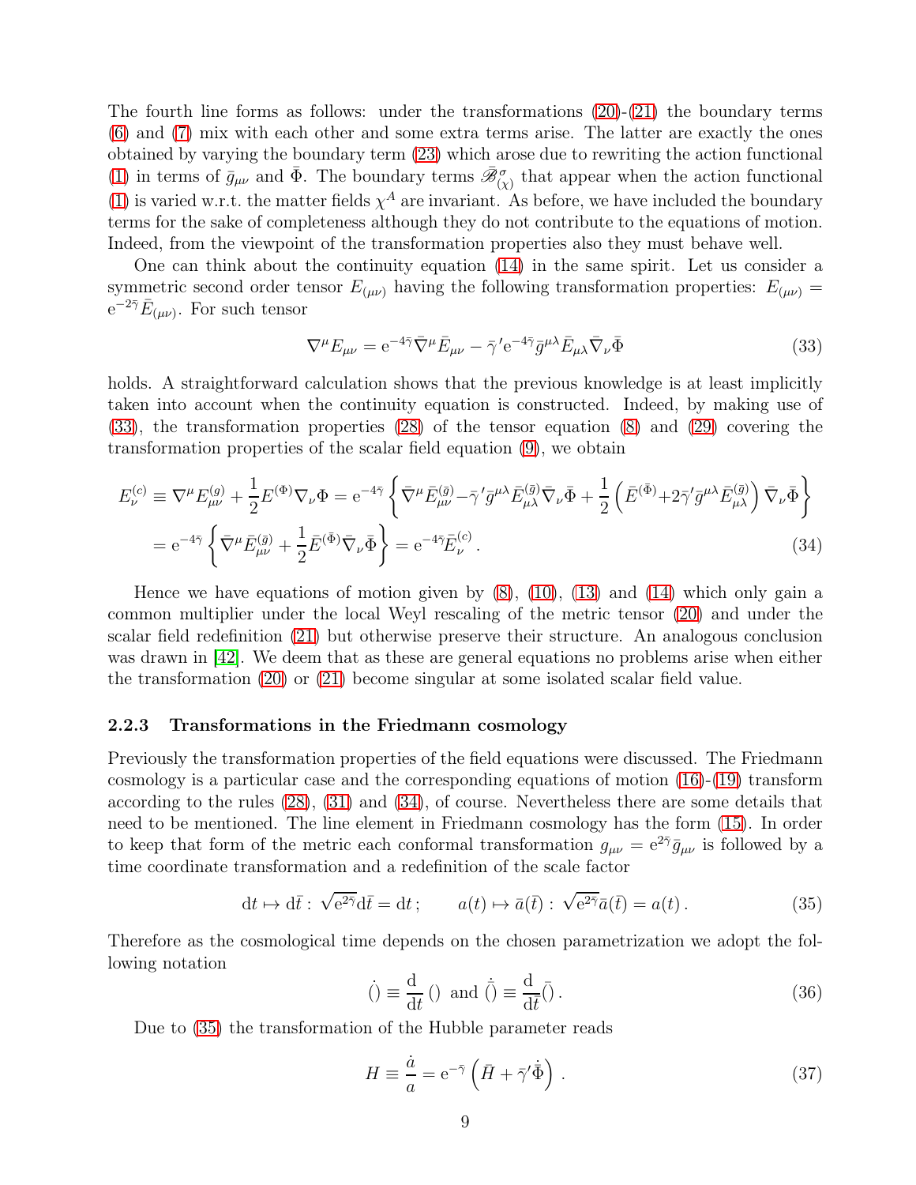The fourth line forms as follows: under the transformations (20)-(21) the boundary terms (6) and (7) mix with each other and some extra terms arise. The latter are exactly the ones obtained by varying the boundary term (23) which arose due to rewriting the action functional (1) in terms of $\bar{g}_{\mu\nu}$ and $\bar{\Phi}$. The boundary terms $\mathscr{B}^{\sigma}_{(\chi)}$ that appear when the action functional (1) is varied w.r.t. the matter fields $\chi^A$ are invariant. As before, we have included the boundary terms for the sake of completeness although they do not contribute to the equations of motion. Indeed, from the viewpoint of the transformation properties also they must behave well.

One can think about the continuity equation (14) in the same spirit. Let us consider a symmetric second order tensor $E_{(\mu\nu)}$ having the following transformation properties: $E_{(\mu\nu)} = \mathrm{e}^{-2\bar{\gamma}}\bar{E}_{(\mu\nu)}$. For such tensor

$$\nabla^{\mu}E_{\mu\nu} = \mathrm{e}^{-4\bar{\gamma}}\bar{\nabla}^{\mu}\bar{E}_{\mu\nu} - \bar{\gamma}'\mathrm{e}^{-4\bar{\gamma}}\bar{g}^{\mu\lambda}\bar{E}_{\mu\lambda}\bar{\nabla}_{\nu}\bar{\Phi} \tag{33}$$

holds. A straightforward calculation shows that the previous knowledge is at least implicitly taken into account when the continuity equation is constructed. Indeed, by making use of (33), the transformation properties (28) of the tensor equation (8) and (29) covering the transformation properties of the scalar field equation (9), we obtain

$$\begin{aligned}
E^{(c)}_{\nu} \equiv \nabla^{\mu}E^{(g)}_{\mu\nu} + \frac{1}{2}E^{(\Phi)}\nabla_{\nu}\Phi &= \mathrm{e}^{-4\bar{\gamma}}\left\{\bar{\nabla}^{\mu}\bar{E}^{(\bar{g})}_{\mu\nu} - \bar{\gamma}'\bar{g}^{\mu\lambda}\bar{E}^{(\bar{g})}_{\mu\lambda}\bar{\nabla}_{\nu}\bar{\Phi} + \frac{1}{2}\left(\bar{E}^{(\bar{\Phi})} + 2\bar{\gamma}'\bar{g}^{\mu\lambda}\bar{E}^{(\bar{g})}_{\mu\lambda}\right)\bar{\nabla}_{\nu}\bar{\Phi}\right\} \\
&= \mathrm{e}^{-4\bar{\gamma}}\left\{\bar{\nabla}^{\mu}\bar{E}^{(\bar{g})}_{\mu\nu} + \frac{1}{2}\bar{E}^{(\bar{\Phi})}\bar{\nabla}_{\nu}\bar{\Phi}\right\} = \mathrm{e}^{-4\bar{\gamma}}\bar{E}^{(c)}_{\nu}\,.
\end{aligned} \tag{34}$$

Hence we have equations of motion given by (8), (10), (13) and (14) which only gain a common multiplier under the local Weyl rescaling of the metric tensor (20) and under the scalar field redefinition (21) but otherwise preserve their structure. An analogous conclusion was drawn in [42]. We deem that as these are general equations no problems arise when either the transformation (20) or (21) become singular at some isolated scalar field value.

#### 2.2.3 Transformations in the Friedmann cosmology

Previously the transformation properties of the field equations were discussed. The Friedmann cosmology is a particular case and the corresponding equations of motion (16)-(19) transform according to the rules (28), (31) and (34), of course. Nevertheless there are some details that need to be mentioned. The line element in Friedmann cosmology has the form (15). In order to keep that form of the metric each conformal transformation $g_{\mu\nu} = \mathrm{e}^{2\bar{\gamma}}\bar{g}_{\mu\nu}$ is followed by a time coordinate transformation and a redefinition of the scale factor

$$\mathrm{d}t \mapsto \mathrm{d}\bar{t} : \sqrt{\mathrm{e}^{2\bar{\gamma}}}\mathrm{d}\bar{t} = \mathrm{d}t\,; \qquad a(t) \mapsto \bar{a}(\bar{t}) : \sqrt{\mathrm{e}^{2\bar{\gamma}}}\bar{a}(\bar{t}) = a(t)\,. \tag{35}$$

Therefore as the cosmological time depends on the chosen parametrization we adopt the following notation

$$\dot{()} \equiv \frac{\mathrm{d}}{\mathrm{d}t}\,() \ \text{ and } \ \dot{\bar{()}} \equiv \frac{\mathrm{d}}{\mathrm{d}\bar{t}}\bar{()}\,. \tag{36}$$

Due to (35) the transformation of the Hubble parameter reads

$$H \equiv \frac{\dot{a}}{a} = \mathrm{e}^{-\bar{\gamma}}\left(\bar{H} + \bar{\gamma}'\dot{\bar{\Phi}}\right)\,. \tag{37}$$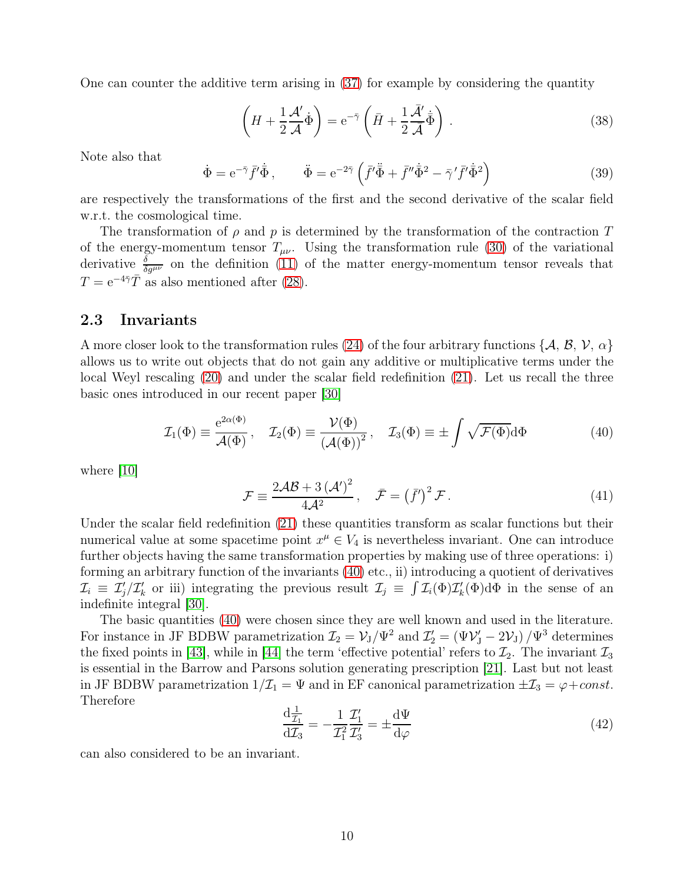One can counter the additive term arising in (37) for example by considering the quantity

$$\left(H + \frac{1}{2}\frac{\mathcal{A}'}{\mathcal{A}}\dot{\Phi}\right) = \mathrm{e}^{-\bar{\gamma}}\left(\bar{H} + \frac{1}{2}\frac{\bar{\mathcal{A}}'}{\mathcal{A}}\dot{\bar{\Phi}}\right). \tag{38}$$

Note also that

$$\dot{\Phi} = \mathrm{e}^{-\bar{\gamma}}\bar{f}'\dot{\bar{\Phi}}\,, \qquad \ddot{\Phi} = \mathrm{e}^{-2\bar{\gamma}}\left(\bar{f}'\ddot{\bar{\Phi}} + \bar{f}''\dot{\bar{\Phi}}^2 - \bar{\gamma}'\bar{f}'\dot{\bar{\Phi}}^2\right) \tag{39}$$

are respectively the transformations of the first and the second derivative of the scalar field w.r.t. the cosmological time.

The transformation of $\rho$ and $p$ is determined by the transformation of the contraction $T$ of the energy-momentum tensor $T_{\mu\nu}$. Using the transformation rule (30) of the variational derivative $\frac{\delta}{\delta g^{\mu\nu}}$ on the definition (11) of the matter energy-momentum tensor reveals that $T = \mathrm{e}^{-4\bar{\gamma}}\bar{T}$ as also mentioned after (28).

## 2.3 Invariants

A more closer look to the transformation rules (24) of the four arbitrary functions $\{\mathcal{A},\, \mathcal{B},\, \mathcal{V},\, \alpha\}$ allows us to write out objects that do not gain any additive or multiplicative terms under the local Weyl rescaling (20) and under the scalar field redefinition (21). Let us recall the three basic ones introduced in our recent paper [30]

$$\mathcal{I}_1(\Phi) \equiv \frac{\mathrm{e}^{2\alpha(\Phi)}}{\mathcal{A}(\Phi)}\,, \quad \mathcal{I}_2(\Phi) \equiv \frac{\mathcal{V}(\Phi)}{\left(\mathcal{A}(\Phi)\right)^2}\,, \quad \mathcal{I}_3(\Phi) \equiv \pm\int\sqrt{\mathcal{F}(\Phi)}\mathrm{d}\Phi \tag{40}$$

where [10]

$$\mathcal{F} \equiv \frac{2\mathcal{A}\mathcal{B} + 3\left(\mathcal{A}'\right)^2}{4\mathcal{A}^2}\,, \quad \bar{\mathcal{F}} = \left(\bar{f}'\right)^2\mathcal{F}\,. \tag{41}$$

Under the scalar field redefinition (21) these quantities transform as scalar functions but their numerical value at some spacetime point $x^\mu \in V_4$ is nevertheless invariant. One can introduce further objects having the same transformation properties by making use of three operations: i) forming an arbitrary function of the invariants (40) etc., ii) introducing a quotient of derivatives $\mathcal{I}_i \equiv \mathcal{I}_j'/\mathcal{I}_k'$ or iii) integrating the previous result $\mathcal{I}_j \equiv \int \mathcal{I}_i(\Phi)\mathcal{I}_k'(\Phi)\mathrm{d}\Phi$ in the sense of an indefinite integral [30].

The basic quantities (40) were chosen since they are well known and used in the literature. For instance in JF BDBW parametrization $\mathcal{I}_2 = \mathcal{V}_{\mathrm{J}}/\Psi^2$ and $\mathcal{I}_2' = \left(\Psi\mathcal{V}_{\mathrm{J}}' - 2\mathcal{V}_{\mathrm{J}}\right)/\Psi^3$ determines the fixed points in [43], while in [44] the term 'effective potential' refers to $\mathcal{I}_2$. The invariant $\mathcal{I}_3$ is essential in the Barrow and Parsons solution generating prescription [21]. Last but not least in JF BDBW parametrization $1/\mathcal{I}_1 = \Psi$ and in EF canonical parametrization $\pm\mathcal{I}_3 = \varphi + const.$ Therefore

$$\frac{\mathrm{d}\frac{1}{\mathcal{I}_1}}{\mathrm{d}\mathcal{I}_3} = -\frac{1}{\mathcal{I}_1^2}\frac{\mathcal{I}_1'}{\mathcal{I}_3'} = \pm\frac{\mathrm{d}\Psi}{\mathrm{d}\varphi} \tag{42}$$

can also considered to be an invariant.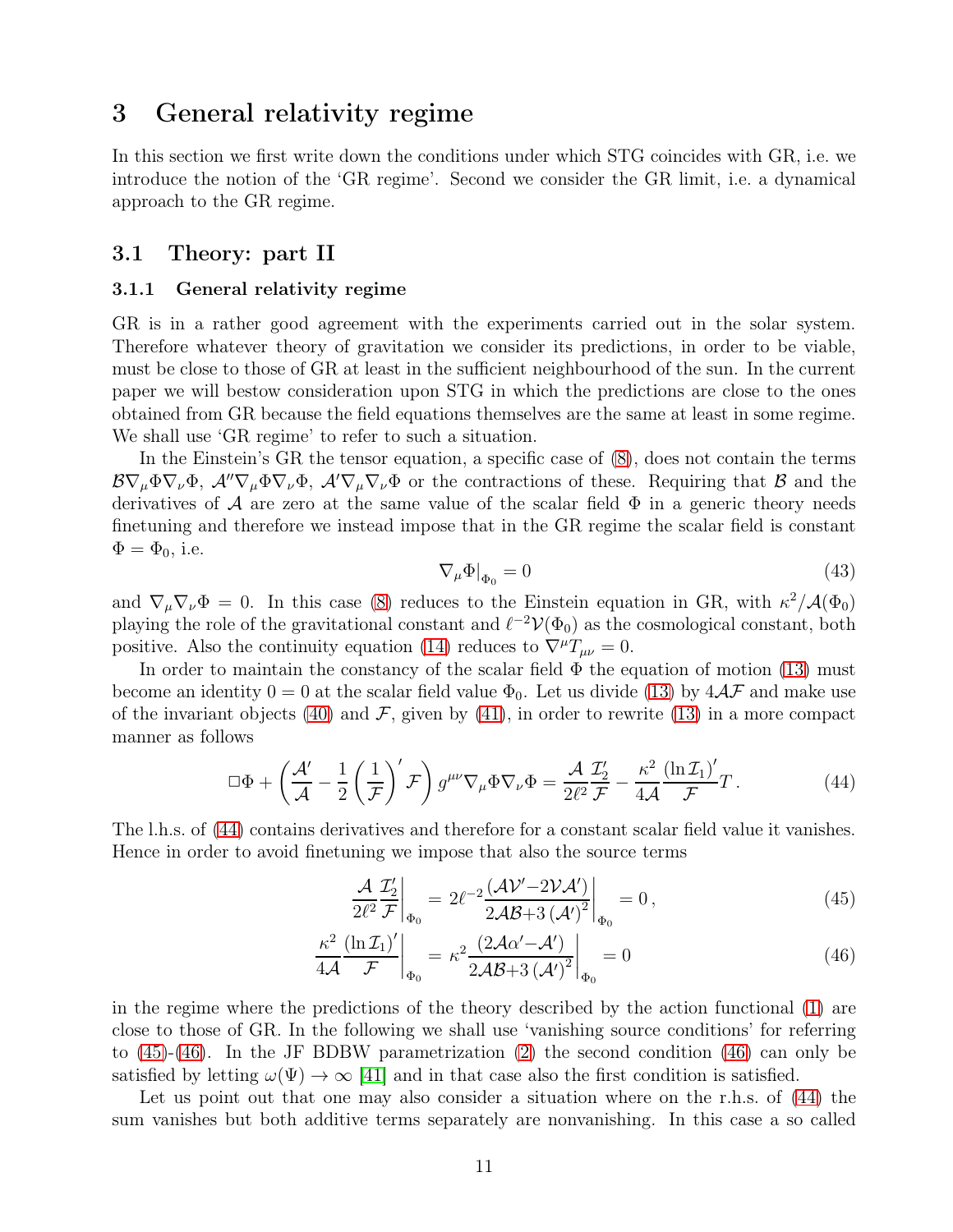# 3 General relativity regime

In this section we first write down the conditions under which STG coincides with GR, i.e. we introduce the notion of the 'GR regime'. Second we consider the GR limit, i.e. a dynamical approach to the GR regime.

## 3.1 Theory: part II

### 3.1.1 General relativity regime

GR is in a rather good agreement with the experiments carried out in the solar system. Therefore whatever theory of gravitation we consider its predictions, in order to be viable, must be close to those of GR at least in the sufficient neighbourhood of the sun. In the current paper we will bestow consideration upon STG in which the predictions are close to the ones obtained from GR because the field equations themselves are the same at least in some regime. We shall use 'GR regime' to refer to such a situation.

In the Einstein's GR the tensor equation, a specific case of (8), does not contain the terms $\mathcal{B}\nabla_\mu\Phi\nabla_\nu\Phi$, $\mathcal{A}''\nabla_\mu\Phi\nabla_\nu\Phi$, $\mathcal{A}'\nabla_\mu\nabla_\nu\Phi$ or the contractions of these. Requiring that $\mathcal{B}$ and the derivatives of $\mathcal{A}$ are zero at the same value of the scalar field $\Phi$ in a generic theory needs finetuning and therefore we instead impose that in the GR regime the scalar field is constant $\Phi = \Phi_0$, i.e.

$$\nabla_\mu\Phi\big|_{\Phi_0} = 0 \tag{43}$$

and $\nabla_\mu\nabla_\nu\Phi = 0$. In this case (8) reduces to the Einstein equation in GR, with $\kappa^2/\mathcal{A}(\Phi_0)$ playing the role of the gravitational constant and $\ell^{-2}\mathcal{V}(\Phi_0)$ as the cosmological constant, both positive. Also the continuity equation (14) reduces to $\nabla^\mu T_{\mu\nu} = 0$.

In order to maintain the constancy of the scalar field $\Phi$ the equation of motion (13) must become an identity $0 = 0$ at the scalar field value $\Phi_0$. Let us divide (13) by $4\mathcal{A}\mathcal{F}$ and make use of the invariant objects (40) and $\mathcal{F}$, given by (41), in order to rewrite (13) in a more compact manner as follows

$$\Box\Phi + \left(\frac{\mathcal{A}'}{\mathcal{A}} - \frac{1}{2}\left(\frac{1}{\mathcal{F}}\right)'\mathcal{F}\right)g^{\mu\nu}\nabla_\mu\Phi\nabla_\nu\Phi = \frac{\mathcal{A}}{2\ell^2}\frac{\mathcal{I}_2'}{\mathcal{F}} - \frac{\kappa^2}{4\mathcal{A}}\frac{\left(\ln\mathcal{I}_1\right)'}{\mathcal{F}}T\,. \tag{44}$$

The l.h.s. of (44) contains derivatives and therefore for a constant scalar field value it vanishes. Hence in order to avoid finetuning we impose that also the source terms

$$\left.\frac{\mathcal{A}}{2\ell^2}\frac{\mathcal{I}_2'}{\mathcal{F}}\right|_{\Phi_0} = \left.2\ell^{-2}\frac{(\mathcal{A}\mathcal{V}'-2\mathcal{V}\mathcal{A}')}{2\mathcal{A}\mathcal{B}+3\left(\mathcal{A}'\right)^2}\right|_{\Phi_0} = 0\,, \tag{45}$$

$$\left.\frac{\kappa^2}{4\mathcal{A}}\frac{\left(\ln\mathcal{I}_1\right)'}{\mathcal{F}}\right|_{\Phi_0} = \left.\kappa^2\frac{(2\mathcal{A}\alpha'-\mathcal{A}')}{2\mathcal{A}\mathcal{B}+3\left(\mathcal{A}'\right)^2}\right|_{\Phi_0} = 0 \tag{46}$$

in the regime where the predictions of the theory described by the action functional (1) are close to those of GR. In the following we shall use 'vanishing source conditions' for referring to (45)-(46). In the JF BDBW parametrization (2) the second condition (46) can only be satisfied by letting $\omega(\Psi) \to \infty$ [41] and in that case also the first condition is satisfied.

Let us point out that one may also consider a situation where on the r.h.s. of (44) the sum vanishes but both additive terms separately are nonvanishing. In this case a so called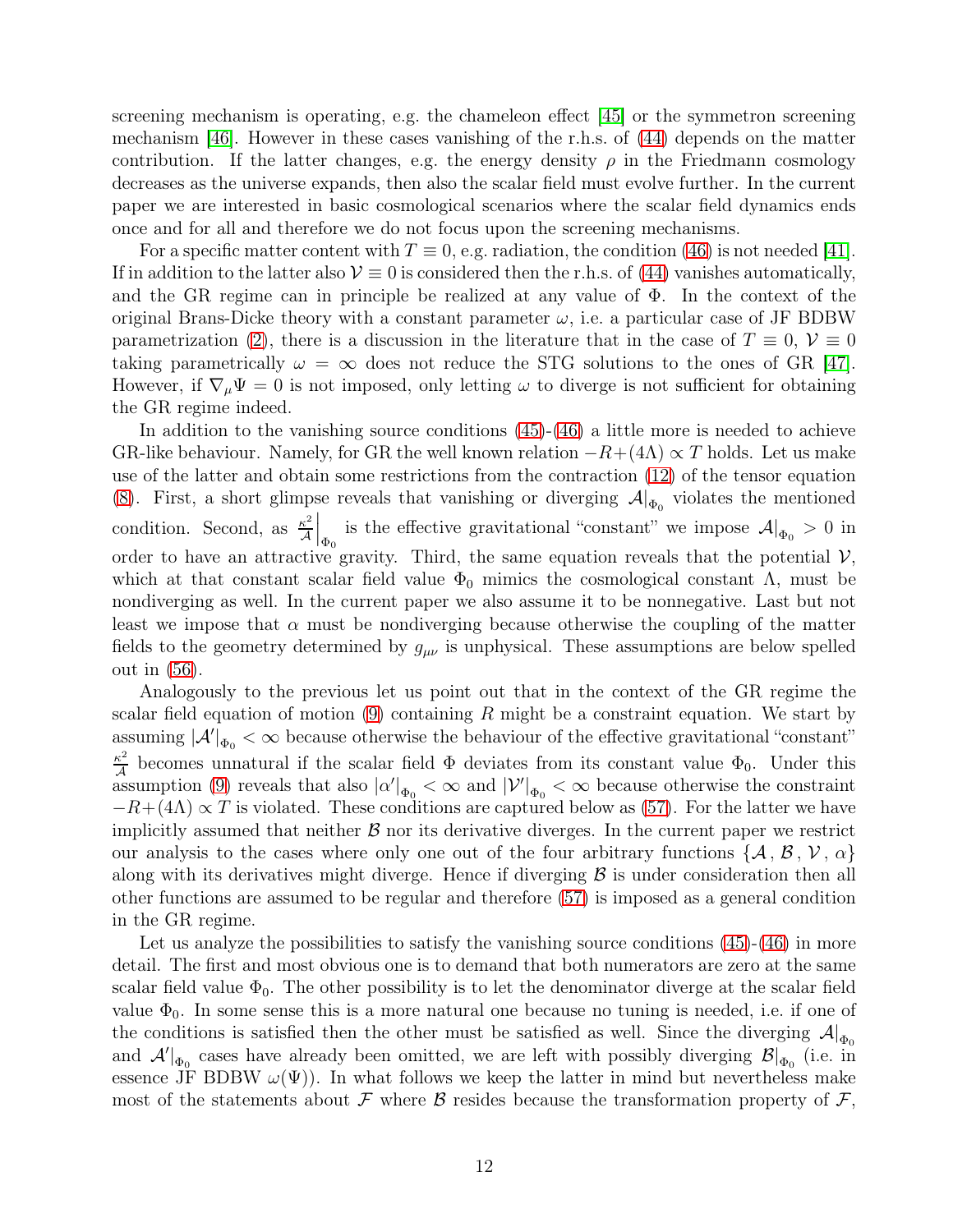screening mechanism is operating, e.g. the chameleon effect [45] or the symmetron screening mechanism [46]. However in these cases vanishing of the r.h.s. of (44) depends on the matter contribution. If the latter changes, e.g. the energy density $\rho$ in the Friedmann cosmology decreases as the universe expands, then also the scalar field must evolve further. In the current paper we are interested in basic cosmological scenarios where the scalar field dynamics ends once and for all and therefore we do not focus upon the screening mechanisms.

For a specific matter content with $T \equiv 0$, e.g. radiation, the condition (46) is not needed [41]. If in addition to the latter also $\mathcal{V} \equiv 0$ is considered then the r.h.s. of (44) vanishes automatically, and the GR regime can in principle be realized at any value of $\Phi$. In the context of the original Brans-Dicke theory with a constant parameter $\omega$, i.e. a particular case of JF BDBW parametrization (2), there is a discussion in the literature that in the case of $T \equiv 0$, $\mathcal{V} \equiv 0$ taking parametrically $\omega = \infty$ does not reduce the STG solutions to the ones of GR [47]. However, if $\nabla_\mu \Psi = 0$ is not imposed, only letting $\omega$ to diverge is not sufficient for obtaining the GR regime indeed.

In addition to the vanishing source conditions (45)-(46) a little more is needed to achieve GR-like behaviour. Namely, for GR the well known relation $-R+(4\Lambda) \propto T$ holds. Let us make use of the latter and obtain some restrictions from the contraction (12) of the tensor equation (8). First, a short glimpse reveals that vanishing or diverging $\mathcal{A}|_{\Phi_0}$ violates the mentioned condition. Second, as $\left.\frac{\kappa^2}{\mathcal{A}}\right|_{\Phi_0}$ is the effective gravitational "constant" we impose $\mathcal{A}|_{\Phi_0} > 0$ in order to have an attractive gravity. Third, the same equation reveals that the potential $\mathcal{V}$, which at that constant scalar field value $\Phi_0$ mimics the cosmological constant $\Lambda$, must be nondiverging as well. In the current paper we also assume it to be nonnegative. Last but not least we impose that $\alpha$ must be nondiverging because otherwise the coupling of the matter fields to the geometry determined by $g_{\mu\nu}$ is unphysical. These assumptions are below spelled out in (56).

Analogously to the previous let us point out that in the context of the GR regime the scalar field equation of motion (9) containing $R$ might be a constraint equation. We start by assuming $|\mathcal{A}'|_{\Phi_0} < \infty$ because otherwise the behaviour of the effective gravitational "constant" $\frac{\kappa^2}{\mathcal{A}}$ becomes unnatural if the scalar field $\Phi$ deviates from its constant value $\Phi_0$. Under this assumption (9) reveals that also $|\alpha'|_{\Phi_0} < \infty$ and $|\mathcal{V}'|_{\Phi_0} < \infty$ because otherwise the constraint $-R+(4\Lambda) \propto T$ is violated. These conditions are captured below as (57). For the latter we have implicitly assumed that neither $\mathcal{B}$ nor its derivative diverges. In the current paper we restrict our analysis to the cases where only one out of the four arbitrary functions $\{\mathcal{A}\,, \mathcal{B}\,, \mathcal{V}\,, \alpha\}$ along with its derivatives might diverge. Hence if diverging $\mathcal{B}$ is under consideration then all other functions are assumed to be regular and therefore (57) is imposed as a general condition in the GR regime.

Let us analyze the possibilities to satisfy the vanishing source conditions (45)-(46) in more detail. The first and most obvious one is to demand that both numerators are zero at the same scalar field value $\Phi_0$. The other possibility is to let the denominator diverge at the scalar field value $\Phi_0$. In some sense this is a more natural one because no tuning is needed, i.e. if one of the conditions is satisfied then the other must be satisfied as well. Since the diverging $\mathcal{A}|_{\Phi_0}$ and $\mathcal{A}'|_{\Phi_0}$ cases have already been omitted, we are left with possibly diverging $\mathcal{B}|_{\Phi_0}$ (i.e. in essence JF BDBW $\omega(\Psi)$). In what follows we keep the latter in mind but nevertheless make most of the statements about $\mathcal{F}$ where $\mathcal{B}$ resides because the transformation property of $\mathcal{F}$,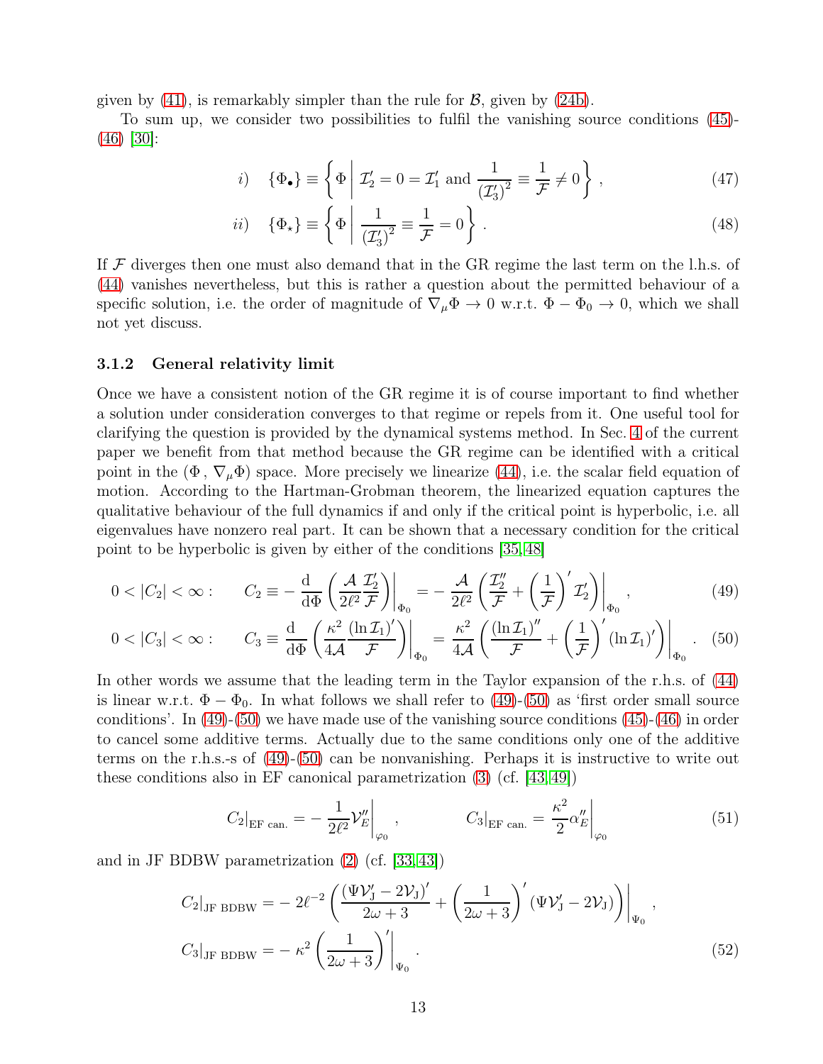given by (41), is remarkably simpler than the rule for $\mathcal{B}$, given by (24b).

To sum up, we consider two possibilities to fulfil the vanishing source conditions (45)-(46) [30]:

$$i) \quad \{\Phi_{\bullet}\} \equiv \left\{ \Phi \,\middle|\, \mathcal{I}_2' = 0 = \mathcal{I}_1' \text{ and } \frac{1}{\left(\mathcal{I}_3'\right)^2} \equiv \frac{1}{\mathcal{F}} \neq 0 \right\} , \tag{47}$$

$$ii) \quad \{\Phi_{\star}\} \equiv \left\{ \Phi \,\middle|\, \frac{1}{\left(\mathcal{I}_3'\right)^2} \equiv \frac{1}{\mathcal{F}} = 0 \right\} . \tag{48}$$

If $\mathcal{F}$ diverges then one must also demand that in the GR regime the last term on the l.h.s. of (44) vanishes nevertheless, but this is rather a question about the permitted behaviour of a specific solution, i.e. the order of magnitude of $\nabla_\mu \Phi \to 0$ w.r.t. $\Phi - \Phi_0 \to 0$, which we shall not yet discuss.

### 3.1.2 General relativity limit

Once we have a consistent notion of the GR regime it is of course important to find whether a solution under consideration converges to that regime or repels from it. One useful tool for clarifying the question is provided by the dynamical systems method. In Sec. 4 of the current paper we benefit from that method because the GR regime can be identified with a critical point in the $(\Phi\,,\, \nabla_\mu \Phi)$ space. More precisely we linearize (44), i.e. the scalar field equation of motion. According to the Hartman-Grobman theorem, the linearized equation captures the qualitative behaviour of the full dynamics if and only if the critical point is hyperbolic, i.e. all eigenvalues have nonzero real part. It can be shown that a necessary condition for the critical point to be hyperbolic is given by either of the conditions [35, 48]

$$0 < |C_2| < \infty : \qquad C_2 \equiv -\left.\frac{\mathrm{d}}{\mathrm{d}\Phi}\left(\frac{\mathcal{A}}{2\ell^2}\frac{\mathcal{I}_2'}{\mathcal{F}}\right)\right|_{\Phi_0} = -\left.\frac{\mathcal{A}}{2\ell^2}\left(\frac{\mathcal{I}_2''}{\mathcal{F}} + \left(\frac{1}{\mathcal{F}}\right)'\mathcal{I}_2'\right)\right|_{\Phi_0} , \tag{49}$$

$$0 < |C_3| < \infty : \qquad C_3 \equiv \left.\frac{\mathrm{d}}{\mathrm{d}\Phi}\left(\frac{\kappa^2}{4\mathcal{A}}\frac{(\ln \mathcal{I}_1)'}{\mathcal{F}}\right)\right|_{\Phi_0} = \left.\frac{\kappa^2}{4\mathcal{A}}\left(\frac{(\ln \mathcal{I}_1)''}{\mathcal{F}} + \left(\frac{1}{\mathcal{F}}\right)'(\ln \mathcal{I}_1)'\right)\right|_{\Phi_0} . \tag{50}$$

In other words we assume that the leading term in the Taylor expansion of the r.h.s. of (44) is linear w.r.t. $\Phi - \Phi_0$. In what follows we shall refer to (49)-(50) as 'first order small source conditions'. In (49)-(50) we have made use of the vanishing source conditions (45)-(46) in order to cancel some additive terms. Actually due to the same conditions only one of the additive terms on the r.h.s.-s of (49)-(50) can be nonvanishing. Perhaps it is instructive to write out these conditions also in EF canonical parametrization (3) (cf. [43, 49])

$$C_2\big|_{\text{EF can.}} = -\left.\frac{1}{2\ell^2}\mathcal{V}_E''\right|_{\varphi_0} , \qquad C_3\big|_{\text{EF can.}} = \left.\frac{\kappa^2}{2}\alpha_E''\right|_{\varphi_0} \tag{51}$$

and in JF BDBW parametrization (2) (cf. [33, 43])

$$\begin{aligned} C_2\big|_{\text{JF BDBW}} &= -\,2\ell^{-2}\left.\left(\frac{(\Psi\mathcal{V}_{\mathrm{J}}' - 2\mathcal{V}_{\mathrm{J}})'}{2\omega+3} + \left(\frac{1}{2\omega+3}\right)'(\Psi\mathcal{V}_{\mathrm{J}}' - 2\mathcal{V}_{\mathrm{J}})\right)\right|_{\Psi_0} , \\ C_3\big|_{\text{JF BDBW}} &= -\,\kappa^2\left.\left(\frac{1}{2\omega+3}\right)'\right|_{\Psi_0} . \end{aligned} \tag{52}$$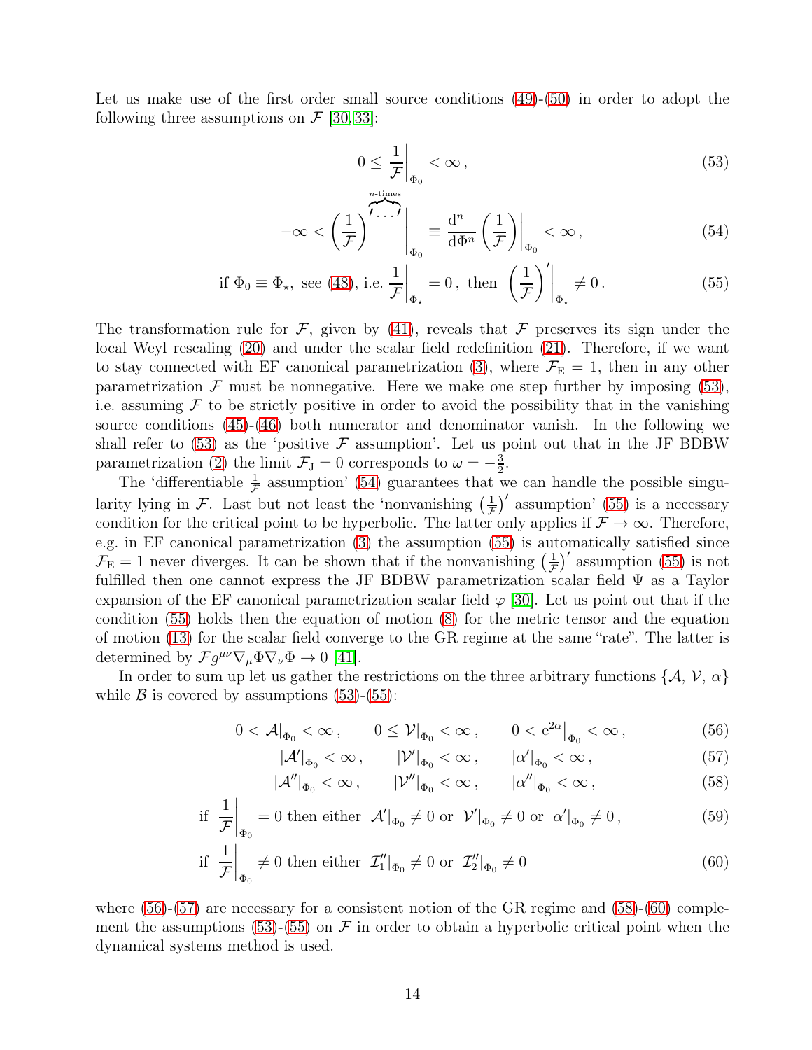Let us make use of the first order small source conditions (49)-(50) in order to adopt the following three assumptions on $\mathcal{F}$ [30,33]:

$$0 \leq \left.\frac{1}{\mathcal{F}}\right|_{\Phi_0} < \infty\,, \tag{53}$$

$$-\infty < \left.\left(\frac{1}{\mathcal{F}}\right)^{\overbrace{\prime\ldots\prime}^{n\text{-times}}}\right|_{\Phi_0} \equiv \left.\frac{\mathrm{d}^n}{\mathrm{d}\Phi^n}\left(\frac{1}{\mathcal{F}}\right)\right|_{\Phi_0} < \infty\,, \tag{54}$$

$$\text{if } \Phi_0 \equiv \Phi_\star,\ \text{see (48), i.e. } \left.\frac{1}{\mathcal{F}}\right|_{\Phi_\star} = 0\,,\ \text{then } \left.\left(\frac{1}{\mathcal{F}}\right)'\right|_{\Phi_\star} \neq 0\,. \tag{55}$$

The transformation rule for $\mathcal{F}$, given by (41), reveals that $\mathcal{F}$ preserves its sign under the local Weyl rescaling (20) and under the scalar field redefinition (21). Therefore, if we want to stay connected with EF canonical parametrization (3), where $\mathcal{F}_\mathrm{E} = 1$, then in any other parametrization $\mathcal{F}$ must be nonnegative. Here we make one step further by imposing (53), i.e. assuming $\mathcal{F}$ to be strictly positive in order to avoid the possibility that in the vanishing source conditions (45)-(46) both numerator and denominator vanish. In the following we shall refer to (53) as the 'positive $\mathcal{F}$ assumption'. Let us point out that in the JF BDBW parametrization (2) the limit $\mathcal{F}_\mathrm{J} = 0$ corresponds to $\omega = -\frac{3}{2}$.

The 'differentiable $\frac{1}{\mathcal{F}}$ assumption' (54) guarantees that we can handle the possible singularity lying in $\mathcal{F}$. Last but not least the 'nonvanishing $\left(\frac{1}{\mathcal{F}}\right)'$ assumption' (55) is a necessary condition for the critical point to be hyperbolic. The latter only applies if $\mathcal{F} \to \infty$. Therefore, e.g. in EF canonical parametrization (3) the assumption (55) is automatically satisfied since $\mathcal{F}_\mathrm{E} = 1$ never diverges. It can be shown that if the nonvanishing $\left(\frac{1}{\mathcal{F}}\right)'$ assumption (55) is not fulfilled then one cannot express the JF BDBW parametrization scalar field $\Psi$ as a Taylor expansion of the EF canonical parametrization scalar field $\varphi$ [30]. Let us point out that if the condition (55) holds then the equation of motion (8) for the metric tensor and the equation of motion (13) for the scalar field converge to the GR regime at the same "rate". The latter is determined by $\mathcal{F} g^{\mu\nu}\nabla_\mu\Phi\nabla_\nu\Phi \to 0$ [41].

In order to sum up let us gather the restrictions on the three arbitrary functions $\{\mathcal{A},\, \mathcal{V},\, \alpha\}$ while $\mathcal{B}$ is covered by assumptions (53)-(55):

$$0 < \mathcal{A}|_{\Phi_0} < \infty\,, \qquad 0 \leq \mathcal{V}|_{\Phi_0} < \infty\,, \qquad 0 < \left.\mathrm{e}^{2\alpha}\right|_{\Phi_0} < \infty\,, \tag{56}$$

$$|\mathcal{A}'|_{\Phi_0} < \infty\,, \qquad |\mathcal{V}'|_{\Phi_0} < \infty\,, \qquad |\alpha'|_{\Phi_0} < \infty\,, \tag{57}$$

$$|\mathcal{A}''|_{\Phi_0} < \infty\,, \qquad |\mathcal{V}''|_{\Phi_0} < \infty\,, \qquad |\alpha''|_{\Phi_0} < \infty\,, \tag{58}$$

$$\text{if } \left.\frac{1}{\mathcal{F}}\right|_{\Phi_0} = 0 \text{ then either } \mathcal{A}'|_{\Phi_0} \neq 0 \text{ or } \mathcal{V}'|_{\Phi_0} \neq 0 \text{ or } \alpha'|_{\Phi_0} \neq 0\,, \tag{59}$$

$$\text{if } \left.\frac{1}{\mathcal{F}}\right|_{\Phi_0} \neq 0 \text{ then either } \mathcal{I}_1''|_{\Phi_0} \neq 0 \text{ or } \mathcal{I}_2''|_{\Phi_0} \neq 0 \tag{60}$$

where (56)-(57) are necessary for a consistent notion of the GR regime and (58)-(60) complement the assumptions (53)-(55) on $\mathcal{F}$ in order to obtain a hyperbolic critical point when the dynamical systems method is used.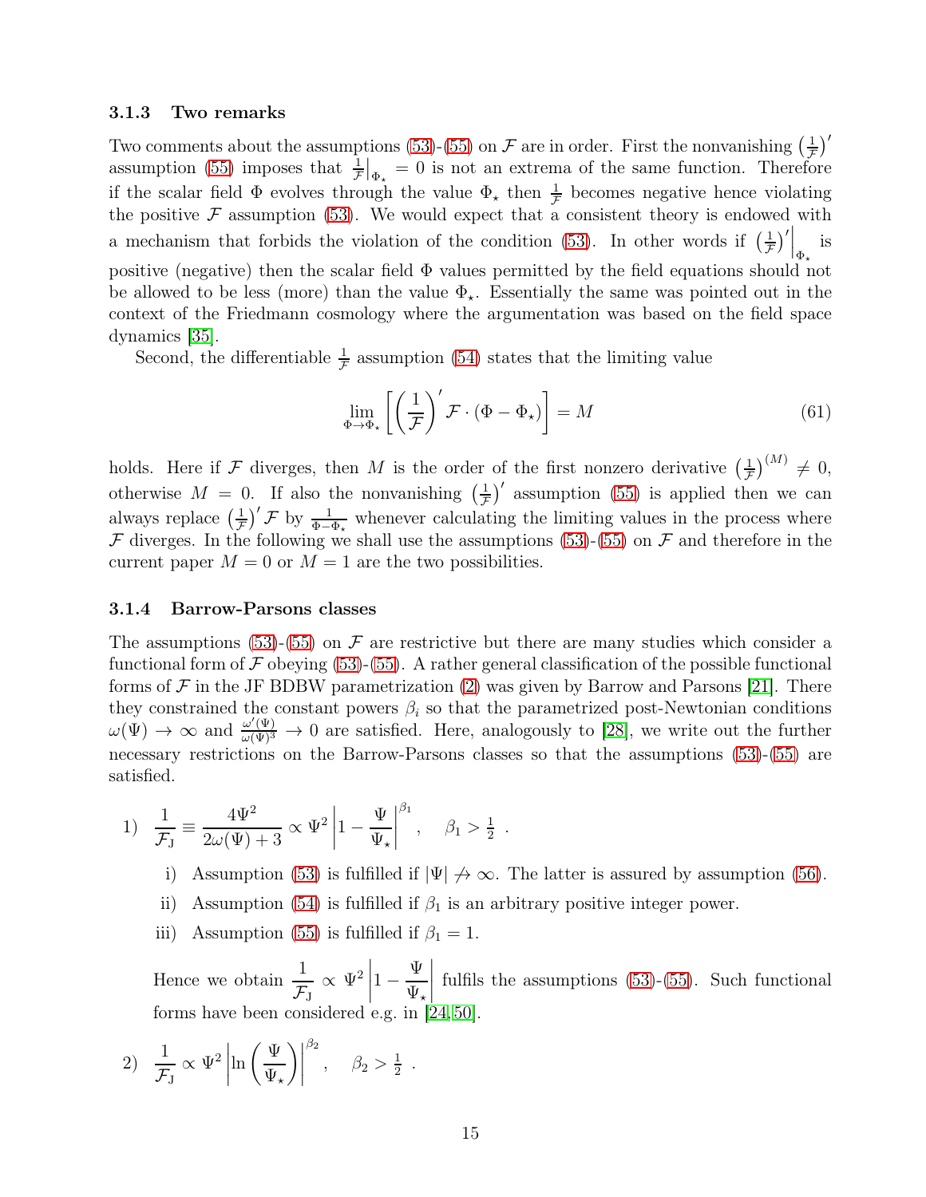#### 3.1.3 Two remarks

Two comments about the assumptions (53)-(55) on $\mathcal{F}$ are in order. First the nonvanishing $\left(\frac{1}{\mathcal{F}}\right)'$ assumption (55) imposes that $\frac{1}{\mathcal{F}}\big|_{\Phi_\star} = 0$ is not an extrema of the same function. Therefore if the scalar field $\Phi$ evolves through the value $\Phi_\star$ then $\frac{1}{\mathcal{F}}$ becomes negative hence violating the positive $\mathcal{F}$ assumption (53). We would expect that a consistent theory is endowed with a mechanism that forbids the violation of the condition (53). In other words if $\left(\frac{1}{\mathcal{F}}\right)'\Big|_{\Phi_\star}$ is positive (negative) then the scalar field $\Phi$ values permitted by the field equations should not be allowed to be less (more) than the value $\Phi_\star$. Essentially the same was pointed out in the context of the Friedmann cosmology where the argumentation was based on the field space dynamics [35].

Second, the differentiable $\frac{1}{\mathcal{F}}$ assumption (54) states that the limiting value

$$\lim_{\Phi\to\Phi_\star}\left[\left(\frac{1}{\mathcal{F}}\right)'\mathcal{F}\cdot(\Phi-\Phi_\star)\right] = M \tag{61}$$

holds. Here if $\mathcal{F}$ diverges, then $M$ is the order of the first nonzero derivative $\left(\frac{1}{\mathcal{F}}\right)^{(M)} \neq 0$, otherwise $M = 0$. If also the nonvanishing $\left(\frac{1}{\mathcal{F}}\right)'$ assumption (55) is applied then we can always replace $\left(\frac{1}{\mathcal{F}}\right)'\mathcal{F}$ by $\frac{1}{\Phi-\Phi_\star}$ whenever calculating the limiting values in the process where $\mathcal{F}$ diverges. In the following we shall use the assumptions (53)-(55) on $\mathcal{F}$ and therefore in the current paper $M = 0$ or $M = 1$ are the two possibilities.

#### 3.1.4 Barrow-Parsons classes

The assumptions (53)-(55) on $\mathcal{F}$ are restrictive but there are many studies which consider a functional form of $\mathcal{F}$ obeying (53)-(55). A rather general classification of the possible functional forms of $\mathcal{F}$ in the JF BDBW parametrization (2) was given by Barrow and Parsons [21]. There they constrained the constant powers $\beta_i$ so that the parametrized post-Newtonian conditions $\omega(\Psi) \to \infty$ and $\frac{\omega'(\Psi)}{\omega(\Psi)^3} \to 0$ are satisfied. Here, analogously to [28], we write out the further necessary restrictions on the Barrow-Parsons classes so that the assumptions (53)-(55) are satisfied.

1) $\displaystyle \frac{1}{\mathcal{F}_\mathrm{J}} \equiv \frac{4\Psi^2}{2\omega(\Psi)+3} \propto \Psi^2\left|1-\frac{\Psi}{\Psi_\star}\right|^{\beta_1}, \quad \beta_1 > \tfrac{1}{2}$ .

   i) Assumption (53) is fulfilled if $|\Psi| \not\to \infty$. The latter is assured by assumption (56).

   ii) Assumption (54) is fulfilled if $\beta_1$ is an arbitrary positive integer power.

   iii) Assumption (55) is fulfilled if $\beta_1 = 1$.

   Hence we obtain $\displaystyle \frac{1}{\mathcal{F}_\mathrm{J}} \propto \Psi^2\left|1-\frac{\Psi}{\Psi_\star}\right|$ fulfils the assumptions (53)-(55). Such functional forms have been considered e.g. in [24,50].

2) $\displaystyle \frac{1}{\mathcal{F}_\mathrm{J}} \propto \Psi^2\left|\ln\left(\frac{\Psi}{\Psi_\star}\right)\right|^{\beta_2}, \quad \beta_2 > \tfrac{1}{2}$ .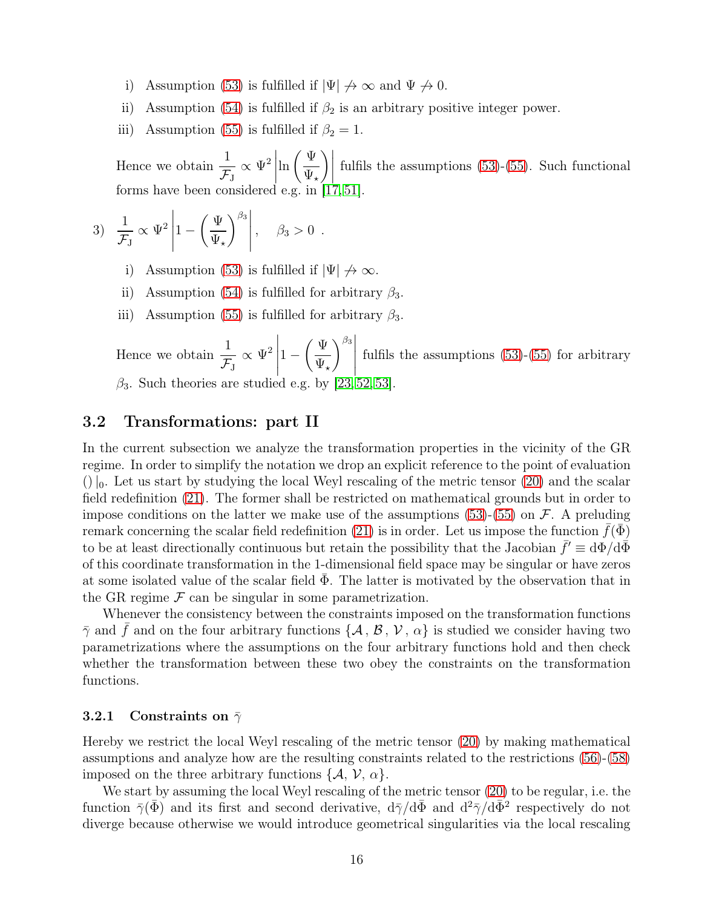i) Assumption (53) is fulfilled if $|\Psi| \not\to \infty$ and $\Psi \not\to 0$.

ii) Assumption (54) is fulfilled if $\beta_2$ is an arbitrary positive integer power.

iii) Assumption (55) is fulfilled if $\beta_2 = 1$.

Hence we obtain $\frac{1}{\mathcal{F}_{\rm J}} \propto \Psi^2 \left| \ln\left(\frac{\Psi}{\Psi_\star}\right) \right|$ fulfils the assumptions (53)-(55). Such functional forms have been considered e.g. in [17,51].

3) $\frac{1}{\mathcal{F}_{\rm J}} \propto \Psi^2 \left| 1 - \left(\frac{\Psi}{\Psi_\star}\right)^{\beta_3} \right|, \quad \beta_3 > 0$ .

i) Assumption (53) is fulfilled if $|\Psi| \not\to \infty$.

ii) Assumption (54) is fulfilled for arbitrary $\beta_3$.

iii) Assumption (55) is fulfilled for arbitrary $\beta_3$.

Hence we obtain $\frac{1}{\mathcal{F}_{\rm J}} \propto \Psi^2 \left| 1 - \left(\frac{\Psi}{\Psi_\star}\right)^{\beta_3} \right|$ fulfils the assumptions (53)-(55) for arbitrary $\beta_3$. Such theories are studied e.g. by [23,52,53].

### 3.2 Transformations: part II

In the current subsection we analyze the transformation properties in the vicinity of the GR regime. In order to simplify the notation we drop an explicit reference to the point of evaluation $()\,|_0$. Let us start by studying the local Weyl rescaling of the metric tensor (20) and the scalar field redefinition (21). The former shall be restricted on mathematical grounds but in order to impose conditions on the latter we make use of the assumptions (53)-(55) on $\mathcal{F}$. A preluding remark concerning the scalar field redefinition (21) is in order. Let us impose the function $\bar{f}(\bar{\Phi})$ to be at least directionally continuous but retain the possibility that the Jacobian $\bar{f}' \equiv \mathrm{d}\Phi/\mathrm{d}\bar{\Phi}$ of this coordinate transformation in the 1-dimensional field space may be singular or have zeros at some isolated value of the scalar field $\bar{\Phi}$. The latter is motivated by the observation that in the GR regime $\mathcal{F}$ can be singular in some parametrization.

Whenever the consistency between the constraints imposed on the transformation functions $\bar{\gamma}$ and $\bar{f}$ and on the four arbitrary functions $\{\mathcal{A}\,, \mathcal{B}\,, \mathcal{V}\,, \alpha\}$ is studied we consider having two parametrizations where the assumptions on the four arbitrary functions hold and then check whether the transformation between these two obey the constraints on the transformation functions.

#### 3.2.1 Constraints on $\bar{\gamma}$

Hereby we restrict the local Weyl rescaling of the metric tensor (20) by making mathematical assumptions and analyze how are the resulting constraints related to the restrictions (56)-(58) imposed on the three arbitrary functions $\{\mathcal{A}, \mathcal{V}, \alpha\}$.

We start by assuming the local Weyl rescaling of the metric tensor (20) to be regular, i.e. the function $\bar{\gamma}(\bar{\Phi})$ and its first and second derivative, $\mathrm{d}\bar{\gamma}/\mathrm{d}\bar{\Phi}$ and $\mathrm{d}^2\bar{\gamma}/\mathrm{d}\bar{\Phi}^2$ respectively do not diverge because otherwise we would introduce geometrical singularities via the local rescaling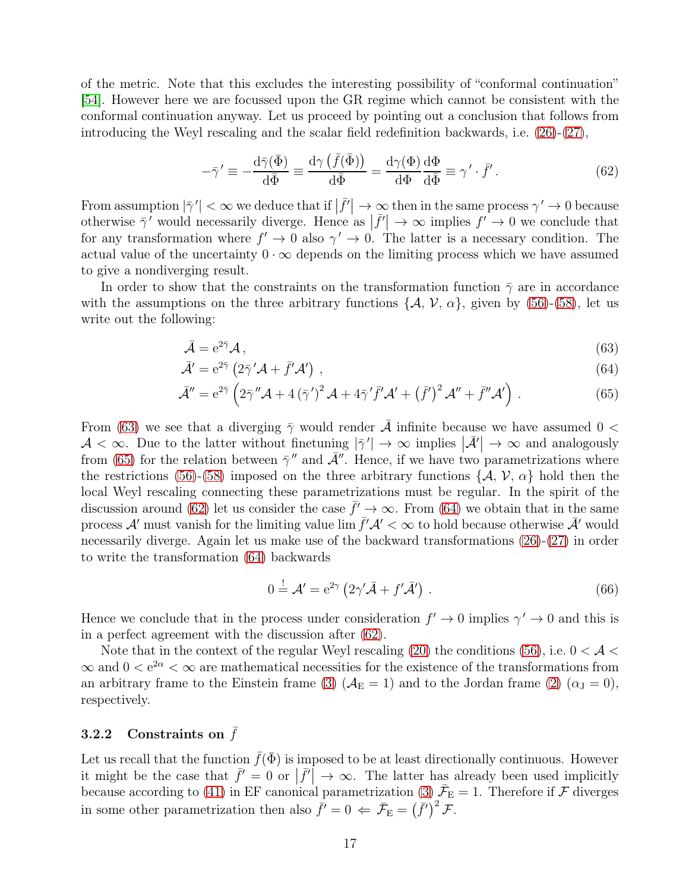of the metric. Note that this excludes the interesting possibility of "conformal continuation" [54]. However here we are focussed upon the GR regime which cannot be consistent with the conformal continuation anyway. Let us proceed by pointing out a conclusion that follows from introducing the Weyl rescaling and the scalar field redefinition backwards, i.e. (26)-(27),

$$-\bar{\gamma}' \equiv -\frac{\mathrm{d}\bar{\gamma}(\bar{\Phi})}{\mathrm{d}\bar{\Phi}} \equiv \frac{\mathrm{d}\gamma\left(\bar{f}(\bar{\Phi})\right)}{\mathrm{d}\bar{\Phi}} = \frac{\mathrm{d}\gamma(\Phi)}{\mathrm{d}\Phi}\frac{\mathrm{d}\Phi}{\mathrm{d}\bar{\Phi}} \equiv \gamma' \cdot \bar{f}' \,. \tag{62}$$

From assumption $|\bar{\gamma}'| < \infty$ we deduce that if $\left|\bar{f}'\right| \to \infty$ then in the same process $\gamma' \to 0$ because otherwise $\bar{\gamma}'$ would necessarily diverge. Hence as $\left|\bar{f}'\right| \to \infty$ implies $f' \to 0$ we conclude that for any transformation where $f' \to 0$ also $\gamma' \to 0$. The latter is a necessary condition. The actual value of the uncertainty $0 \cdot \infty$ depends on the limiting process which we have assumed to give a nondiverging result.

In order to show that the constraints on the transformation function $\bar{\gamma}$ are in accordance with the assumptions on the three arbitrary functions $\{\mathcal{A},\, \mathcal{V},\, \alpha\}$, given by (56)-(58), let us write out the following:

$$\bar{\mathcal{A}} = \mathrm{e}^{2\bar{\gamma}}\mathcal{A}\,, \tag{63}$$

$$\bar{\mathcal{A}}' = \mathrm{e}^{2\bar{\gamma}}\left(2\bar{\gamma}'\mathcal{A} + \bar{f}'\mathcal{A}'\right)\,, \tag{64}$$

$$\bar{\mathcal{A}}'' = \mathrm{e}^{2\bar{\gamma}}\left(2\bar{\gamma}''\mathcal{A} + 4\left(\bar{\gamma}'\right)^2\mathcal{A} + 4\bar{\gamma}'\bar{f}'\mathcal{A}' + \left(\bar{f}'\right)^2\mathcal{A}'' + \bar{f}''\mathcal{A}'\right)\,. \tag{65}$$

From (63) we see that a diverging $\bar{\gamma}$ would render $\bar{\mathcal{A}}$ infinite because we have assumed $0 < \mathcal{A} < \infty$. Due to the latter without finetuning $|\bar{\gamma}'| \to \infty$ implies $\left|\bar{\mathcal{A}}'\right| \to \infty$ and analogously from (65) for the relation between $\bar{\gamma}''$ and $\bar{\mathcal{A}}''$. Hence, if we have two parametrizations where the restrictions (56)-(58) imposed on the three arbitrary functions $\{\mathcal{A},\, \mathcal{V},\, \alpha\}$ hold then the local Weyl rescaling connecting these parametrizations must be regular. In the spirit of the discussion around (62) let us consider the case $\bar{f}' \to \infty$. From (64) we obtain that in the same process $\mathcal{A}'$ must vanish for the limiting value $\lim \bar{f}'\mathcal{A}' < \infty$ to hold because otherwise $\bar{\mathcal{A}}'$ would necessarily diverge. Again let us make use of the backward transformations (26)-(27) in order to write the transformation (64) backwards

$$0 \stackrel{!}{=} \mathcal{A}' = \mathrm{e}^{2\gamma}\left(2\gamma'\bar{\mathcal{A}} + f'\bar{\mathcal{A}}'\right)\,. \tag{66}$$

Hence we conclude that in the process under consideration $f' \to 0$ implies $\gamma' \to 0$ and this is in a perfect agreement with the discussion after (62).

Note that in the context of the regular Weyl rescaling (20) the conditions (56), i.e. $0 < \mathcal{A} < \infty$ and $0 < \mathrm{e}^{2\alpha} < \infty$ are mathematical necessities for the existence of the transformations from an arbitrary frame to the Einstein frame (3) ($\mathcal{A}_{\mathrm{E}} = 1$) and to the Jordan frame (2) ($\alpha_{\mathrm{J}} = 0$), respectively.

### 3.2.2 Constraints on $\bar{f}$

Let us recall that the function $\bar{f}(\bar{\Phi})$ is imposed to be at least directionally continuous. However it might be the case that $\bar{f}' = 0$ or $\left|\bar{f}'\right| \to \infty$. The latter has already been used implicitly because according to (41) in EF canonical parametrization (3) $\bar{\mathcal{F}}_{\mathrm{E}} = 1$. Therefore if $\mathcal{F}$ diverges in some other parametrization then also $\bar{f}' = 0 \Leftarrow \bar{\mathcal{F}}_{\mathrm{E}} = \left(\bar{f}'\right)^2\mathcal{F}$.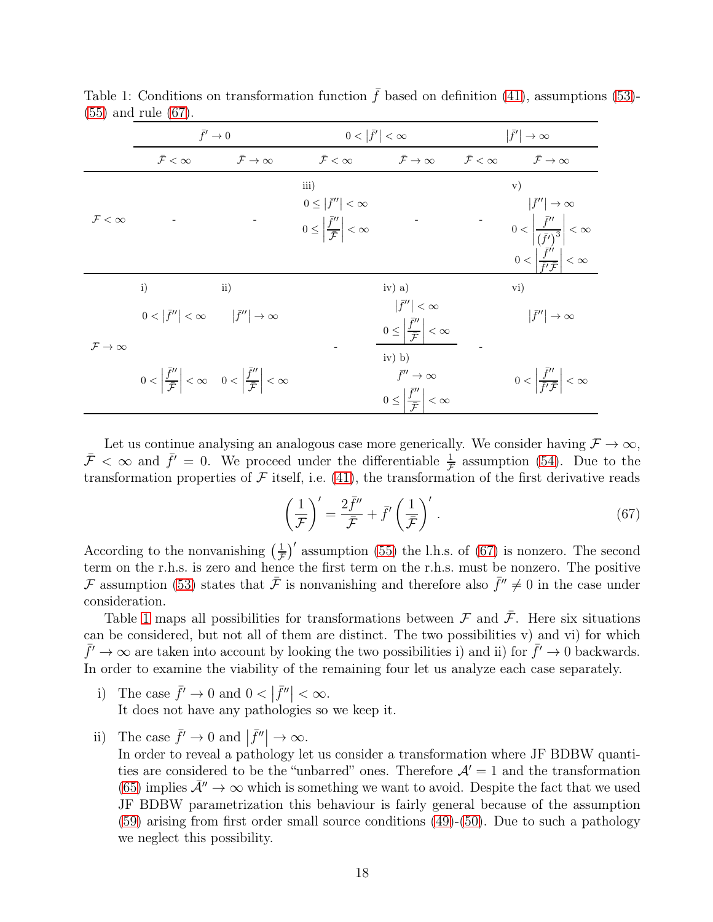Table 1: Conditions on transformation function $\bar{f}$ based on definition (41), assumptions (53)-(55) and rule (67).

| | $\bar{f}' \to 0$ | | $0 < \lvert\bar{f}'\rvert < \infty$ | | $\lvert\bar{f}'\rvert \to \infty$ | |
|---|---|---|---|---|---|---|
| | $\bar{\mathcal{F}} < \infty$ | $\bar{\mathcal{F}} \to \infty$ | $\bar{\mathcal{F}} < \infty$ | $\bar{\mathcal{F}} \to \infty$ | $\bar{\mathcal{F}} < \infty$ | $\bar{\mathcal{F}} \to \infty$ |
| $\mathcal{F} < \infty$ | - | - | iii) $0 \leq \lvert\bar{f}''\rvert < \infty$, $0 \leq \left\lvert\frac{\bar{f}''}{\bar{\mathcal{F}}}\right\rvert < \infty$ | - | - | v) $\lvert\bar{f}''\rvert \to \infty$, $0 < \left\lvert\frac{\bar{f}''}{(\bar{f}')^3}\right\rvert < \infty$, $0 < \left\lvert\frac{\bar{f}''}{\bar{f}'\bar{\mathcal{F}}}\right\rvert < \infty$ |
| $\mathcal{F} \to \infty$ | i) $0 < \lvert\bar{f}''\rvert < \infty$, $0 < \left\lvert\frac{\bar{f}''}{\bar{\mathcal{F}}}\right\rvert < \infty$ | ii) $\lvert\bar{f}''\rvert \to \infty$, $0 < \left\lvert\frac{\bar{f}''}{\bar{\mathcal{F}}}\right\rvert < \infty$ | - | iv) a) $\lvert\bar{f}''\rvert < \infty$, $0 \leq \left\lvert\frac{\bar{f}''}{\bar{\mathcal{F}}}\right\rvert < \infty$; iv) b) $\bar{f}'' \to \infty$, $0 \leq \left\lvert\frac{\bar{f}''}{\bar{\mathcal{F}}}\right\rvert < \infty$ | - | vi) $\lvert\bar{f}''\rvert \to \infty$, $0 < \left\lvert\frac{\bar{f}''}{\bar{f}'\bar{\mathcal{F}}}\right\rvert < \infty$ |

Let us continue analysing an analogous case more generically. We consider having $\mathcal{F} \to \infty$, $\bar{\mathcal{F}} < \infty$ and $\bar{f}' = 0$. We proceed under the differentiable $\frac{1}{\mathcal{F}}$ assumption (54). Due to the transformation properties of $\mathcal{F}$ itself, i.e. (41), the transformation of the first derivative reads

$$\left(\frac{1}{\mathcal{F}}\right)' = \frac{2\bar{f}''}{\bar{\mathcal{F}}} + \bar{f}'\left(\frac{1}{\bar{\mathcal{F}}}\right)' . \tag{67}$$

According to the nonvanishing $\left(\frac{1}{\mathcal{F}}\right)'$ assumption (55) the l.h.s. of (67) is nonzero. The second term on the r.h.s. is zero and hence the first term on the r.h.s. must be nonzero. The positive $\mathcal{F}$ assumption (53) states that $\bar{\mathcal{F}}$ is nonvanishing and therefore also $\bar{f}'' \neq 0$ in the case under consideration.

Table 1 maps all possibilities for transformations between $\mathcal{F}$ and $\bar{\mathcal{F}}$. Here six situations can be considered, but not all of them are distinct. The two possibilities v) and vi) for which $\bar{f}' \to \infty$ are taken into account by looking the two possibilities i) and ii) for $\bar{f}' \to 0$ backwards. In order to examine the viability of the remaining four let us analyze each case separately.

i) The case $\bar{f}' \to 0$ and $0 < \lvert\bar{f}''\rvert < \infty$.
It does not have any pathologies so we keep it.

ii) The case $\bar{f}' \to 0$ and $\lvert\bar{f}''\rvert \to \infty$.
In order to reveal a pathology let us consider a transformation where JF BDBW quantities are considered to be the "unbarred" ones. Therefore $\mathcal{A}' = 1$ and the transformation (65) implies $\bar{\mathcal{A}}'' \to \infty$ which is something we want to avoid. Despite the fact that we used JF BDBW parametrization this behaviour is fairly general because of the assumption (59) arising from first order small source conditions (49)-(50). Due to such a pathology we neglect this possibility.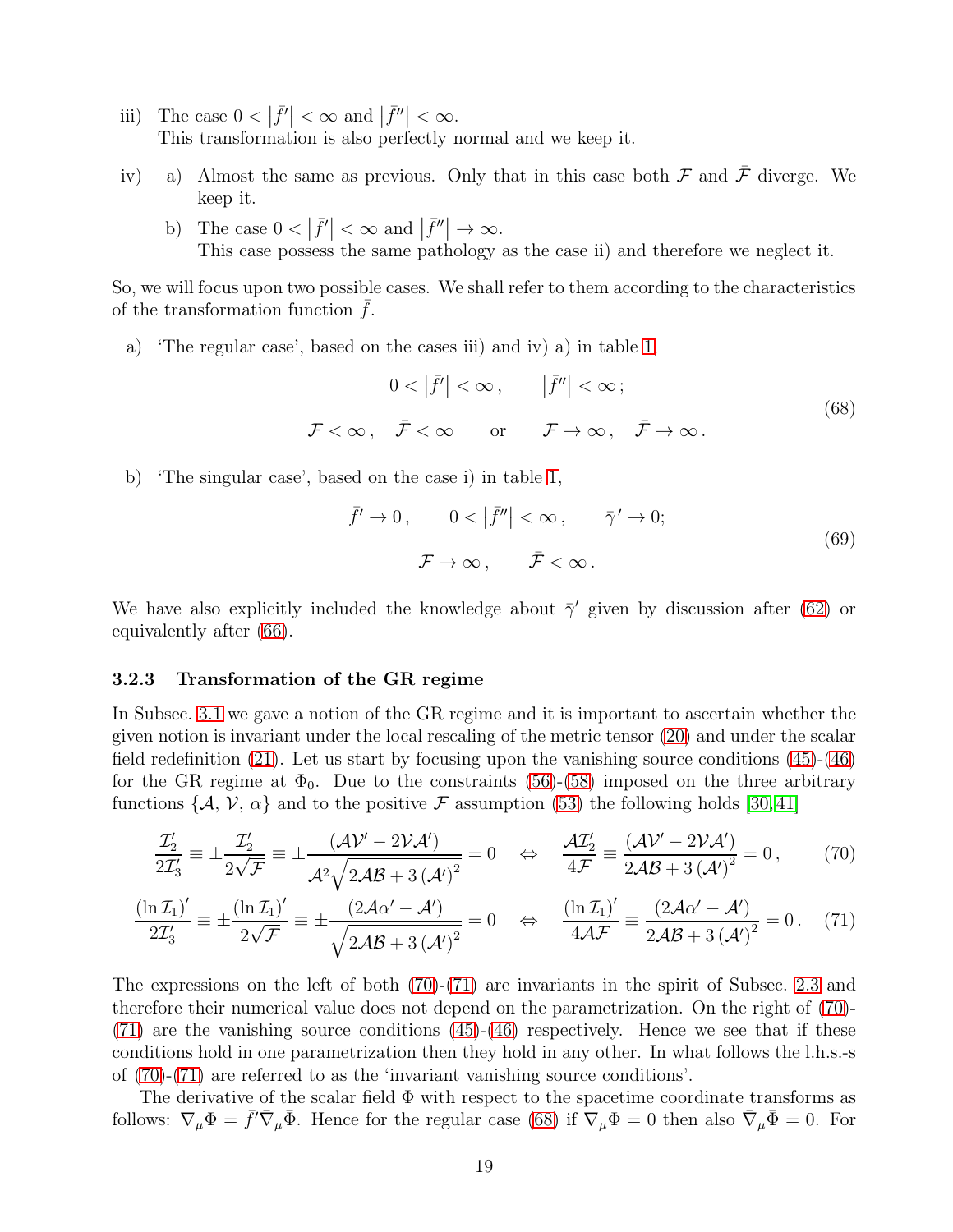iii) The case $0 < \left|\bar{f}'\right| < \infty$ and $\left|\bar{f}''\right| < \infty$.
This transformation is also perfectly normal and we keep it.

iv) a) Almost the same as previous. Only that in this case both $\mathcal{F}$ and $\bar{\mathcal{F}}$ diverge. We keep it.

b) The case $0 < \left|\bar{f}'\right| < \infty$ and $\left|\bar{f}''\right| \to \infty$.
This case possess the same pathology as the case ii) and therefore we neglect it.

So, we will focus upon two possible cases. We shall refer to them according to the characteristics of the transformation function $\bar{f}$.

a) 'The regular case', based on the cases iii) and iv) a) in table 1,

$$
\begin{gathered}
0 < \left|\bar{f}'\right| < \infty\,, \qquad \left|\bar{f}''\right| < \infty\,; \\
\mathcal{F} < \infty\,, \quad \bar{\mathcal{F}} < \infty \qquad \text{or} \qquad \mathcal{F} \to \infty\,, \quad \bar{\mathcal{F}} \to \infty\,.
\end{gathered}
\tag{68}
$$

b) 'The singular case', based on the case i) in table 1,

$$
\begin{gathered}
\bar{f}' \to 0\,, \qquad 0 < \left|\bar{f}''\right| < \infty\,, \qquad \bar{\gamma}' \to 0; \\
\mathcal{F} \to \infty\,, \qquad \bar{\mathcal{F}} < \infty\,.
\end{gathered}
\tag{69}
$$

We have also explicitly included the knowledge about $\bar{\gamma}'$ given by discussion after (62) or equivalently after (66).

### 3.2.3 Transformation of the GR regime

In Subsec. 3.1 we gave a notion of the GR regime and it is important to ascertain whether the given notion is invariant under the local rescaling of the metric tensor (20) and under the scalar field redefinition (21). Let us start by focusing upon the vanishing source conditions (45)-(46) for the GR regime at $\Phi_0$. Due to the constraints (56)-(58) imposed on the three arbitrary functions $\{\mathcal{A},\, \mathcal{V},\, \alpha\}$ and to the positive $\mathcal{F}$ assumption (53) the following holds [30, 41]

$$
\frac{\mathcal{I}_2'}{2\mathcal{I}_3'} \equiv \pm\frac{\mathcal{I}_2'}{2\sqrt{\mathcal{F}}} \equiv \pm\frac{\left(\mathcal{A}\mathcal{V}'-2\mathcal{V}\mathcal{A}'\right)}{\mathcal{A}^2\sqrt{2\mathcal{A}\mathcal{B}+3\left(\mathcal{A}'\right)^2}} = 0 \quad \Leftrightarrow \quad \frac{\mathcal{A}\mathcal{I}_2'}{4\mathcal{F}} \equiv \frac{\left(\mathcal{A}\mathcal{V}'-2\mathcal{V}\mathcal{A}'\right)}{2\mathcal{A}\mathcal{B}+3\left(\mathcal{A}'\right)^2} = 0\,, \tag{70}
$$

$$
\frac{\left(\ln\mathcal{I}_1\right)'}{2\mathcal{I}_3'} \equiv \pm\frac{\left(\ln\mathcal{I}_1\right)'}{2\sqrt{\mathcal{F}}} \equiv \pm\frac{\left(2\mathcal{A}\alpha'-\mathcal{A}'\right)}{\sqrt{2\mathcal{A}\mathcal{B}+3\left(\mathcal{A}'\right)^2}} = 0 \quad \Leftrightarrow \quad \frac{\left(\ln\mathcal{I}_1\right)'}{4\mathcal{A}\mathcal{F}} \equiv \frac{\left(2\mathcal{A}\alpha'-\mathcal{A}'\right)}{2\mathcal{A}\mathcal{B}+3\left(\mathcal{A}'\right)^2} = 0\,. \tag{71}
$$

The expressions on the left of both (70)-(71) are invariants in the spirit of Subsec. 2.3 and therefore their numerical value does not depend on the parametrization. On the right of (70)-(71) are the vanishing source conditions (45)-(46) respectively. Hence we see that if these conditions hold in one parametrization then they hold in any other. In what follows the l.h.s.-s of (70)-(71) are referred to as the 'invariant vanishing source conditions'.

The derivative of the scalar field $\Phi$ with respect to the spacetime coordinate transforms as follows: $\nabla_\mu\Phi = \bar{f}'\bar{\nabla}_\mu\bar{\Phi}$. Hence for the regular case (68) if $\nabla_\mu\Phi = 0$ then also $\bar{\nabla}_\mu\bar{\Phi} = 0$. For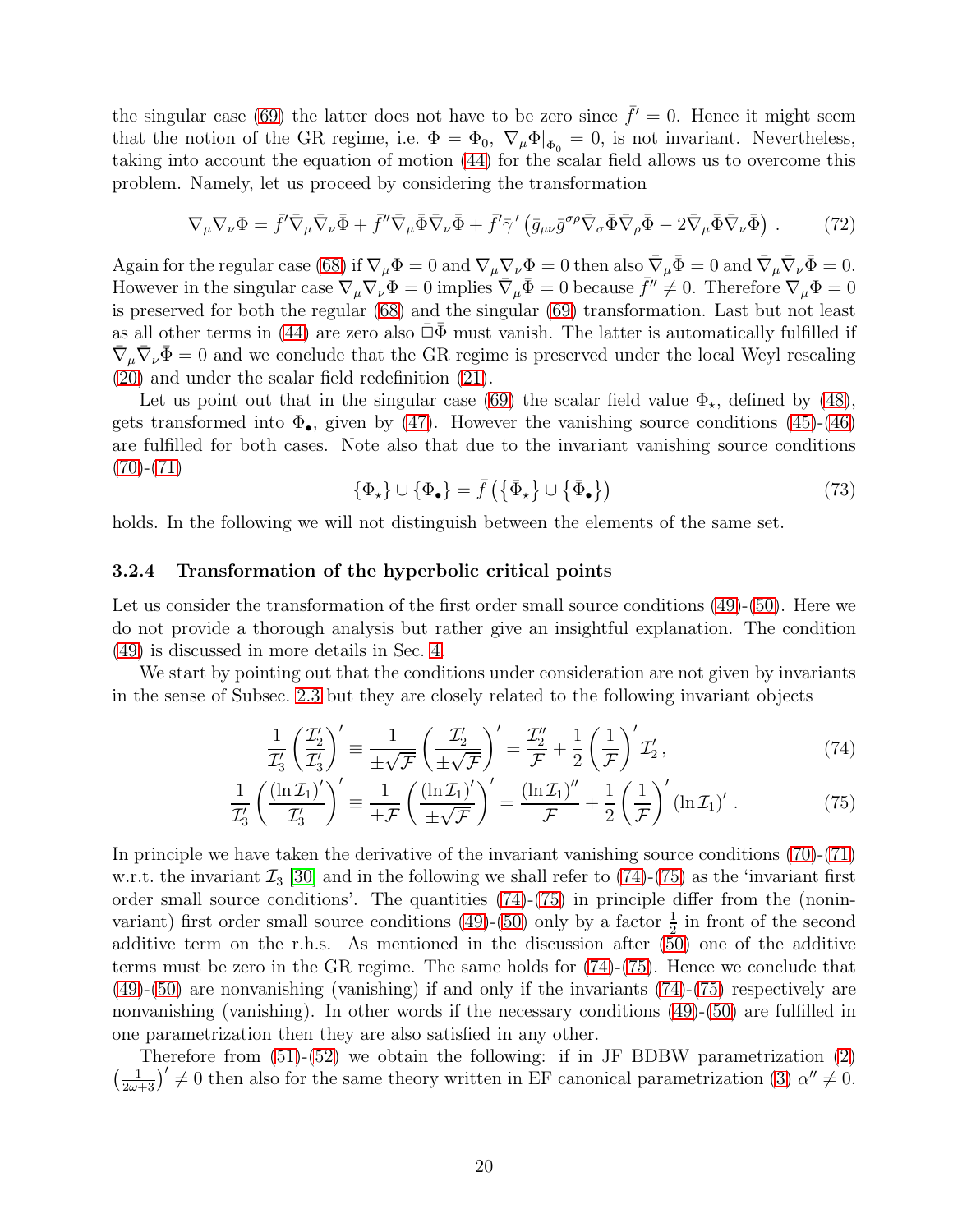the singular case (69) the latter does not have to be zero since $\bar{f}' = 0$. Hence it might seem that the notion of the GR regime, i.e. $\Phi = \Phi_0$, $\nabla_\mu \Phi|_{\Phi_0} = 0$, is not invariant. Nevertheless, taking into account the equation of motion (44) for the scalar field allows us to overcome this problem. Namely, let us proceed by considering the transformation

$$\nabla_\mu \nabla_\nu \Phi = \bar{f}' \bar{\nabla}_\mu \bar{\nabla}_\nu \bar{\Phi} + \bar{f}'' \bar{\nabla}_\mu \bar{\Phi} \bar{\nabla}_\nu \bar{\Phi} + \bar{f}' \bar{\gamma}' \left( \bar{g}_{\mu\nu} \bar{g}^{\sigma\rho} \bar{\nabla}_\sigma \bar{\Phi} \bar{\nabla}_\rho \bar{\Phi} - 2 \bar{\nabla}_\mu \bar{\Phi} \bar{\nabla}_\nu \bar{\Phi} \right) . \tag{72}$$

Again for the regular case (68) if $\nabla_\mu \Phi = 0$ and $\nabla_\mu \nabla_\nu \Phi = 0$ then also $\bar{\nabla}_\mu \bar{\Phi} = 0$ and $\bar{\nabla}_\mu \bar{\nabla}_\nu \bar{\Phi} = 0$. However in the singular case $\nabla_\mu \nabla_\nu \Phi = 0$ implies $\bar{\nabla}_\mu \bar{\Phi} = 0$ because $\bar{f}'' \neq 0$. Therefore $\nabla_\mu \Phi = 0$ is preserved for both the regular (68) and the singular (69) transformation. Last but not least as all other terms in (44) are zero also $\bar{\Box} \bar{\Phi}$ must vanish. The latter is automatically fulfilled if $\bar{\nabla}_\mu \bar{\nabla}_\nu \bar{\Phi} = 0$ and we conclude that the GR regime is preserved under the local Weyl rescaling (20) and under the scalar field redefinition (21).

Let us point out that in the singular case (69) the scalar field value $\Phi_\star$, defined by (48), gets transformed into $\Phi_\bullet$, given by (47). However the vanishing source conditions (45)-(46) are fulfilled for both cases. Note also that due to the invariant vanishing source conditions (70)-(71)

$$\{\Phi_\star\} \cup \{\Phi_\bullet\} = \bar{f} \left( \{\bar{\Phi}_\star\} \cup \{\bar{\Phi}_\bullet\} \right) \tag{73}$$

holds. In the following we will not distinguish between the elements of the same set.

### 3.2.4 Transformation of the hyperbolic critical points

Let us consider the transformation of the first order small source conditions (49)-(50). Here we do not provide a thorough analysis but rather give an insightful explanation. The condition (49) is discussed in more details in Sec. 4.

We start by pointing out that the conditions under consideration are not given by invariants in the sense of Subsec. 2.3 but they are closely related to the following invariant objects

$$\frac{1}{\mathcal{I}_3'} \left( \frac{\mathcal{I}_2'}{\mathcal{I}_3'} \right)' \equiv \frac{1}{\pm\sqrt{\mathcal{F}}} \left( \frac{\mathcal{I}_2'}{\pm\sqrt{\mathcal{F}}} \right)' = \frac{\mathcal{I}_2''}{\mathcal{F}} + \frac{1}{2} \left( \frac{1}{\mathcal{F}} \right)' \mathcal{I}_2' , \tag{74}$$

$$\frac{1}{\mathcal{I}_3'} \left( \frac{(\ln \mathcal{I}_1)'}{\mathcal{I}_3'} \right)' \equiv \frac{1}{\pm\mathcal{F}} \left( \frac{(\ln \mathcal{I}_1)'}{\pm\sqrt{\mathcal{F}}} \right)' = \frac{(\ln \mathcal{I}_1)''}{\mathcal{F}} + \frac{1}{2} \left( \frac{1}{\mathcal{F}} \right)' (\ln \mathcal{I}_1)' . \tag{75}$$

In principle we have taken the derivative of the invariant vanishing source conditions (70)-(71) w.r.t. the invariant $\mathcal{I}_3$ [30] and in the following we shall refer to (74)-(75) as the 'invariant first order small source conditions'. The quantities (74)-(75) in principle differ from the (noninvariant) first order small source conditions (49)-(50) only by a factor $\frac{1}{2}$ in front of the second additive term on the r.h.s. As mentioned in the discussion after (50) one of the additive terms must be zero in the GR regime. The same holds for (74)-(75). Hence we conclude that (49)-(50) are nonvanishing (vanishing) if and only if the invariants (74)-(75) respectively are nonvanishing (vanishing). In other words if the necessary conditions (49)-(50) are fulfilled in one parametrization then they are also satisfied in any other.

Therefore from (51)-(52) we obtain the following: if in JF BDBW parametrization (2) $\left(\frac{1}{2\omega+3}\right)' \neq 0$ then also for the same theory written in EF canonical parametrization (3) $\alpha'' \neq 0$.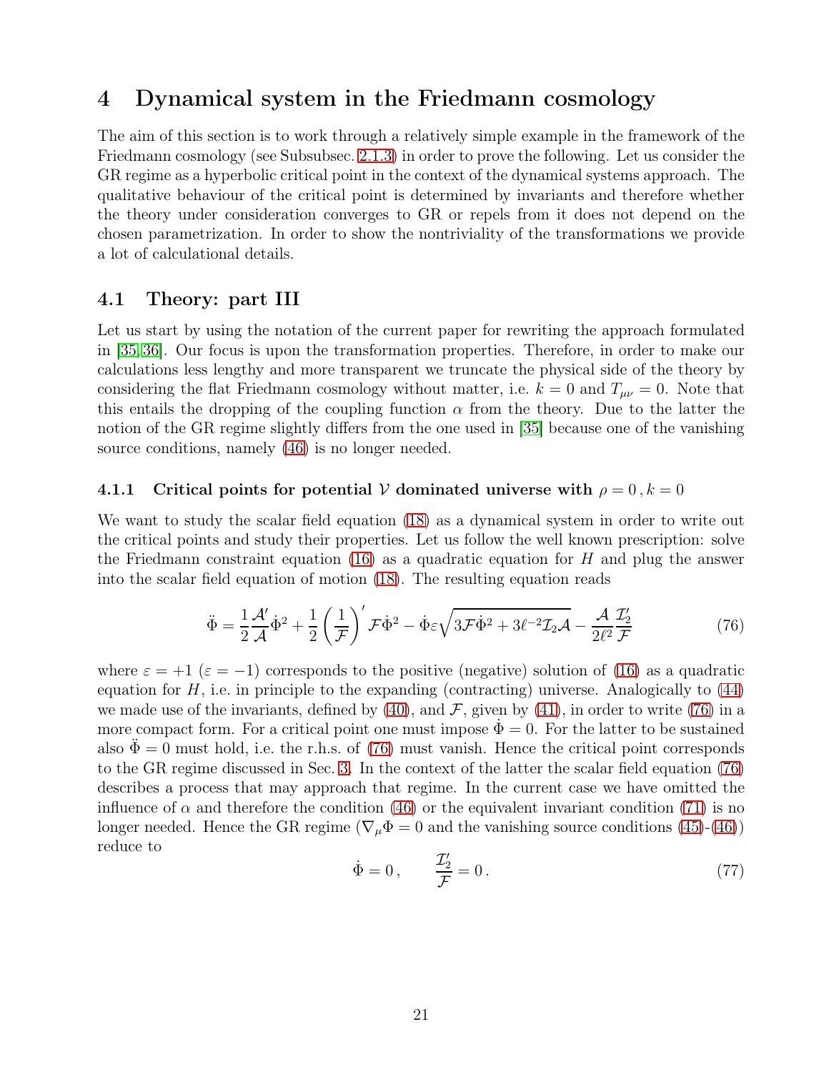# 4 Dynamical system in the Friedmann cosmology

The aim of this section is to work through a relatively simple example in the framework of the Friedmann cosmology (see Subsubsec. 2.1.3) in order to prove the following. Let us consider the GR regime as a hyperbolic critical point in the context of the dynamical systems approach. The qualitative behaviour of the critical point is determined by invariants and therefore whether the theory under consideration converges to GR or repels from it does not depend on the chosen parametrization. In order to show the nontriviality of the transformations we provide a lot of calculational details.

## 4.1 Theory: part III

Let us start by using the notation of the current paper for rewriting the approach formulated in [35,36]. Our focus is upon the transformation properties. Therefore, in order to make our calculations less lengthy and more transparent we truncate the physical side of the theory by considering the flat Friedmann cosmology without matter, i.e. $k = 0$ and $T_{\mu\nu} = 0$. Note that this entails the dropping of the coupling function $\alpha$ from the theory. Due to the latter the notion of the GR regime slightly differs from the one used in [35] because one of the vanishing source conditions, namely (46) is no longer needed.

### 4.1.1 Critical points for potential $\mathcal{V}$ dominated universe with $\rho = 0\,, k = 0$

We want to study the scalar field equation (18) as a dynamical system in order to write out the critical points and study their properties. Let us follow the well known prescription: solve the Friedmann constraint equation (16) as a quadratic equation for $H$ and plug the answer into the scalar field equation of motion (18). The resulting equation reads

$$
\ddot{\Phi} = \frac{1}{2}\frac{\mathcal{A}'}{\mathcal{A}}\dot{\Phi}^2 + \frac{1}{2}\left(\frac{1}{\mathcal{F}}\right)'\mathcal{F}\dot{\Phi}^2 - \dot{\Phi}\varepsilon\sqrt{3\mathcal{F}\dot{\Phi}^2 + 3\ell^{-2}\mathcal{I}_2\mathcal{A}} - \frac{\mathcal{A}}{2\ell^2}\frac{\mathcal{I}_2'}{\mathcal{F}} \tag{76}
$$

where $\varepsilon = +1$ ($\varepsilon = -1$) corresponds to the positive (negative) solution of (16) as a quadratic equation for $H$, i.e. in principle to the expanding (contracting) universe. Analogically to (44) we made use of the invariants, defined by (40), and $\mathcal{F}$, given by (41), in order to write (76) in a more compact form. For a critical point one must impose $\dot{\Phi} = 0$. For the latter to be sustained also $\ddot{\Phi} = 0$ must hold, i.e. the r.h.s. of (76) must vanish. Hence the critical point corresponds to the GR regime discussed in Sec. 3. In the context of the latter the scalar field equation (76) describes a process that may approach that regime. In the current case we have omitted the influence of $\alpha$ and therefore the condition (46) or the equivalent invariant condition (71) is no longer needed. Hence the GR regime ($\nabla_\mu\Phi = 0$ and the vanishing source conditions (45)-(46)) reduce to

$$
\dot{\Phi} = 0\,, \qquad \frac{\mathcal{I}_2'}{\mathcal{F}} = 0\,. \tag{77}
$$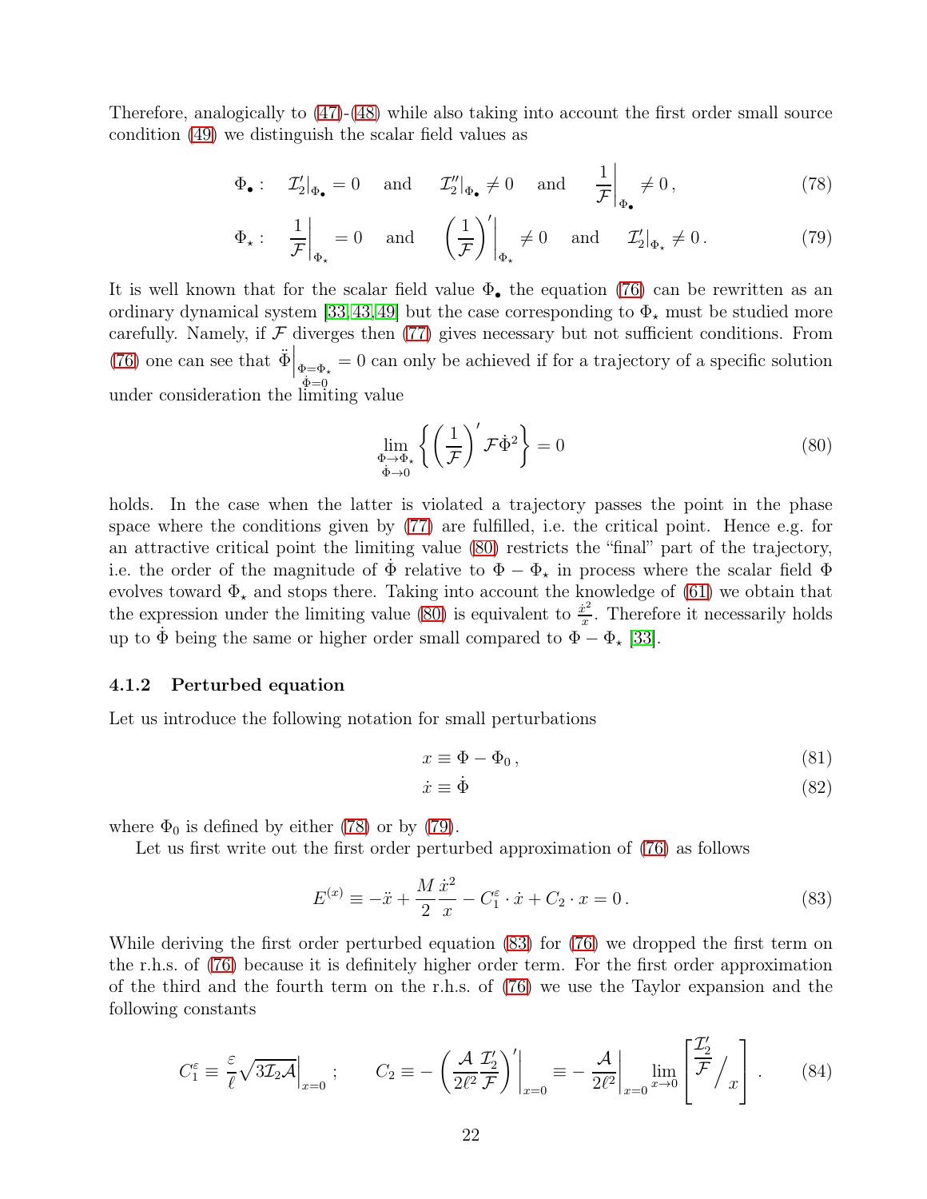Therefore, analogically to (47)-(48) while also taking into account the first order small source condition (49) we distinguish the scalar field values as

$$\Phi_\bullet: \quad \mathcal{I}_2'|_{\Phi_\bullet} = 0 \quad \text{and} \quad \mathcal{I}_2''|_{\Phi_\bullet} \neq 0 \quad \text{and} \quad \left.\frac{1}{\mathcal{F}}\right|_{\Phi_\bullet} \neq 0\,, \tag{78}$$

$$\Phi_\star: \quad \left.\frac{1}{\mathcal{F}}\right|_{\Phi_\star} = 0 \quad \text{and} \quad \left.\left(\frac{1}{\mathcal{F}}\right)'\right|_{\Phi_\star} \neq 0 \quad \text{and} \quad \mathcal{I}_2'|_{\Phi_\star} \neq 0\,. \tag{79}$$

It is well known that for the scalar field value $\Phi_\bullet$ the equation (76) can be rewritten as an ordinary dynamical system [33,43,49] but the case corresponding to $\Phi_\star$ must be studied more carefully. Namely, if $\mathcal{F}$ diverges then (77) gives necessary but not sufficient conditions. From (76) one can see that $\ddot{\Phi}\Big|_{\substack{\Phi=\Phi_\star \\ \dot{\Phi}=0}} = 0$ can only be achieved if for a trajectory of a specific solution under consideration the limiting value

$$\lim_{\substack{\Phi\to\Phi_\star \\ \dot{\Phi}\to 0}} \left\{ \left(\frac{1}{\mathcal{F}}\right)' \mathcal{F}\dot{\Phi}^2 \right\} = 0 \tag{80}$$

holds. In the case when the latter is violated a trajectory passes the point in the phase space where the conditions given by (77) are fulfilled, i.e. the critical point. Hence e.g. for an attractive critical point the limiting value (80) restricts the "final" part of the trajectory, i.e. the order of the magnitude of $\dot{\Phi}$ relative to $\Phi - \Phi_\star$ in process where the scalar field $\Phi$ evolves toward $\Phi_\star$ and stops there. Taking into account the knowledge of (61) we obtain that the expression under the limiting value (80) is equivalent to $\frac{\dot{x}^2}{x}$. Therefore it necessarily holds up to $\dot{\Phi}$ being the same or higher order small compared to $\Phi - \Phi_\star$ [33].

### 4.1.2 Perturbed equation

Let us introduce the following notation for small perturbations

$$x \equiv \Phi - \Phi_0\,, \tag{81}$$

$$\dot{x} \equiv \dot{\Phi} \tag{82}$$

where $\Phi_0$ is defined by either (78) or by (79).

Let us first write out the first order perturbed approximation of (76) as follows

$$E^{(x)} \equiv -\ddot{x} + \frac{M}{2}\frac{\dot{x}^2}{x} - C_1^\varepsilon \cdot \dot{x} + C_2 \cdot x = 0\,. \tag{83}$$

While deriving the first order perturbed equation (83) for (76) we dropped the first term on the r.h.s. of (76) because it is definitely higher order term. For the first order approximation of the third and the fourth term on the r.h.s. of (76) we use the Taylor expansion and the following constants

$$C_1^\varepsilon \equiv \frac{\varepsilon}{\ell}\sqrt{3\mathcal{I}_2\mathcal{A}}\Big|_{x=0}\,; \qquad C_2 \equiv -\left(\frac{\mathcal{A}}{2\ell^2}\frac{\mathcal{I}_2'}{\mathcal{F}}\right)'\Big|_{x=0} \equiv -\left.\frac{\mathcal{A}}{2\ell^2}\right|_{x=0} \lim_{x\to 0}\left[\frac{\mathcal{I}_2'}{\mathcal{F}}\Big/ x\right]\,. \tag{84}$$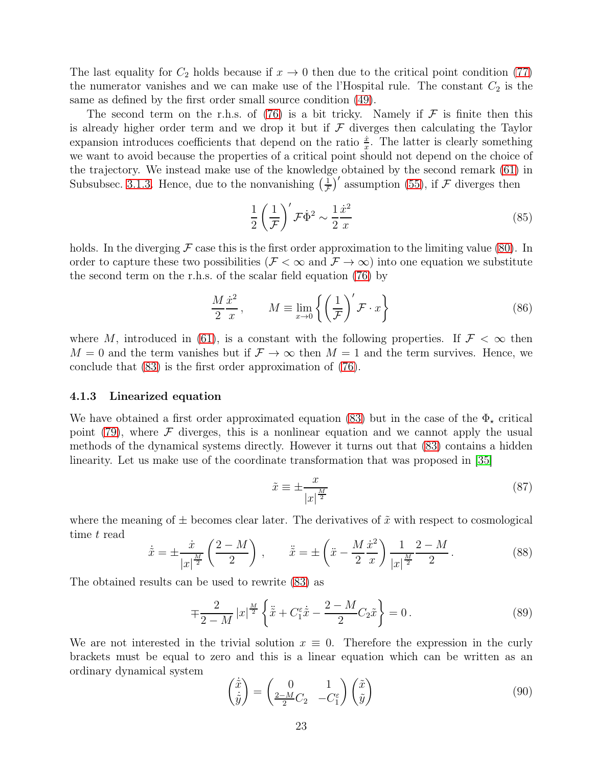The last equality for $C_2$ holds because if $x \to 0$ then due to the critical point condition (77) the numerator vanishes and we can make use of the l'Hospital rule. The constant $C_2$ is the same as defined by the first order small source condition (49).

The second term on the r.h.s. of (76) is a bit tricky. Namely if $\mathcal{F}$ is finite then this is already higher order term and we drop it but if $\mathcal{F}$ diverges then calculating the Taylor expansion introduces coefficients that depend on the ratio $\frac{\dot{x}}{x}$. The latter is clearly something we want to avoid because the properties of a critical point should not depend on the choice of the trajectory. We instead make use of the knowledge obtained by the second remark (61) in Subsubsec. 3.1.3. Hence, due to the nonvanishing $\left(\frac{1}{\mathcal{F}}\right)'$ assumption (55), if $\mathcal{F}$ diverges then

$$\frac{1}{2}\left(\frac{1}{\mathcal{F}}\right)'\mathcal{F}\dot{\Phi}^2 \sim \frac{1}{2}\frac{\dot{x}^2}{x} \tag{85}$$

holds. In the diverging $\mathcal{F}$ case this is the first order approximation to the limiting value (80). In order to capture these two possibilities ($\mathcal{F} < \infty$ and $\mathcal{F} \to \infty$) into one equation we substitute the second term on the r.h.s. of the scalar field equation (76) by

$$\frac{M}{2}\frac{\dot{x}^2}{x}\,, \qquad M \equiv \lim_{x\to 0}\left\{\left(\frac{1}{\mathcal{F}}\right)'\mathcal{F}\cdot x\right\} \tag{86}$$

where $M$, introduced in (61), is a constant with the following properties. If $\mathcal{F} < \infty$ then $M = 0$ and the term vanishes but if $\mathcal{F} \to \infty$ then $M = 1$ and the term survives. Hence, we conclude that (83) is the first order approximation of (76).

### 4.1.3 Linearized equation

We have obtained a first order approximated equation (83) but in the case of the $\Phi_\star$ critical point (79), where $\mathcal{F}$ diverges, this is a nonlinear equation and we cannot apply the usual methods of the dynamical systems directly. However it turns out that (83) contains a hidden linearity. Let us make use of the coordinate transformation that was proposed in [35]

$$\tilde{x} \equiv \pm\frac{x}{|x|^{\frac{M}{2}}} \tag{87}$$

where the meaning of $\pm$ becomes clear later. The derivatives of $\tilde{x}$ with respect to cosmological time $t$ read

$$\dot{\tilde{x}} = \pm\frac{\dot{x}}{|x|^{\frac{M}{2}}}\left(\frac{2-M}{2}\right)\,, \qquad \ddot{\tilde{x}} = \pm\left(\ddot{x} - \frac{M}{2}\frac{\dot{x}^2}{x}\right)\frac{1}{|x|^{\frac{M}{2}}}\frac{2-M}{2}\,. \tag{88}$$

The obtained results can be used to rewrite (83) as

$$\mp\frac{2}{2-M}\,|x|^{\frac{M}{2}}\left\{\ddot{\tilde{x}} + C_1^\varepsilon\dot{\tilde{x}} - \frac{2-M}{2}C_2\tilde{x}\right\} = 0\,. \tag{89}$$

We are not interested in the trivial solution $x \equiv 0$. Therefore the expression in the curly brackets must be equal to zero and this is a linear equation which can be written as an ordinary dynamical system

$$\begin{pmatrix}\dot{\tilde{x}}\\ \dot{\tilde{y}}\end{pmatrix} = \begin{pmatrix}0 & 1\\ \frac{2-M}{2}C_2 & -C_1^\varepsilon\end{pmatrix}\begin{pmatrix}\tilde{x}\\ \tilde{y}\end{pmatrix} \tag{90}$$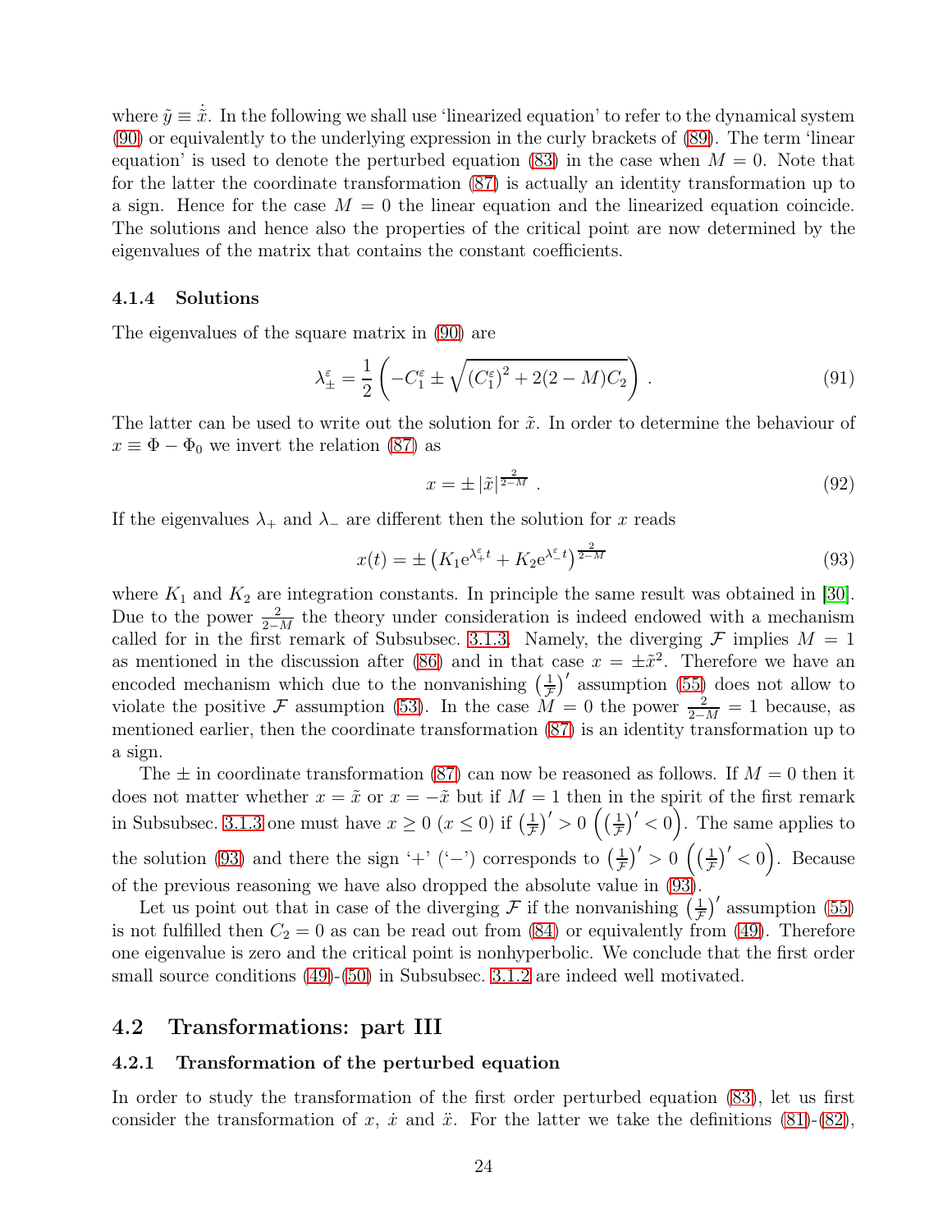where $\tilde{y} \equiv \dot{\tilde{x}}$. In the following we shall use 'linearized equation' to refer to the dynamical system (90) or equivalently to the underlying expression in the curly brackets of (89). The term 'linear equation' is used to denote the perturbed equation (83) in the case when $M = 0$. Note that for the latter the coordinate transformation (87) is actually an identity transformation up to a sign. Hence for the case $M = 0$ the linear equation and the linearized equation coincide. The solutions and hence also the properties of the critical point are now determined by the eigenvalues of the matrix that contains the constant coefficients.

#### 4.1.4 Solutions

The eigenvalues of the square matrix in (90) are

$$\lambda^{\varepsilon}_{\pm} = \frac{1}{2}\left(-C^{\varepsilon}_1 \pm \sqrt{\left(C^{\varepsilon}_1\right)^2 + 2(2-M)C_2}\right) . \tag{91}$$

The latter can be used to write out the solution for $\tilde{x}$. In order to determine the behaviour of $x \equiv \Phi - \Phi_0$ we invert the relation (87) as

$$x = \pm\left|\tilde{x}\right|^{\frac{2}{2-M}} . \tag{92}$$

If the eigenvalues $\lambda_+$ and $\lambda_-$ are different then the solution for $x$ reads

$$x(t) = \pm\left(K_1 \mathrm{e}^{\lambda^{\varepsilon}_+ t} + K_2 \mathrm{e}^{\lambda^{\varepsilon}_- t}\right)^{\frac{2}{2-M}} \tag{93}$$

where $K_1$ and $K_2$ are integration constants. In principle the same result was obtained in [30]. Due to the power $\frac{2}{2-M}$ the theory under consideration is indeed endowed with a mechanism called for in the first remark of Subsubsec. 3.1.3. Namely, the diverging $\mathcal{F}$ implies $M = 1$ as mentioned in the discussion after (86) and in that case $x = \pm\tilde{x}^2$. Therefore we have an encoded mechanism which due to the nonvanishing $\left(\frac{1}{\mathcal{F}}\right)'$ assumption (55) does not allow to violate the positive $\mathcal{F}$ assumption (53). In the case $M = 0$ the power $\frac{2}{2-M} = 1$ because, as mentioned earlier, then the coordinate transformation (87) is an identity transformation up to a sign.

The $\pm$ in coordinate transformation (87) can now be reasoned as follows. If $M = 0$ then it does not matter whether $x = \tilde{x}$ or $x = -\tilde{x}$ but if $M = 1$ then in the spirit of the first remark in Subsubsec. 3.1.3 one must have $x \geq 0$ ($x \leq 0$) if $\left(\frac{1}{\mathcal{F}}\right)' > 0$ $\left(\left(\frac{1}{\mathcal{F}}\right)' < 0\right)$. The same applies to the solution (93) and there the sign '+' ('−') corresponds to $\left(\frac{1}{\mathcal{F}}\right)' > 0$ $\left(\left(\frac{1}{\mathcal{F}}\right)' < 0\right)$. Because of the previous reasoning we have also dropped the absolute value in (93).

Let us point out that in case of the diverging $\mathcal{F}$ if the nonvanishing $\left(\frac{1}{\mathcal{F}}\right)'$ assumption (55) is not fulfilled then $C_2 = 0$ as can be read out from (84) or equivalently from (49). Therefore one eigenvalue is zero and the critical point is nonhyperbolic. We conclude that the first order small source conditions (49)-(50) in Subsubsec. 3.1.2 are indeed well motivated.

### 4.2 Transformations: part III

#### 4.2.1 Transformation of the perturbed equation

In order to study the transformation of the first order perturbed equation (83), let us first consider the transformation of $x$, $\dot{x}$ and $\ddot{x}$. For the latter we take the definitions (81)-(82),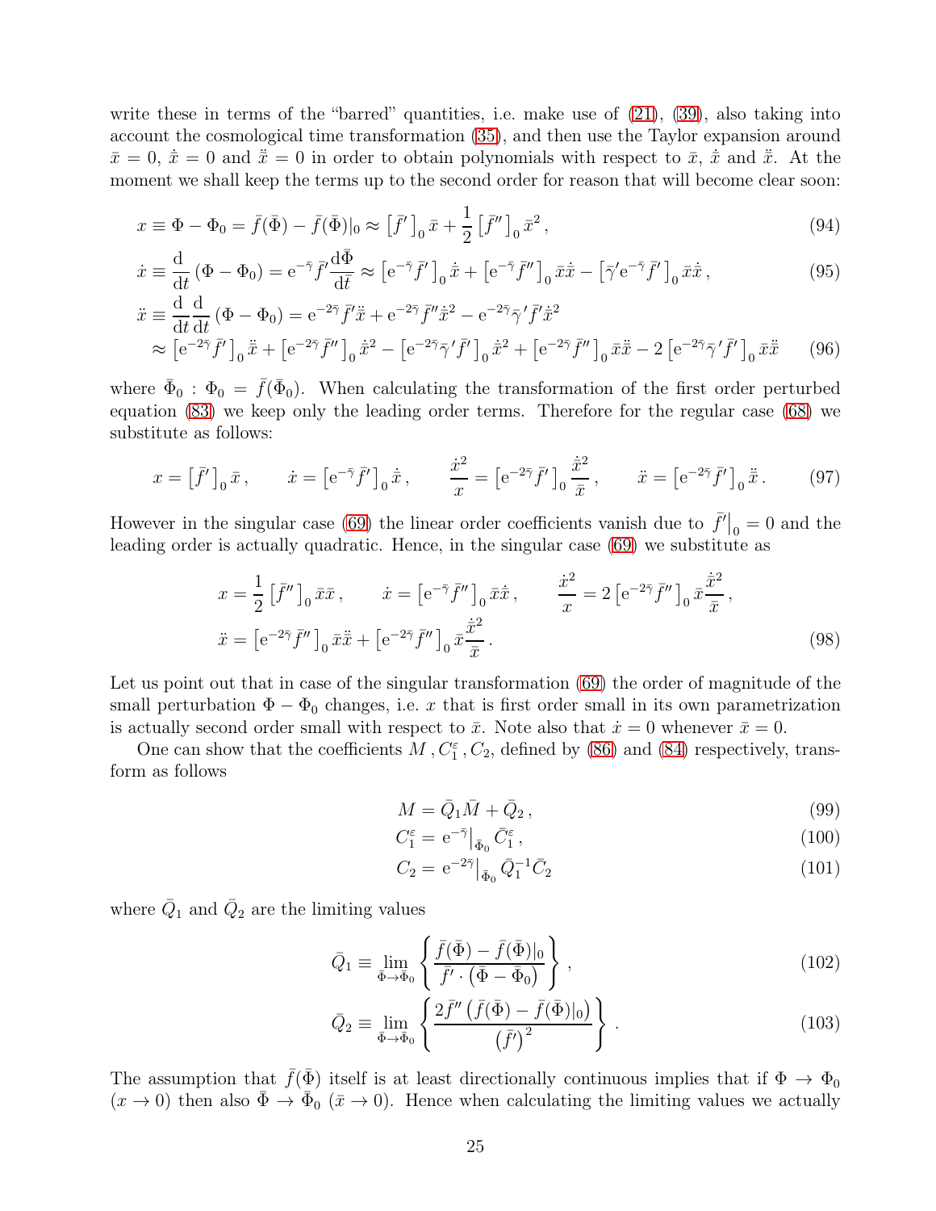write these in terms of the "barred" quantities, i.e. make use of (21), (39), also taking into account the cosmological time transformation (35), and then use the Taylor expansion around $\bar{x}=0$, $\dot{\bar{x}}=0$ and $\ddot{\bar{x}}=0$ in order to obtain polynomials with respect to $\bar{x}$, $\dot{\bar{x}}$ and $\ddot{\bar{x}}$. At the moment we shall keep the terms up to the second order for reason that will become clear soon:

$$x \equiv \Phi - \Phi_0 = \bar{f}(\bar{\Phi}) - \bar{f}(\bar{\Phi})|_0 \approx \left[\bar{f}'\right]_0 \bar{x} + \frac{1}{2}\left[\bar{f}''\right]_0 \bar{x}^2 \,, \tag{94}$$

$$\dot{x} \equiv \frac{\mathrm{d}}{\mathrm{d}t}\left(\Phi - \Phi_0\right) = \mathrm{e}^{-\bar{\gamma}}\bar{f}'\frac{\mathrm{d}\bar{\Phi}}{\mathrm{d}\bar{t}} \approx \left[\mathrm{e}^{-\bar{\gamma}}\bar{f}'\right]_0 \dot{\bar{x}} + \left[\mathrm{e}^{-\bar{\gamma}}\bar{f}''\right]_0 \bar{x}\dot{\bar{x}} - \left[\bar{\gamma}'\mathrm{e}^{-\bar{\gamma}}\bar{f}'\right]_0 \bar{x}\dot{\bar{x}} \,, \tag{95}$$

$$\begin{aligned}\ddot{x} &\equiv \frac{\mathrm{d}}{\mathrm{d}t}\frac{\mathrm{d}}{\mathrm{d}t}\left(\Phi - \Phi_0\right) = \mathrm{e}^{-2\bar{\gamma}}\bar{f}'\ddot{\bar{x}} + \mathrm{e}^{-2\bar{\gamma}}\bar{f}''\dot{\bar{x}}^2 - \mathrm{e}^{-2\bar{\gamma}}\bar{\gamma}'\bar{f}'\dot{\bar{x}}^2 \\ &\approx \left[\mathrm{e}^{-2\bar{\gamma}}\bar{f}'\right]_0 \ddot{\bar{x}} + \left[\mathrm{e}^{-2\bar{\gamma}}\bar{f}''\right]_0 \dot{\bar{x}}^2 - \left[\mathrm{e}^{-2\bar{\gamma}}\bar{\gamma}'\bar{f}'\right]_0 \dot{\bar{x}}^2 + \left[\mathrm{e}^{-2\bar{\gamma}}\bar{f}''\right]_0 \bar{x}\ddot{\bar{x}} - 2\left[\mathrm{e}^{-2\bar{\gamma}}\bar{\gamma}'\bar{f}'\right]_0 \bar{x}\ddot{\bar{x}}\end{aligned} \tag{96}$$

where $\bar{\Phi}_0 : \Phi_0 = \bar{f}(\bar{\Phi}_0)$. When calculating the transformation of the first order perturbed equation (83) we keep only the leading order terms. Therefore for the regular case (68) we substitute as follows:

$$x = \left[\bar{f}'\right]_0 \bar{x} \,, \qquad \dot{x} = \left[\mathrm{e}^{-\bar{\gamma}}\bar{f}'\right]_0 \dot{\bar{x}} \,, \qquad \frac{\dot{x}^2}{x} = \left[\mathrm{e}^{-2\bar{\gamma}}\bar{f}'\right]_0 \frac{\dot{\bar{x}}^2}{\bar{x}} \,, \qquad \ddot{x} = \left[\mathrm{e}^{-2\bar{\gamma}}\bar{f}'\right]_0 \ddot{\bar{x}} \,. \tag{97}$$

However in the singular case (69) the linear order coefficients vanish due to $\bar{f}'\big|_0 = 0$ and the leading order is actually quadratic. Hence, in the singular case (69) we substitute as

$$\begin{aligned}&x = \frac{1}{2}\left[\bar{f}''\right]_0 \bar{x}\bar{x} \,, \qquad \dot{x} = \left[\mathrm{e}^{-\bar{\gamma}}\bar{f}''\right]_0 \bar{x}\dot{\bar{x}} \,, \qquad \frac{\dot{x}^2}{x} = 2\left[\mathrm{e}^{-2\bar{\gamma}}\bar{f}''\right]_0 \bar{x}\frac{\dot{\bar{x}}^2}{\bar{x}} \,, \\ &\ddot{x} = \left[\mathrm{e}^{-2\bar{\gamma}}\bar{f}''\right]_0 \bar{x}\ddot{\bar{x}} + \left[\mathrm{e}^{-2\bar{\gamma}}\bar{f}''\right]_0 \bar{x}\frac{\dot{\bar{x}}^2}{\bar{x}} \,.\end{aligned} \tag{98}$$

Let us point out that in case of the singular transformation (69) the order of magnitude of the small perturbation $\Phi - \Phi_0$ changes, i.e. $x$ that is first order small in its own parametrization is actually second order small with respect to $\bar{x}$. Note also that $\dot{x} = 0$ whenever $\bar{x} = 0$.

One can show that the coefficients $M\,, C_1^{\varepsilon}\,, C_2$, defined by (86) and (84) respectively, transform as follows

$$M = \bar{Q}_1\bar{M} + \bar{Q}_2 \,, \tag{99}$$

$$C_1^{\varepsilon} = \mathrm{e}^{-\bar{\gamma}}\big|_{\bar{\Phi}_0}\bar{C}_1^{\varepsilon} \,, \tag{100}$$

$$C_2 = \mathrm{e}^{-2\bar{\gamma}}\big|_{\bar{\Phi}_0}\bar{Q}_1^{-1}\bar{C}_2 \tag{101}$$

where $\bar{Q}_1$ and $\bar{Q}_2$ are the limiting values

$$\bar{Q}_1 \equiv \lim_{\bar{\Phi}\to\bar{\Phi}_0}\left\{\frac{\bar{f}(\bar{\Phi}) - \bar{f}(\bar{\Phi})|_0}{\bar{f}'\cdot\left(\bar{\Phi} - \bar{\Phi}_0\right)}\right\} \,, \tag{102}$$

$$\bar{Q}_2 \equiv \lim_{\bar{\Phi}\to\bar{\Phi}_0}\left\{\frac{2\bar{f}''\left(\bar{f}(\bar{\Phi}) - \bar{f}(\bar{\Phi})|_0\right)}{\left(\bar{f}'\right)^2}\right\} \,. \tag{103}$$

The assumption that $\bar{f}(\bar{\Phi})$ itself is at least directionally continuous implies that if $\Phi \to \Phi_0$ ($x \to 0$) then also $\bar{\Phi} \to \bar{\Phi}_0$ ($\bar{x} \to 0$). Hence when calculating the limiting values we actually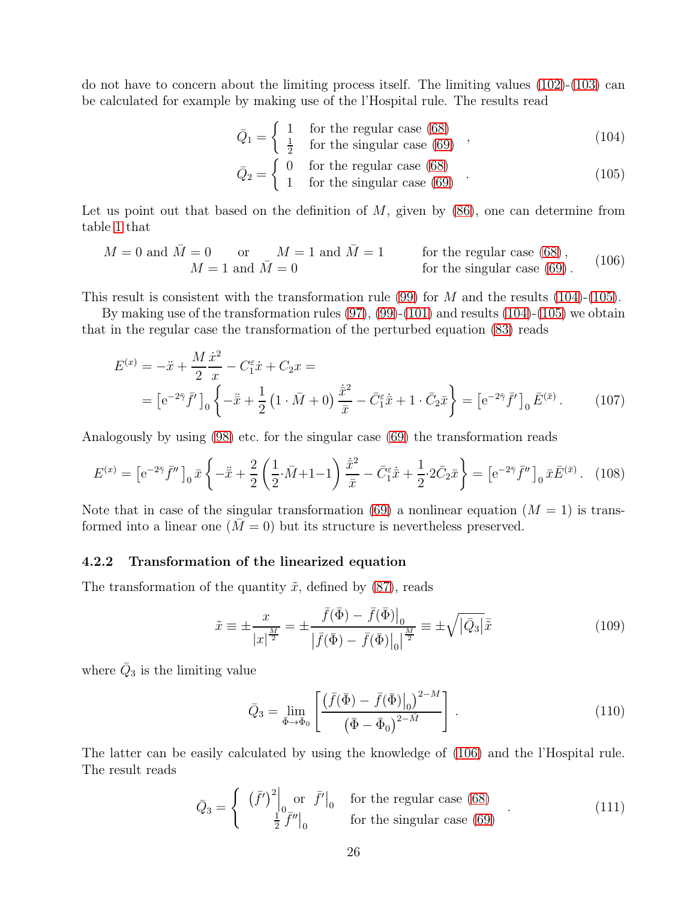do not have to concern about the limiting process itself. The limiting values (102)-(103) can be calculated for example by making use of the l'Hospital rule. The results read

$$\bar{Q}_1 = \begin{cases} 1 & \text{for the regular case (68)} \\ \frac{1}{2} & \text{for the singular case (69)} \end{cases} , \tag{104}$$

$$\bar{Q}_2 = \begin{cases} 0 & \text{for the regular case (68)} \\ 1 & \text{for the singular case (69)} \end{cases} . \tag{105}$$

Let us point out that based on the definition of $M$, given by (86), one can determine from table 1 that

$$\begin{array}{lll} M = 0 \text{ and } \bar{M} = 0 \quad \text{or} \quad M = 1 \text{ and } \bar{M} = 1 & & \text{for the regular case (68)}, \\ \qquad\quad M = 1 \text{ and } \bar{M} = 0 & & \text{for the singular case (69)}. \end{array} \tag{106}$$

This result is consistent with the transformation rule (99) for $M$ and the results (104)-(105).

By making use of the transformation rules (97), (99)-(101) and results (104)-(105) we obtain that in the regular case the transformation of the perturbed equation (83) reads

$$\begin{aligned} E^{(x)} &= -\ddot{x} + \frac{M}{2}\frac{\dot{x}^2}{x} - C_1^{\varepsilon}\dot{x} + C_2 x = \\ &= \left[\mathrm{e}^{-2\bar{\gamma}}\bar{f}'\right]_0 \left\{ -\ddot{\bar{x}} + \frac{1}{2}\left(1\cdot\bar{M} + 0\right)\frac{\dot{\bar{x}}^2}{\bar{x}} - \bar{C}_1^{\varepsilon}\dot{\bar{x}} + 1\cdot\bar{C}_2\bar{x} \right\} = \left[\mathrm{e}^{-2\bar{\gamma}}\bar{f}'\right]_0 \bar{E}^{(\bar{x})}. \end{aligned} \tag{107}$$

Analogously by using (98) etc. for the singular case (69) the transformation reads

$$E^{(x)} = \left[\mathrm{e}^{-2\bar{\gamma}}\bar{f}''\right]_0 \bar{x} \left\{ -\ddot{\bar{x}} + \frac{2}{2}\left(\frac{1}{2}\cdot\bar{M} + 1 - 1\right)\frac{\dot{\bar{x}}^2}{\bar{x}} - \bar{C}_1^{\varepsilon}\dot{\bar{x}} + \frac{1}{2}\cdot 2\bar{C}_2\bar{x} \right\} = \left[\mathrm{e}^{-2\bar{\gamma}}\bar{f}''\right]_0 \bar{x}\bar{E}^{(\bar{x})}. \tag{108}$$

Note that in case of the singular transformation (69) a nonlinear equation ($M = 1$) is transformed into a linear one ($\bar{M} = 0$) but its structure is nevertheless preserved.

### 4.2.2 Transformation of the linearized equation

The transformation of the quantity $\tilde{x}$, defined by (87), reads

$$\tilde{x} \equiv \pm\frac{x}{|x|^{\frac{M}{2}}} = \pm\frac{\bar{f}(\bar{\Phi}) - \bar{f}(\bar{\Phi})\big|_0}{\left|\bar{f}(\bar{\Phi}) - \bar{f}(\bar{\Phi})\big|_0\right|^{\frac{M}{2}}} \equiv \pm\sqrt{\left|\bar{Q}_3\right|}\,\tilde{\bar{x}} \tag{109}$$

where $\bar{Q}_3$ is the limiting value

$$\bar{Q}_3 = \lim_{\bar{\Phi}\to\bar{\Phi}_0}\left[\frac{\left(\bar{f}(\bar{\Phi}) - \bar{f}(\bar{\Phi})\big|_0\right)^{2-M}}{\left(\bar{\Phi} - \bar{\Phi}_0\right)^{2-\bar{M}}}\right]. \tag{110}$$

The latter can be easily calculated by using the knowledge of (106) and the l'Hospital rule. The result reads

$$\bar{Q}_3 = \begin{cases} \left(\bar{f}'\right)^2\Big|_0 \text{ or } \bar{f}'\big|_0 & \text{for the regular case (68)} \\ \frac{1}{2}\bar{f}''\big|_0 & \text{for the singular case (69)} \end{cases} . \tag{111}$$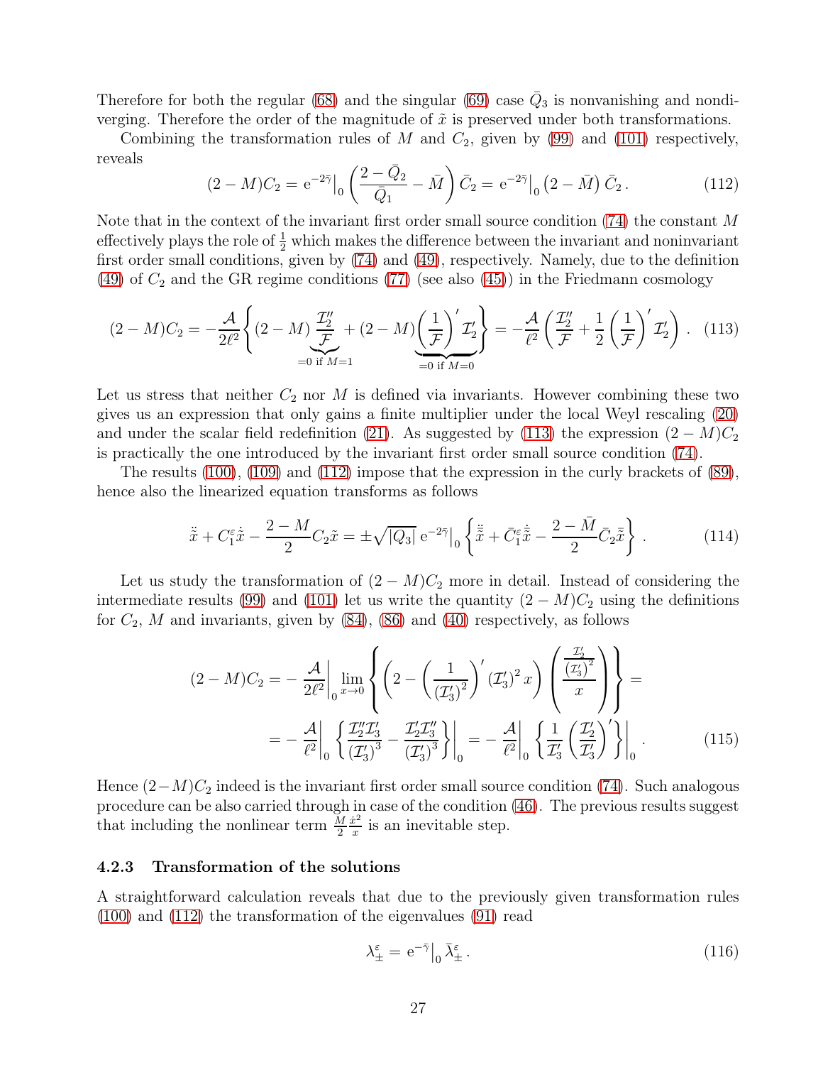Therefore for both the regular (68) and the singular (69) case $\bar{Q}_3$ is nonvanishing and nondiverging. Therefore the order of the magnitude of $\tilde{x}$ is preserved under both transformations.

Combining the transformation rules of $M$ and $C_2$, given by (99) and (101) respectively, reveals

$$(2-M)C_2 = \mathrm{e}^{-2\bar{\gamma}}\big|_0 \left(\frac{2-\bar{Q}_2}{\bar{Q}_1} - \bar{M}\right)\bar{C}_2 = \mathrm{e}^{-2\bar{\gamma}}\big|_0 \left(2-\bar{M}\right)\bar{C}_2 \,. \tag{112}$$

Note that in the context of the invariant first order small source condition (74) the constant $M$ effectively plays the role of $\frac{1}{2}$ which makes the difference between the invariant and noninvariant first order small conditions, given by (74) and (49), respectively. Namely, due to the definition (49) of $C_2$ and the GR regime conditions (77) (see also (45)) in the Friedmann cosmology

$$(2-M)C_2 = -\frac{\mathcal{A}}{2\ell^2}\left\{(2-M)\underbrace{\frac{\mathcal{I}_2''}{\mathcal{F}}}_{=0\text{ if }M=1} + (2-M)\underbrace{\left(\frac{1}{\mathcal{F}}\right)'\mathcal{I}_2'}_{=0\text{ if }M=0}\right\} = -\frac{\mathcal{A}}{\ell^2}\left(\frac{\mathcal{I}_2''}{\mathcal{F}} + \frac{1}{2}\left(\frac{1}{\mathcal{F}}\right)'\mathcal{I}_2'\right) \,. \tag{113}$$

Let us stress that neither $C_2$ nor $M$ is defined via invariants. However combining these two gives us an expression that only gains a finite multiplier under the local Weyl rescaling (20) and under the scalar field redefinition (21). As suggested by (113) the expression $(2-M)C_2$ is practically the one introduced by the invariant first order small source condition (74).

The results (100), (109) and (112) impose that the expression in the curly brackets of (89), hence also the linearized equation transforms as follows

$$\ddot{\tilde{x}} + C_1^{\varepsilon}\dot{\tilde{x}} - \frac{2-M}{2}C_2\tilde{x} = \pm\sqrt{|Q_3|}\,\mathrm{e}^{-2\bar{\gamma}}\big|_0 \left\{\ddot{\bar{\tilde{x}}} + \bar{C}_1^{\varepsilon}\dot{\bar{\tilde{x}}} - \frac{2-\bar{M}}{2}\bar{C}_2\bar{\tilde{x}}\right\} \,. \tag{114}$$

Let us study the transformation of $(2-M)C_2$ more in detail. Instead of considering the intermediate results (99) and (101) let us write the quantity $(2-M)C_2$ using the definitions for $C_2$, $M$ and invariants, given by (84), (86) and (40) respectively, as follows

$$\begin{aligned}(2-M)C_2 &= -\frac{\mathcal{A}}{2\ell^2}\bigg|_0 \lim_{x\to 0}\left\{\left(2-\left(\frac{1}{(\mathcal{I}_3')^2}\right)'(\mathcal{I}_3')^2\,x\right)\left(\frac{\frac{\mathcal{I}_2'}{(\mathcal{I}_3')^2}}{x}\right)\right\} = \\ &= -\frac{\mathcal{A}}{\ell^2}\bigg|_0\left\{\frac{\mathcal{I}_2''\mathcal{I}_3'}{(\mathcal{I}_3')^3} - \frac{\mathcal{I}_2'\mathcal{I}_3''}{(\mathcal{I}_3')^3}\right\}\bigg|_0 = -\frac{\mathcal{A}}{\ell^2}\bigg|_0\left\{\frac{1}{\mathcal{I}_3'}\left(\frac{\mathcal{I}_2'}{\mathcal{I}_3'}\right)'\right\}\bigg|_0 \,. \end{aligned} \tag{115}$$

Hence $(2-M)C_2$ indeed is the invariant first order small source condition (74). Such analogous procedure can be also carried through in case of the condition (46). The previous results suggest that including the nonlinear term $\frac{M}{2}\frac{\dot{x}^2}{x}$ is an inevitable step.

### 4.2.3 Transformation of the solutions

A straightforward calculation reveals that due to the previously given transformation rules (100) and (112) the transformation of the eigenvalues (91) read

$$\lambda_{\pm}^{\varepsilon} = \mathrm{e}^{-\bar{\gamma}}\big|_0\,\bar{\lambda}_{\pm}^{\varepsilon} \,. \tag{116}$$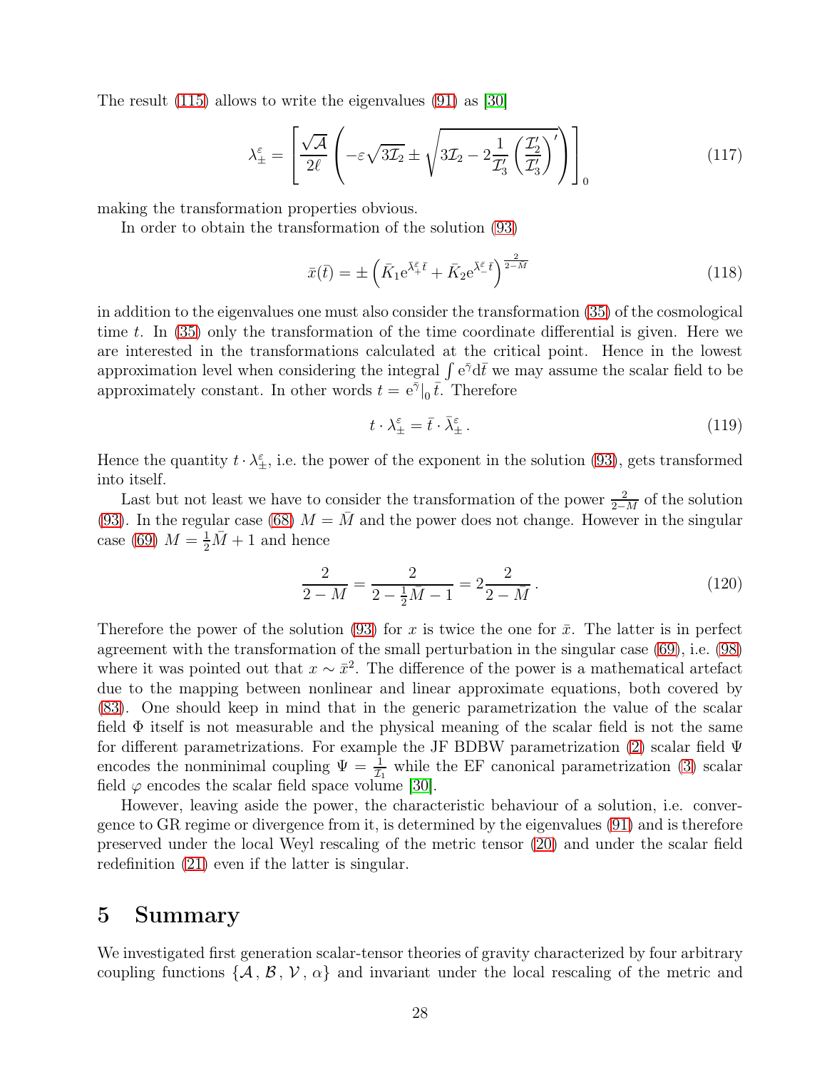The result (115) allows to write the eigenvalues (91) as [30]

$$
\lambda^{\varepsilon}_{\pm} = \left[ \frac{\sqrt{\mathcal{A}}}{2\ell} \left( -\varepsilon\sqrt{3\mathcal{I}_2} \pm \sqrt{3\mathcal{I}_2 - 2\frac{1}{\mathcal{I}_3'}\left(\frac{\mathcal{I}_2'}{\mathcal{I}_3'}\right)'} \right) \right]_0 \tag{117}
$$

making the transformation properties obvious.

In order to obtain the transformation of the solution (93)

$$
\bar{x}(\bar{t}) = \pm \left( \bar{K}_1 \mathrm{e}^{\bar{\lambda}^{\varepsilon}_{+}\bar{t}} + \bar{K}_2 \mathrm{e}^{\bar{\lambda}^{\varepsilon}_{-}\bar{t}} \right)^{\frac{2}{2-\bar{M}}} \tag{118}
$$

in addition to the eigenvalues one must also consider the transformation (35) of the cosmological time $t$. In (35) only the transformation of the time coordinate differential is given. Here we are interested in the transformations calculated at the critical point. Hence in the lowest approximation level when considering the integral $\int \mathrm{e}^{\bar{\gamma}}\mathrm{d}\bar{t}$ we may assume the scalar field to be approximately constant. In other words $t = \mathrm{e}^{\bar{\gamma}}|_0\, \bar{t}$. Therefore

$$
t \cdot \lambda^{\varepsilon}_{\pm} = \bar{t} \cdot \bar{\lambda}^{\varepsilon}_{\pm} \,. \tag{119}
$$

Hence the quantity $t \cdot \lambda^{\varepsilon}_{\pm}$, i.e. the power of the exponent in the solution (93), gets transformed into itself.

Last but not least we have to consider the transformation of the power $\frac{2}{2-M}$ of the solution (93). In the regular case (68) $M = \bar{M}$ and the power does not change. However in the singular case (69) $M = \frac{1}{2}\bar{M} + 1$ and hence

$$
\frac{2}{2-M} = \frac{2}{2 - \frac{1}{2}\bar{M} - 1} = 2\frac{2}{2-\bar{M}} \,. \tag{120}
$$

Therefore the power of the solution (93) for $x$ is twice the one for $\bar{x}$. The latter is in perfect agreement with the transformation of the small perturbation in the singular case (69), i.e. (98) where it was pointed out that $x \sim \bar{x}^2$. The difference of the power is a mathematical artefact due to the mapping between nonlinear and linear approximate equations, both covered by (83). One should keep in mind that in the generic parametrization the value of the scalar field $\Phi$ itself is not measurable and the physical meaning of the scalar field is not the same for different parametrizations. For example the JF BDBW parametrization (2) scalar field $\Psi$ encodes the nonminimal coupling $\Psi = \frac{1}{\mathcal{I}_1}$ while the EF canonical parametrization (3) scalar field $\varphi$ encodes the scalar field space volume [30].

However, leaving aside the power, the characteristic behaviour of a solution, i.e. convergence to GR regime or divergence from it, is determined by the eigenvalues (91) and is therefore preserved under the local Weyl rescaling of the metric tensor (20) and under the scalar field redefinition (21) even if the latter is singular.

# 5 Summary

We investigated first generation scalar-tensor theories of gravity characterized by four arbitrary coupling functions $\{\mathcal{A}\,,\, \mathcal{B}\,,\, \mathcal{V}\,,\, \alpha\}$ and invariant under the local rescaling of the metric and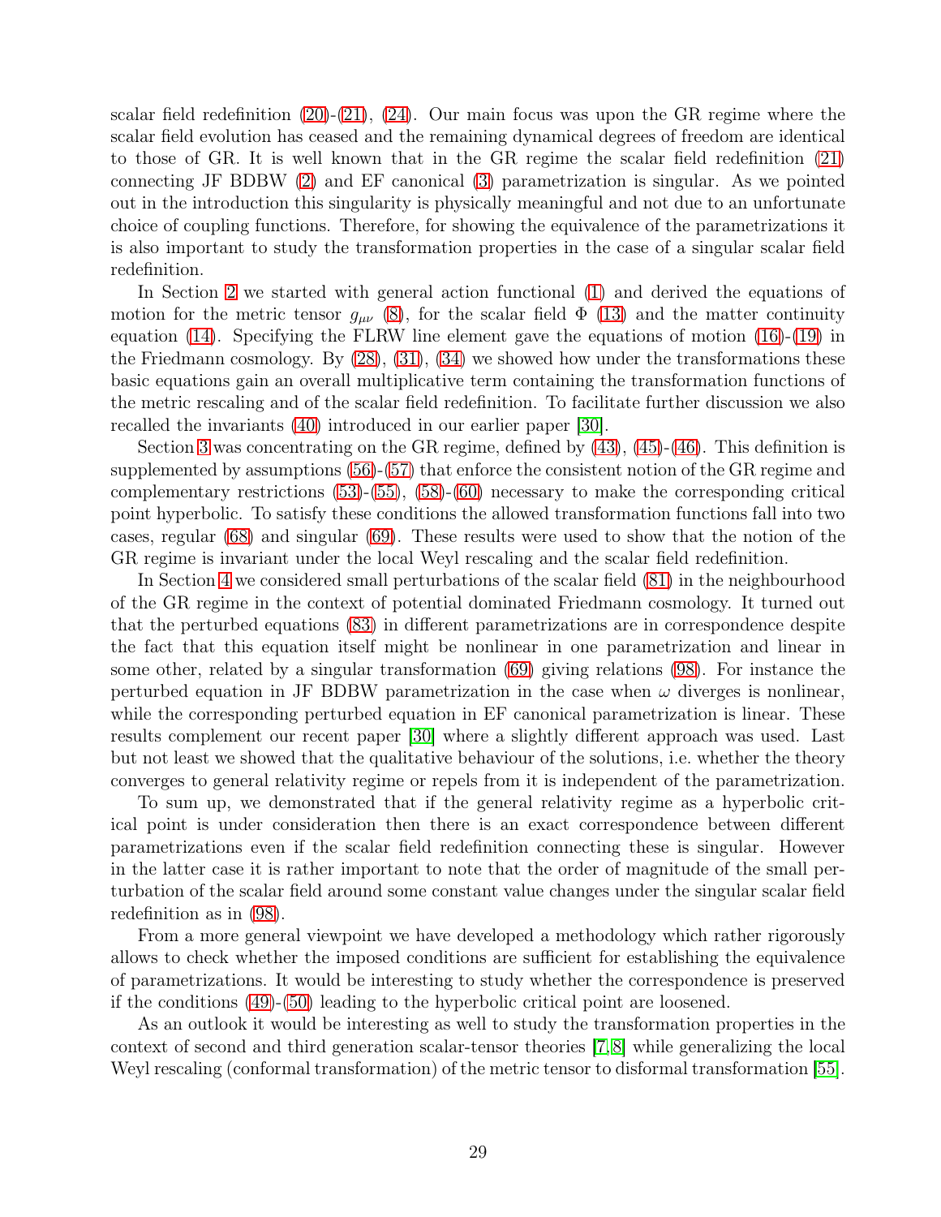scalar field redefinition (20)-(21), (24). Our main focus was upon the GR regime where the scalar field evolution has ceased and the remaining dynamical degrees of freedom are identical to those of GR. It is well known that in the GR regime the scalar field redefinition (21) connecting JF BDBW (2) and EF canonical (3) parametrization is singular. As we pointed out in the introduction this singularity is physically meaningful and not due to an unfortunate choice of coupling functions. Therefore, for showing the equivalence of the parametrizations it is also important to study the transformation properties in the case of a singular scalar field redefinition.

In Section 2 we started with general action functional (1) and derived the equations of motion for the metric tensor $g_{\mu\nu}$ (8), for the scalar field $\Phi$ (13) and the matter continuity equation (14). Specifying the FLRW line element gave the equations of motion (16)-(19) in the Friedmann cosmology. By (28), (31), (34) we showed how under the transformations these basic equations gain an overall multiplicative term containing the transformation functions of the metric rescaling and of the scalar field redefinition. To facilitate further discussion we also recalled the invariants (40) introduced in our earlier paper [30].

Section 3 was concentrating on the GR regime, defined by (43), (45)-(46). This definition is supplemented by assumptions (56)-(57) that enforce the consistent notion of the GR regime and complementary restrictions (53)-(55), (58)-(60) necessary to make the corresponding critical point hyperbolic. To satisfy these conditions the allowed transformation functions fall into two cases, regular (68) and singular (69). These results were used to show that the notion of the GR regime is invariant under the local Weyl rescaling and the scalar field redefinition.

In Section 4 we considered small perturbations of the scalar field (81) in the neighbourhood of the GR regime in the context of potential dominated Friedmann cosmology. It turned out that the perturbed equations (83) in different parametrizations are in correspondence despite the fact that this equation itself might be nonlinear in one parametrization and linear in some other, related by a singular transformation (69) giving relations (98). For instance the perturbed equation in JF BDBW parametrization in the case when $\omega$ diverges is nonlinear, while the corresponding perturbed equation in EF canonical parametrization is linear. These results complement our recent paper [30] where a slightly different approach was used. Last but not least we showed that the qualitative behaviour of the solutions, i.e. whether the theory converges to general relativity regime or repels from it is independent of the parametrization.

To sum up, we demonstrated that if the general relativity regime as a hyperbolic critical point is under consideration then there is an exact correspondence between different parametrizations even if the scalar field redefinition connecting these is singular. However in the latter case it is rather important to note that the order of magnitude of the small perturbation of the scalar field around some constant value changes under the singular scalar field redefinition as in (98).

From a more general viewpoint we have developed a methodology which rather rigorously allows to check whether the imposed conditions are sufficient for establishing the equivalence of parametrizations. It would be interesting to study whether the correspondence is preserved if the conditions (49)-(50) leading to the hyperbolic critical point are loosened.

As an outlook it would be interesting as well to study the transformation properties in the context of second and third generation scalar-tensor theories [7,8] while generalizing the local Weyl rescaling (conformal transformation) of the metric tensor to disformal transformation [55].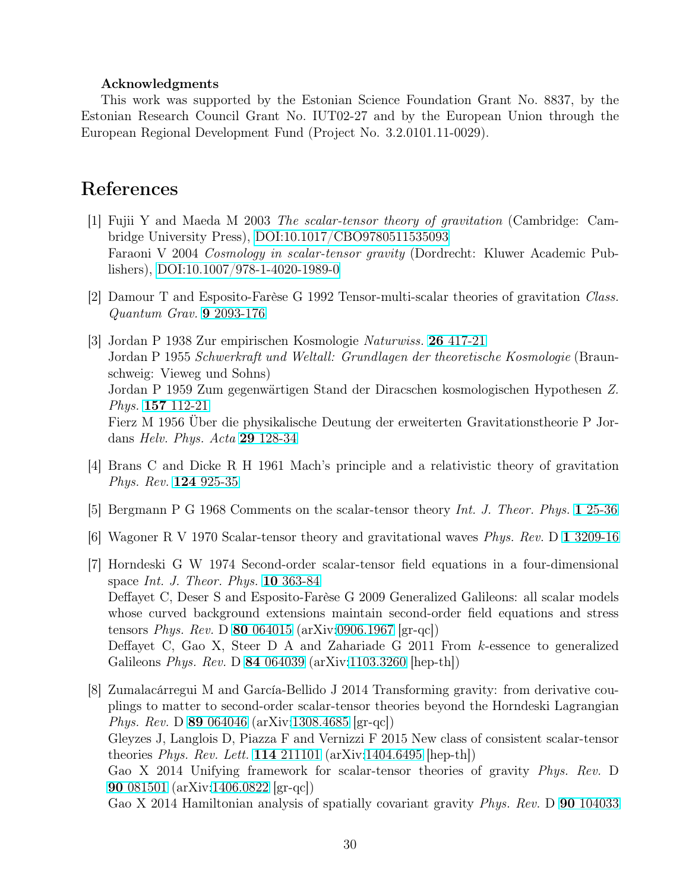**Acknowledgments**

This work was supported by the Estonian Science Foundation Grant No. 8837, by the Estonian Research Council Grant No. IUT02-27 and by the European Union through the European Regional Development Fund (Project No. 3.2.0101.11-0029).

# References

[1] Fujii Y and Maeda M 2003 *The scalar-tensor theory of gravitation* (Cambridge: Cambridge University Press), DOI:10.1017/CBO9780511535093
Faraoni V 2004 *Cosmology in scalar-tensor gravity* (Dordrecht: Kluwer Academic Publishers), DOI:10.1007/978-1-4020-1989-0

[2] Damour T and Esposito-Farèse G 1992 Tensor-multi-scalar theories of gravitation *Class. Quantum Grav.* **9** 2093-176

[3] Jordan P 1938 Zur empirischen Kosmologie *Naturwiss.* **26** 417-21
Jordan P 1955 *Schwerkraft und Weltall: Grundlagen der theoretische Kosmologie* (Braunschweig: Vieweg und Sohns)
Jordan P 1959 Zum gegenwärtigen Stand der Diracschen kosmologischen Hypothesen *Z. Phys.* **157** 112-21
Fierz M 1956 Über die physikalische Deutung der erweiterten Gravitationstheorie P Jordans *Helv. Phys. Acta* **29** 128-34

[4] Brans C and Dicke R H 1961 Mach's principle and a relativistic theory of gravitation *Phys. Rev.* **124** 925-35

[5] Bergmann P G 1968 Comments on the scalar-tensor theory *Int. J. Theor. Phys.* **1** 25-36

[6] Wagoner R V 1970 Scalar-tensor theory and gravitational waves *Phys. Rev.* D **1** 3209-16

[7] Horndeski G W 1974 Second-order scalar-tensor field equations in a four-dimensional space *Int. J. Theor. Phys.* **10** 363-84
Deffayet C, Deser S and Esposito-Farèse G 2009 Generalized Galileons: all scalar models whose curved background extensions maintain second-order field equations and stress tensors *Phys. Rev.* D **80** 064015 (arXiv:0906.1967 [gr-qc])
Deffayet C, Gao X, Steer D A and Zahariade G 2011 From *k*-essence to generalized Galileons *Phys. Rev.* D **84** 064039 (arXiv:1103.3260 [hep-th])

[8] Zumalacárregui M and García-Bellido J 2014 Transforming gravity: from derivative couplings to matter to second-order scalar-tensor theories beyond the Horndeski Lagrangian *Phys. Rev.* D **89** 064046 (arXiv:1308.4685 [gr-qc])
Gleyzes J, Langlois D, Piazza F and Vernizzi F 2015 New class of consistent scalar-tensor theories *Phys. Rev. Lett.* **114** 211101 (arXiv:1404.6495 [hep-th])
Gao X 2014 Unifying framework for scalar-tensor theories of gravity *Phys. Rev.* D **90** 081501 (arXiv:1406.0822 [gr-qc])
Gao X 2014 Hamiltonian analysis of spatially covariant gravity *Phys. Rev.* D **90** 104033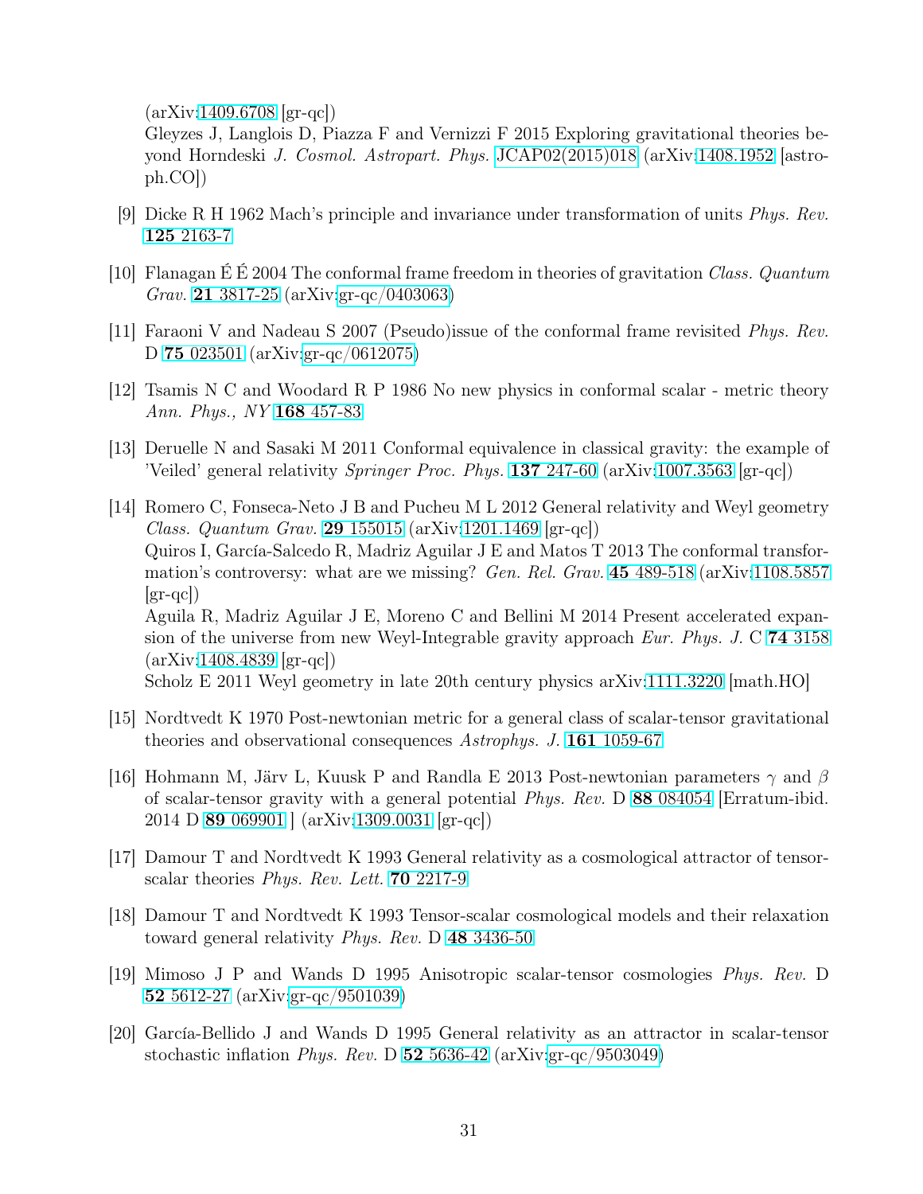(arXiv:1409.6708 [gr-qc])
Gleyzes J, Langlois D, Piazza F and Vernizzi F 2015 Exploring gravitational theories beyond Horndeski *J. Cosmol. Astropart. Phys.* JCAP02(2015)018 (arXiv:1408.1952 [astro-ph.CO])

[9] Dicke R H 1962 Mach's principle and invariance under transformation of units *Phys. Rev.* **125** 2163-7

[10] Flanagan É É 2004 The conformal frame freedom in theories of gravitation *Class. Quantum Grav.* **21** 3817-25 (arXiv:gr-qc/0403063)

[11] Faraoni V and Nadeau S 2007 (Pseudo)issue of the conformal frame revisited *Phys. Rev.* D **75** 023501 (arXiv:gr-qc/0612075)

[12] Tsamis N C and Woodard R P 1986 No new physics in conformal scalar - metric theory *Ann. Phys., NY* **168** 457-83

[13] Deruelle N and Sasaki M 2011 Conformal equivalence in classical gravity: the example of 'Veiled' general relativity *Springer Proc. Phys.* **137** 247-60 (arXiv:1007.3563 [gr-qc])

[14] Romero C, Fonseca-Neto J B and Pucheu M L 2012 General relativity and Weyl geometry *Class. Quantum Grav.* **29** 155015 (arXiv:1201.1469 [gr-qc])
Quiros I, García-Salcedo R, Madriz Aguilar J E and Matos T 2013 The conformal transformation's controversy: what are we missing? *Gen. Rel. Grav.* **45** 489-518 (arXiv:1108.5857 [gr-qc])
Aguila R, Madriz Aguilar J E, Moreno C and Bellini M 2014 Present accelerated expansion of the universe from new Weyl-Integrable gravity approach *Eur. Phys. J.* C **74** 3158 (arXiv:1408.4839 [gr-qc])
Scholz E 2011 Weyl geometry in late 20th century physics arXiv:1111.3220 [math.HO]

[15] Nordtvedt K 1970 Post-newtonian metric for a general class of scalar-tensor gravitational theories and observational consequences *Astrophys. J.* **161** 1059-67

[16] Hohmann M, Järv L, Kuusk P and Randla E 2013 Post-newtonian parameters $\gamma$ and $\beta$ of scalar-tensor gravity with a general potential *Phys. Rev.* D **88** 084054 [Erratum-ibid. 2014 D **89** 069901 ] (arXiv:1309.0031 [gr-qc])

[17] Damour T and Nordtvedt K 1993 General relativity as a cosmological attractor of tensor-scalar theories *Phys. Rev. Lett.* **70** 2217-9

[18] Damour T and Nordtvedt K 1993 Tensor-scalar cosmological models and their relaxation toward general relativity *Phys. Rev.* D **48** 3436-50

[19] Mimoso J P and Wands D 1995 Anisotropic scalar-tensor cosmologies *Phys. Rev.* D **52** 5612-27 (arXiv:gr-qc/9501039)

[20] García-Bellido J and Wands D 1995 General relativity as an attractor in scalar-tensor stochastic inflation *Phys. Rev.* D **52** 5636-42 (arXiv:gr-qc/9503049)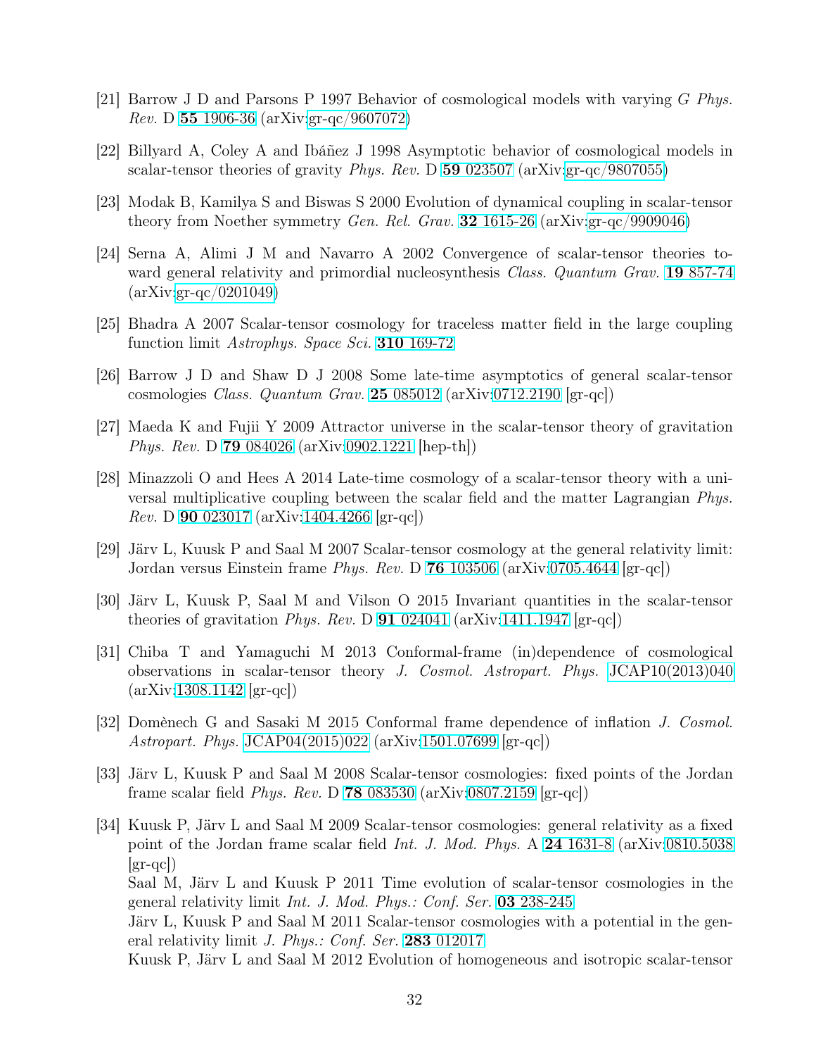[21] Barrow J D and Parsons P 1997 Behavior of cosmological models with varying $G$ *Phys. Rev.* D **55** 1906-36 (arXiv:gr-qc/9607072)

[22] Billyard A, Coley A and Ibáñez J 1998 Asymptotic behavior of cosmological models in scalar-tensor theories of gravity *Phys. Rev.* D **59** 023507 (arXiv:gr-qc/9807055)

[23] Modak B, Kamilya S and Biswas S 2000 Evolution of dynamical coupling in scalar-tensor theory from Noether symmetry *Gen. Rel. Grav.* **32** 1615-26 (arXiv:gr-qc/9909046)

[24] Serna A, Alimi J M and Navarro A 2002 Convergence of scalar-tensor theories toward general relativity and primordial nucleosynthesis *Class. Quantum Grav.* **19** 857-74 (arXiv:gr-qc/0201049)

[25] Bhadra A 2007 Scalar-tensor cosmology for traceless matter field in the large coupling function limit *Astrophys. Space Sci.* **310** 169-72

[26] Barrow J D and Shaw D J 2008 Some late-time asymptotics of general scalar-tensor cosmologies *Class. Quantum Grav.* **25** 085012 (arXiv:0712.2190 [gr-qc])

[27] Maeda K and Fujii Y 2009 Attractor universe in the scalar-tensor theory of gravitation *Phys. Rev.* D **79** 084026 (arXiv:0902.1221 [hep-th])

[28] Minazzoli O and Hees A 2014 Late-time cosmology of a scalar-tensor theory with a universal multiplicative coupling between the scalar field and the matter Lagrangian *Phys. Rev.* D **90** 023017 (arXiv:1404.4266 [gr-qc])

[29] Järv L, Kuusk P and Saal M 2007 Scalar-tensor cosmology at the general relativity limit: Jordan versus Einstein frame *Phys. Rev.* D **76** 103506 (arXiv:0705.4644 [gr-qc])

[30] Järv L, Kuusk P, Saal M and Vilson O 2015 Invariant quantities in the scalar-tensor theories of gravitation *Phys. Rev.* D **91** 024041 (arXiv:1411.1947 [gr-qc])

[31] Chiba T and Yamaguchi M 2013 Conformal-frame (in)dependence of cosmological observations in scalar-tensor theory *J. Cosmol. Astropart. Phys.* JCAP10(2013)040 (arXiv:1308.1142 [gr-qc])

[32] Domènech G and Sasaki M 2015 Conformal frame dependence of inflation *J. Cosmol. Astropart. Phys.* JCAP04(2015)022 (arXiv:1501.07699 [gr-qc])

[33] Järv L, Kuusk P and Saal M 2008 Scalar-tensor cosmologies: fixed points of the Jordan frame scalar field *Phys. Rev.* D **78** 083530 (arXiv:0807.2159 [gr-qc])

[34] Kuusk P, Järv L and Saal M 2009 Scalar-tensor cosmologies: general relativity as a fixed point of the Jordan frame scalar field *Int. J. Mod. Phys.* A **24** 1631-8 (arXiv:0810.5038 [gr-qc])
Saal M, Järv L and Kuusk P 2011 Time evolution of scalar-tensor cosmologies in the general relativity limit *Int. J. Mod. Phys.: Conf. Ser.* **03** 238-245
Järv L, Kuusk P and Saal M 2011 Scalar-tensor cosmologies with a potential in the general relativity limit *J. Phys.: Conf. Ser.* **283** 012017
Kuusk P, Järv L and Saal M 2012 Evolution of homogeneous and isotropic scalar-tensor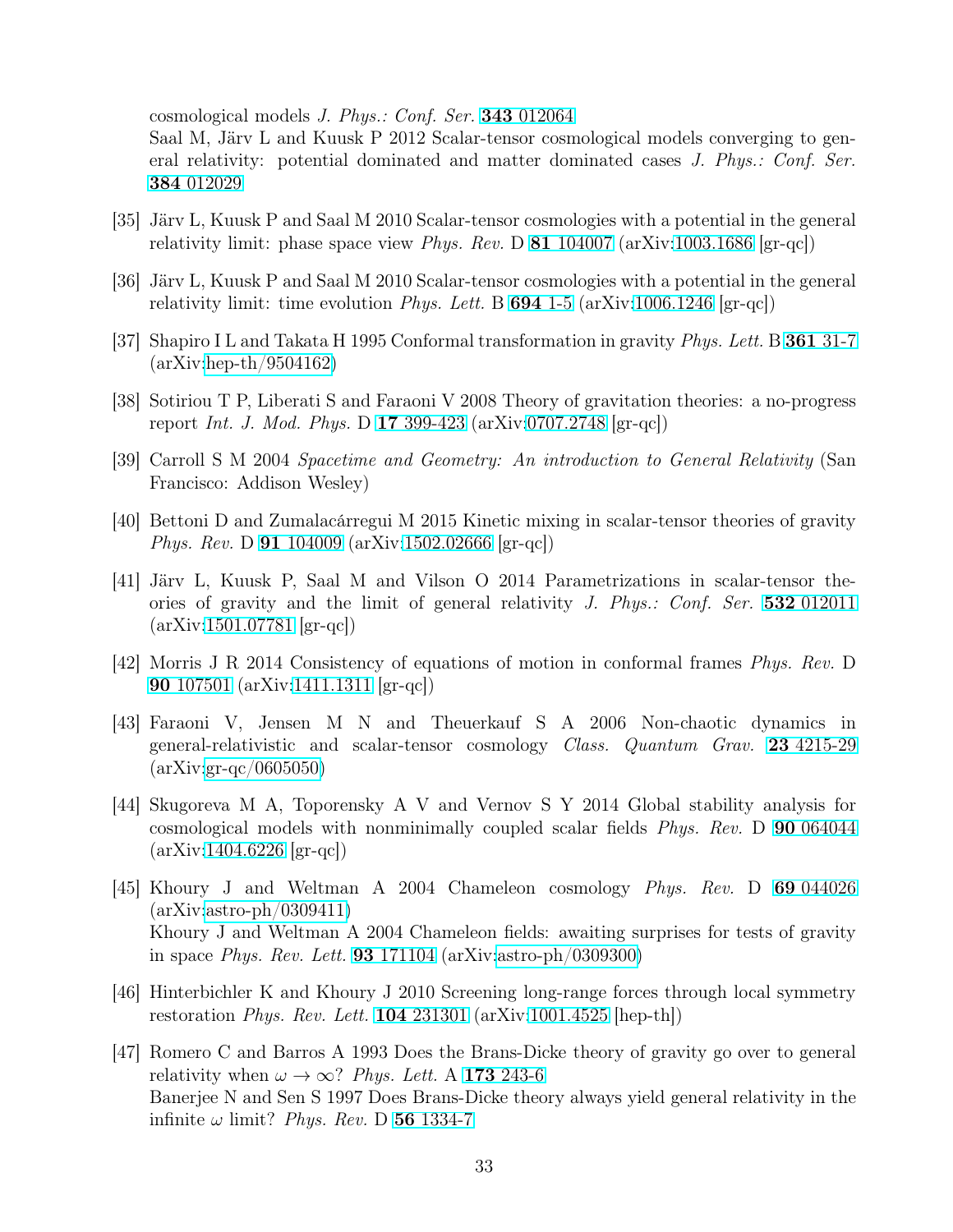cosmological models *J. Phys.: Conf. Ser.* **343** 012064
Saal M, Järv L and Kuusk P 2012 Scalar-tensor cosmological models converging to general relativity: potential dominated and matter dominated cases *J. Phys.: Conf. Ser.* **384** 012029

[35] Järv L, Kuusk P and Saal M 2010 Scalar-tensor cosmologies with a potential in the general relativity limit: phase space view *Phys. Rev.* D **81** 104007 (arXiv:1003.1686 [gr-qc])

[36] Järv L, Kuusk P and Saal M 2010 Scalar-tensor cosmologies with a potential in the general relativity limit: time evolution *Phys. Lett.* B **694** 1-5 (arXiv:1006.1246 [gr-qc])

[37] Shapiro I L and Takata H 1995 Conformal transformation in gravity *Phys. Lett.* B **361** 31-7 (arXiv:hep-th/9504162)

[38] Sotiriou T P, Liberati S and Faraoni V 2008 Theory of gravitation theories: a no-progress report *Int. J. Mod. Phys.* D **17** 399-423 (arXiv:0707.2748 [gr-qc])

[39] Carroll S M 2004 *Spacetime and Geometry: An introduction to General Relativity* (San Francisco: Addison Wesley)

[40] Bettoni D and Zumalacárregui M 2015 Kinetic mixing in scalar-tensor theories of gravity *Phys. Rev.* D **91** 104009 (arXiv:1502.02666 [gr-qc])

[41] Järv L, Kuusk P, Saal M and Vilson O 2014 Parametrizations in scalar-tensor theories of gravity and the limit of general relativity *J. Phys.: Conf. Ser.* **532** 012011 (arXiv:1501.07781 [gr-qc])

[42] Morris J R 2014 Consistency of equations of motion in conformal frames *Phys. Rev.* D **90** 107501 (arXiv:1411.1311 [gr-qc])

[43] Faraoni V, Jensen M N and Theuerkauf S A 2006 Non-chaotic dynamics in general-relativistic and scalar-tensor cosmology *Class. Quantum Grav.* **23** 4215-29 (arXiv:gr-qc/0605050)

[44] Skugoreva M A, Toporensky A V and Vernov S Y 2014 Global stability analysis for cosmological models with nonminimally coupled scalar fields *Phys. Rev.* D **90** 064044 (arXiv:1404.6226 [gr-qc])

[45] Khoury J and Weltman A 2004 Chameleon cosmology *Phys. Rev.* D **69** 044026 (arXiv:astro-ph/0309411)
Khoury J and Weltman A 2004 Chameleon fields: awaiting surprises for tests of gravity in space *Phys. Rev. Lett.* **93** 171104 (arXiv:astro-ph/0309300)

[46] Hinterbichler K and Khoury J 2010 Screening long-range forces through local symmetry restoration *Phys. Rev. Lett.* **104** 231301 (arXiv:1001.4525 [hep-th])

[47] Romero C and Barros A 1993 Does the Brans-Dicke theory of gravity go over to general relativity when $\omega \to \infty$? *Phys. Lett.* A **173** 243-6
Banerjee N and Sen S 1997 Does Brans-Dicke theory always yield general relativity in the infinite $\omega$ limit? *Phys. Rev.* D **56** 1334-7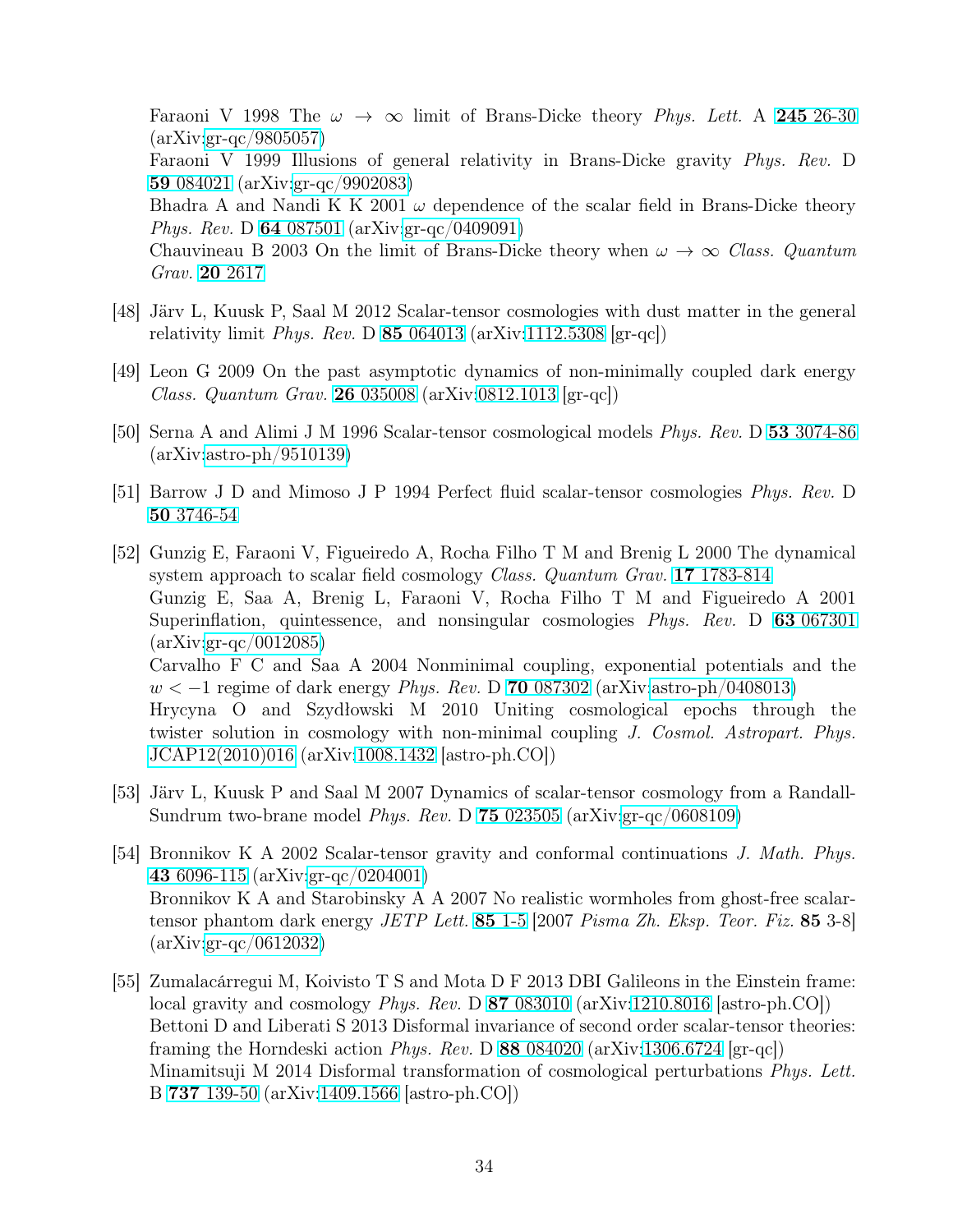Faraoni V 1998 The $\omega \to \infty$ limit of Brans-Dicke theory *Phys. Lett.* A **245** 26-30 (arXiv:gr-qc/9805057)
Faraoni V 1999 Illusions of general relativity in Brans-Dicke gravity *Phys. Rev.* D **59** 084021 (arXiv:gr-qc/9902083)
Bhadra A and Nandi K K 2001 $\omega$ dependence of the scalar field in Brans-Dicke theory *Phys. Rev.* D **64** 087501 (arXiv:gr-qc/0409091)
Chauvineau B 2003 On the limit of Brans-Dicke theory when $\omega \to \infty$ *Class. Quantum Grav.* **20** 2617

[48] Järv L, Kuusk P, Saal M 2012 Scalar-tensor cosmologies with dust matter in the general relativity limit *Phys. Rev.* D **85** 064013 (arXiv:1112.5308 [gr-qc])

[49] Leon G 2009 On the past asymptotic dynamics of non-minimally coupled dark energy *Class. Quantum Grav.* **26** 035008 (arXiv:0812.1013 [gr-qc])

[50] Serna A and Alimi J M 1996 Scalar-tensor cosmological models *Phys. Rev.* D **53** 3074-86 (arXiv:astro-ph/9510139)

[51] Barrow J D and Mimoso J P 1994 Perfect fluid scalar-tensor cosmologies *Phys. Rev.* D **50** 3746-54

[52] Gunzig E, Faraoni V, Figueiredo A, Rocha Filho T M and Brenig L 2000 The dynamical system approach to scalar field cosmology *Class. Quantum Grav.* **17** 1783-814
Gunzig E, Saa A, Brenig L, Faraoni V, Rocha Filho T M and Figueiredo A 2001 Superinflation, quintessence, and nonsingular cosmologies *Phys. Rev.* D **63** 067301 (arXiv:gr-qc/0012085)
Carvalho F C and Saa A 2004 Nonminimal coupling, exponential potentials and the $w < -1$ regime of dark energy *Phys. Rev.* D **70** 087302 (arXiv:astro-ph/0408013)
Hrycyna O and Szydłowski M 2010 Uniting cosmological epochs through the twister solution in cosmology with non-minimal coupling *J. Cosmol. Astropart. Phys.* JCAP12(2010)016 (arXiv:1008.1432 [astro-ph.CO])

[53] Järv L, Kuusk P and Saal M 2007 Dynamics of scalar-tensor cosmology from a Randall-Sundrum two-brane model *Phys. Rev.* D **75** 023505 (arXiv:gr-qc/0608109)

[54] Bronnikov K A 2002 Scalar-tensor gravity and conformal continuations *J. Math. Phys.* **43** 6096-115 (arXiv:gr-qc/0204001)
Bronnikov K A and Starobinsky A A 2007 No realistic wormholes from ghost-free scalar-tensor phantom dark energy *JETP Lett.* **85** 1-5 [2007 *Pisma Zh. Eksp. Teor. Fiz.* **85** 3-8] (arXiv:gr-qc/0612032)

[55] Zumalacárregui M, Koivisto T S and Mota D F 2013 DBI Galileons in the Einstein frame: local gravity and cosmology *Phys. Rev.* D **87** 083010 (arXiv:1210.8016 [astro-ph.CO])
Bettoni D and Liberati S 2013 Disformal invariance of second order scalar-tensor theories: framing the Horndeski action *Phys. Rev.* D **88** 084020 (arXiv:1306.6724 [gr-qc])
Minamitsuji M 2014 Disformal transformation of cosmological perturbations *Phys. Lett.* B **737** 139-50 (arXiv:1409.1566 [astro-ph.CO])